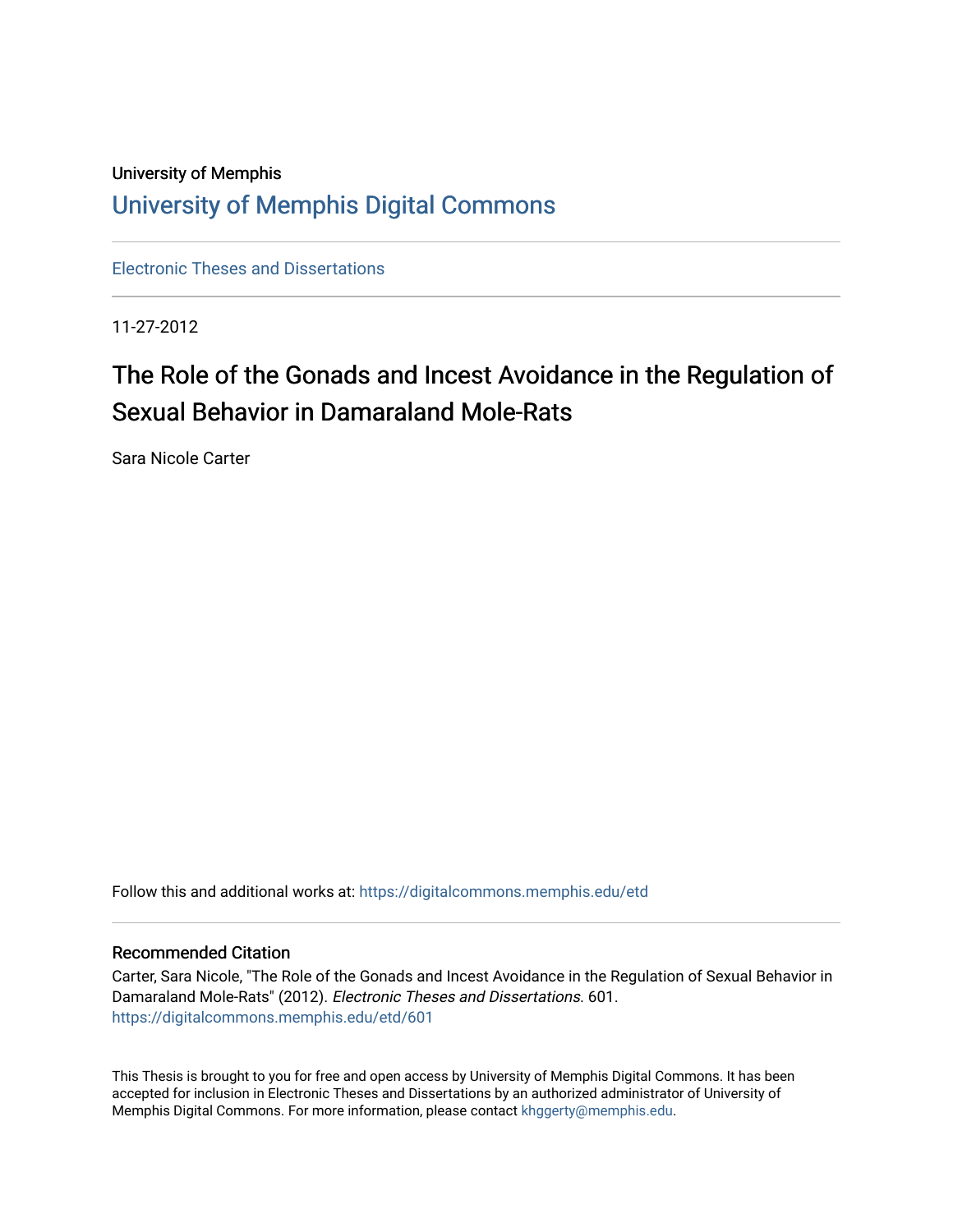University of Memphis

# University of Memphis Digital Commons

Electronic Theses and Dissertations

11-27-2012

## The Role of the Gonads and Incest Avoidance in the Regulation of Sexual Behavior in Damaraland Mole-Rats

Sara Nicole Carter

Follow this and additional works at: https://digitalcommons.memphis.edu/etd

### Recommended Citation

Carter, Sara Nicole, "The Role of the Gonads and Incest Avoidance in the Regulation of Sexual Behavior in Damaraland Mole-Rats" (2012). *Electronic Theses and Dissertations*. 601.
https://digitalcommons.memphis.edu/etd/601

This Thesis is brought to you for free and open access by University of Memphis Digital Commons. It has been accepted for inclusion in Electronic Theses and Dissertations by an authorized administrator of University of Memphis Digital Commons. For more information, please contact khggerty@memphis.edu.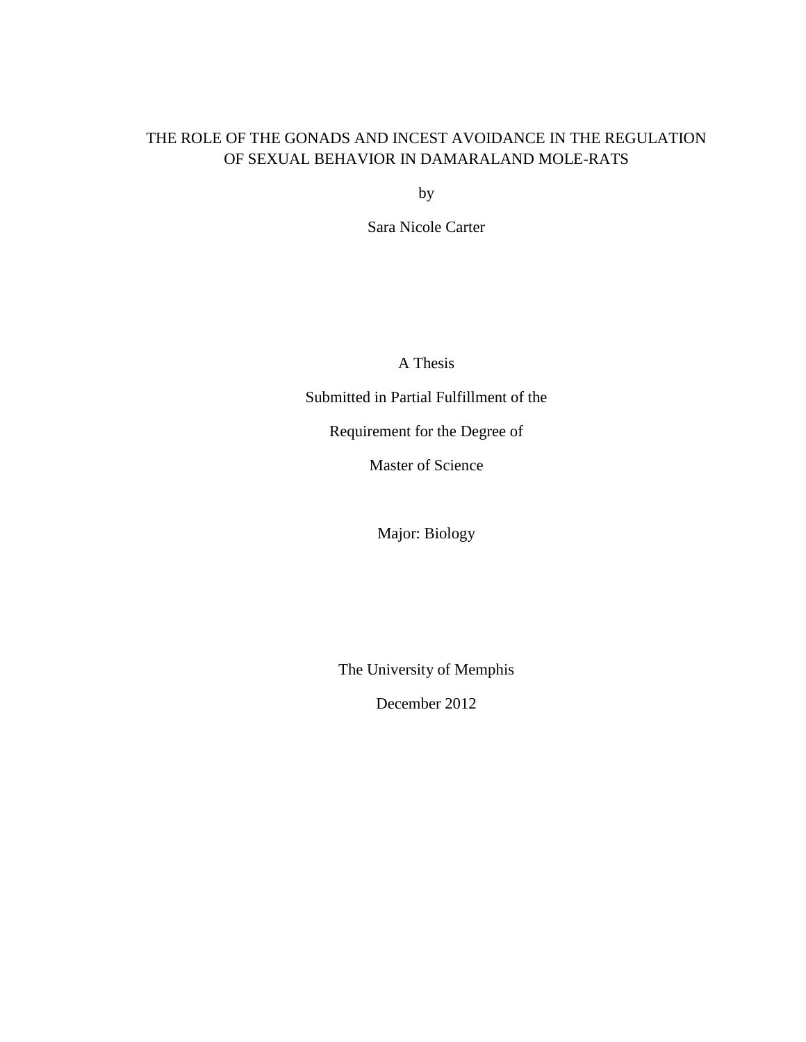# THE ROLE OF THE GONADS AND INCEST AVOIDANCE IN THE REGULATION OF SEXUAL BEHAVIOR IN DAMARALAND MOLE-RATS

by

Sara Nicole Carter

A Thesis

Submitted in Partial Fulfillment of the

Requirement for the Degree of

Master of Science

Major: Biology

The University of Memphis

December 2012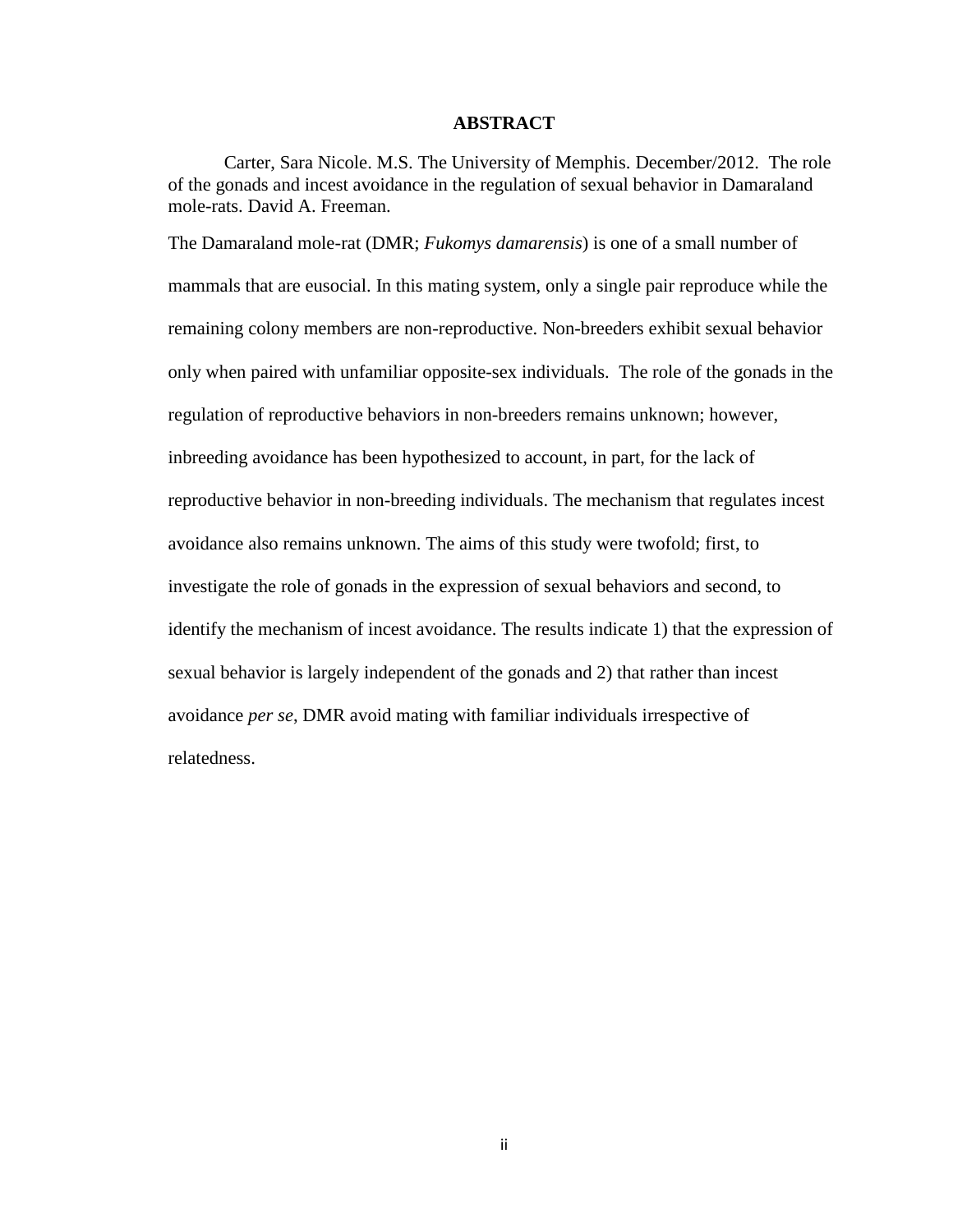# ABSTRACT

Carter, Sara Nicole. M.S. The University of Memphis. December/2012. The role of the gonads and incest avoidance in the regulation of sexual behavior in Damaraland mole-rats. David A. Freeman.

The Damaraland mole-rat (DMR; *Fukomys damarensis*) is one of a small number of mammals that are eusocial. In this mating system, only a single pair reproduce while the remaining colony members are non-reproductive. Non-breeders exhibit sexual behavior only when paired with unfamiliar opposite-sex individuals. The role of the gonads in the regulation of reproductive behaviors in non-breeders remains unknown; however, inbreeding avoidance has been hypothesized to account, in part, for the lack of reproductive behavior in non-breeding individuals. The mechanism that regulates incest avoidance also remains unknown. The aims of this study were twofold; first, to investigate the role of gonads in the expression of sexual behaviors and second, to identify the mechanism of incest avoidance. The results indicate 1) that the expression of sexual behavior is largely independent of the gonads and 2) that rather than incest avoidance *per se*, DMR avoid mating with familiar individuals irrespective of relatedness.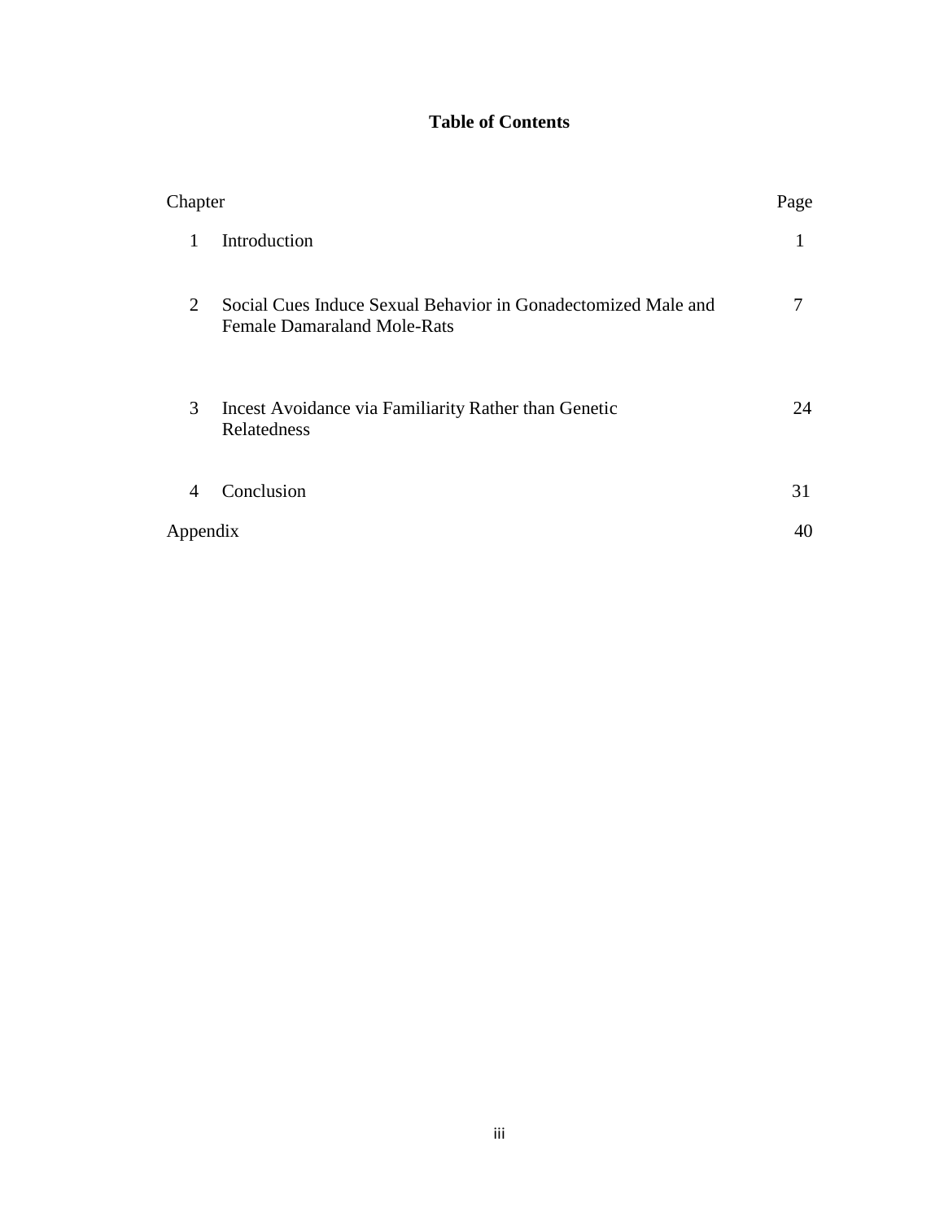# Table of Contents

| Chapter | | Page |
|---|---|---|
| 1 | Introduction | 1 |
| 2 | Social Cues Induce Sexual Behavior in Gonadectomized Male and Female Damaraland Mole-Rats | 7 |
| 3 | Incest Avoidance via Familiarity Rather than Genetic Relatedness | 24 |
| 4 | Conclusion | 31 |
| Appendix | | 40 |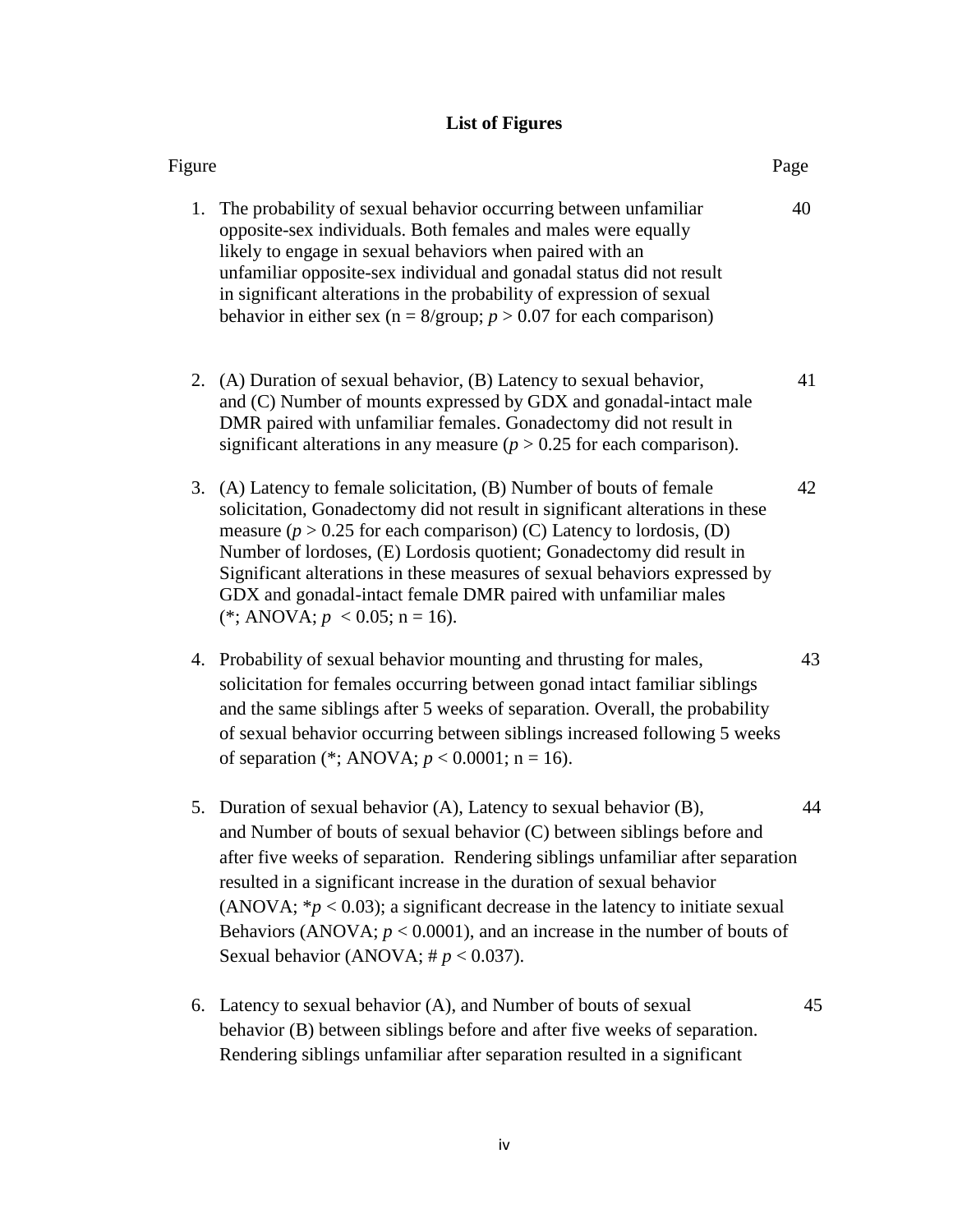# List of Figures

| Figure | | Page |
|---|---|---|
| 1. | The probability of sexual behavior occurring between unfamiliar opposite-sex individuals. Both females and males were equally likely to engage in sexual behaviors when paired with an unfamiliar opposite-sex individual and gonadal status did not result in significant alterations in the probability of expression of sexual behavior in either sex (n = 8/group; $p > 0.07$ for each comparison) | 40 |
| 2. | (A) Duration of sexual behavior, (B) Latency to sexual behavior, and (C) Number of mounts expressed by GDX and gonadal-intact male DMR paired with unfamiliar females. Gonadectomy did not result in significant alterations in any measure ($p > 0.25$ for each comparison). | 41 |
| 3. | (A) Latency to female solicitation, (B) Number of bouts of female solicitation, Gonadectomy did not result in significant alterations in these measure ($p > 0.25$ for each comparison) (C) Latency to lordosis, (D) Number of lordoses, (E) Lordosis quotient; Gonadectomy did result in Significant alterations in these measures of sexual behaviors expressed by GDX and gonadal-intact female DMR paired with unfamiliar males (*; ANOVA; $p < 0.05$; n = 16). | 42 |
| 4. | Probability of sexual behavior mounting and thrusting for males, solicitation for females occurring between gonad intact familiar siblings and the same siblings after 5 weeks of separation. Overall, the probability of sexual behavior occurring between siblings increased following 5 weeks of separation (*; ANOVA; $p < 0.0001$; n = 16). | 43 |
| 5. | Duration of sexual behavior (A), Latency to sexual behavior (B), and Number of bouts of sexual behavior (C) between siblings before and after five weeks of separation. Rendering siblings unfamiliar after separation resulted in a significant increase in the duration of sexual behavior (ANOVA; *$p < 0.03$); a significant decrease in the latency to initiate sexual Behaviors (ANOVA; $p < 0.0001$), and an increase in the number of bouts of Sexual behavior (ANOVA; # $p < 0.037$). | 44 |
| 6. | Latency to sexual behavior (A), and Number of bouts of sexual behavior (B) between siblings before and after five weeks of separation. Rendering siblings unfamiliar after separation resulted in a significant | 45 |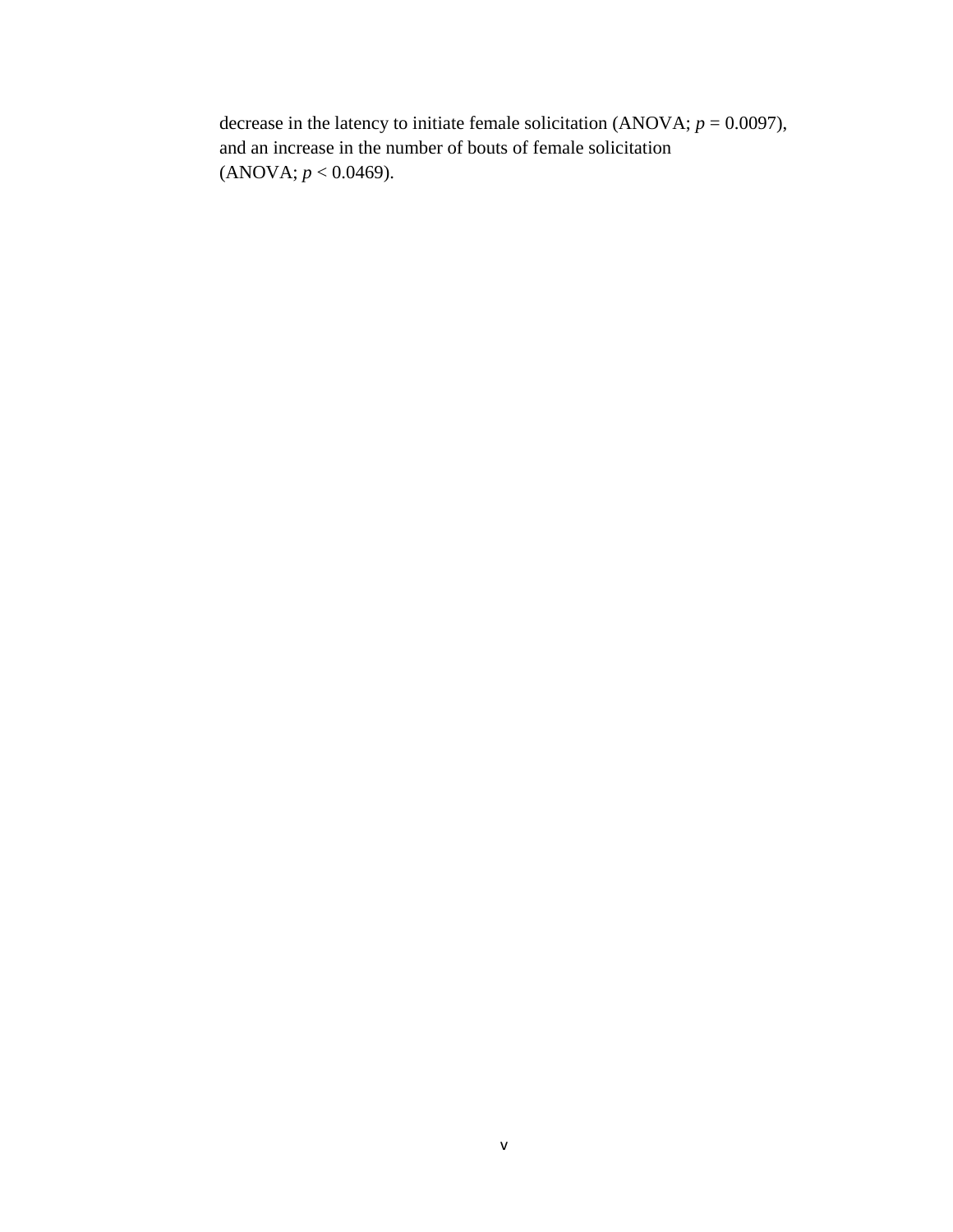decrease in the latency to initiate female solicitation (ANOVA; $p = 0.0097$), and an increase in the number of bouts of female solicitation (ANOVA; $p < 0.0469$).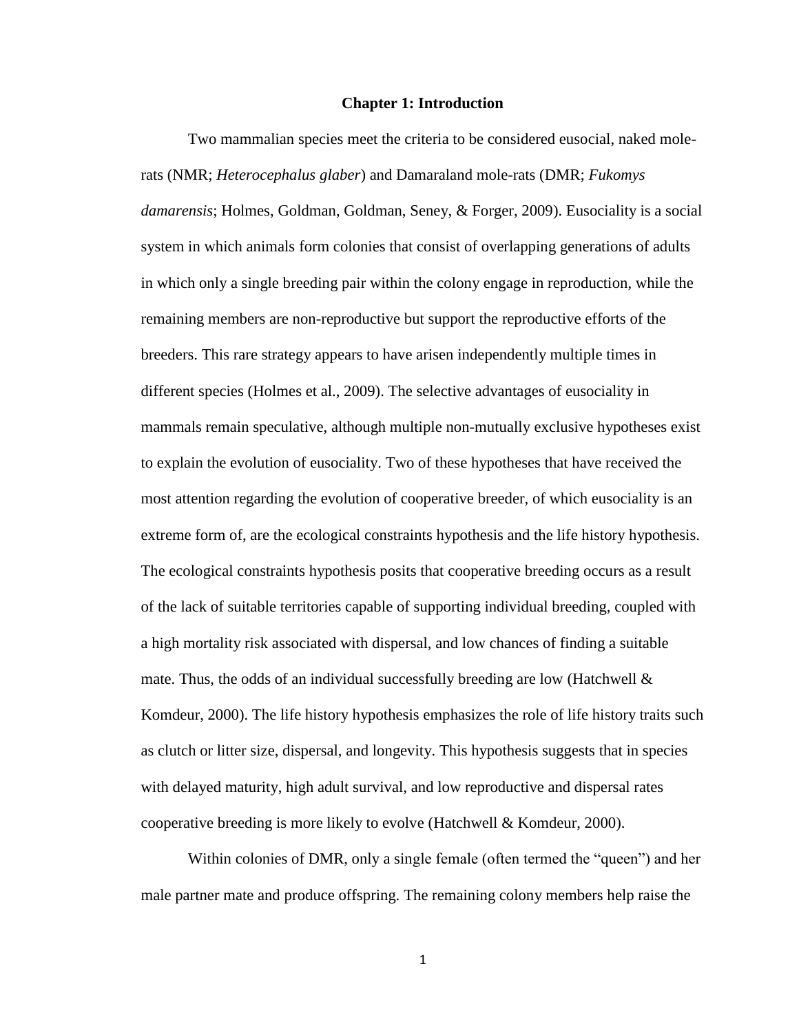# Chapter 1: Introduction

Two mammalian species meet the criteria to be considered eusocial, naked mole-rats (NMR; *Heterocephalus glaber*) and Damaraland mole-rats (DMR; *Fukomys damarensis*; Holmes, Goldman, Goldman, Seney, & Forger, 2009). Eusociality is a social system in which animals form colonies that consist of overlapping generations of adults in which only a single breeding pair within the colony engage in reproduction, while the remaining members are non-reproductive but support the reproductive efforts of the breeders. This rare strategy appears to have arisen independently multiple times in different species (Holmes et al., 2009). The selective advantages of eusociality in mammals remain speculative, although multiple non-mutually exclusive hypotheses exist to explain the evolution of eusociality. Two of these hypotheses that have received the most attention regarding the evolution of cooperative breeder, of which eusociality is an extreme form of, are the ecological constraints hypothesis and the life history hypothesis. The ecological constraints hypothesis posits that cooperative breeding occurs as a result of the lack of suitable territories capable of supporting individual breeding, coupled with a high mortality risk associated with dispersal, and low chances of finding a suitable mate. Thus, the odds of an individual successfully breeding are low (Hatchwell & Komdeur, 2000). The life history hypothesis emphasizes the role of life history traits such as clutch or litter size, dispersal, and longevity. This hypothesis suggests that in species with delayed maturity, high adult survival, and low reproductive and dispersal rates cooperative breeding is more likely to evolve (Hatchwell & Komdeur, 2000).

Within colonies of DMR, only a single female (often termed the "queen") and her male partner mate and produce offspring. The remaining colony members help raise the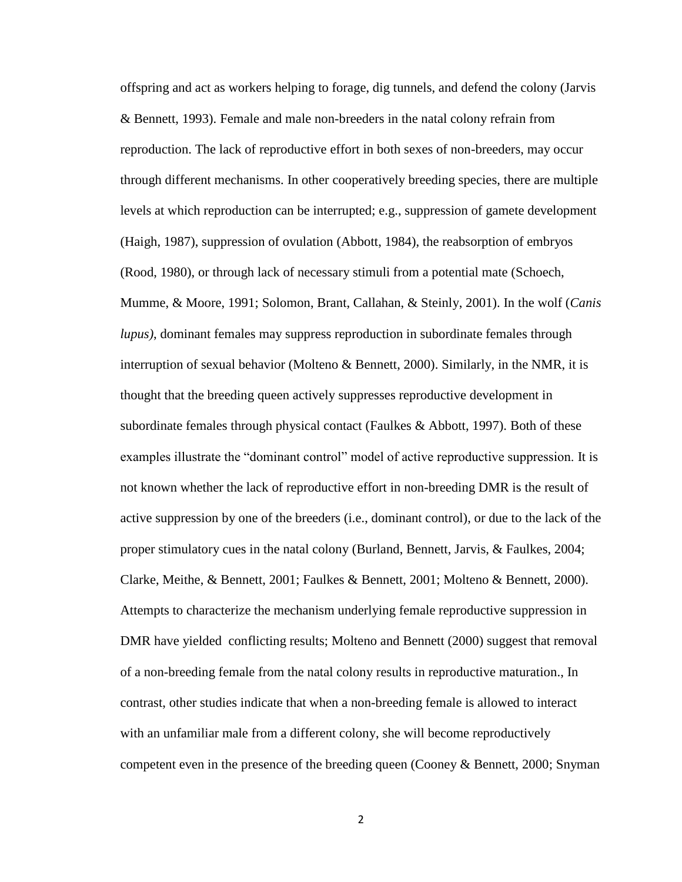offspring and act as workers helping to forage, dig tunnels, and defend the colony (Jarvis & Bennett, 1993). Female and male non-breeders in the natal colony refrain from reproduction. The lack of reproductive effort in both sexes of non-breeders, may occur through different mechanisms. In other cooperatively breeding species, there are multiple levels at which reproduction can be interrupted; e.g., suppression of gamete development (Haigh, 1987), suppression of ovulation (Abbott, 1984), the reabsorption of embryos (Rood, 1980), or through lack of necessary stimuli from a potential mate (Schoech, Mumme, & Moore, 1991; Solomon, Brant, Callahan, & Steinly, 2001). In the wolf (*Canis lupus)*, dominant females may suppress reproduction in subordinate females through interruption of sexual behavior (Molteno & Bennett, 2000). Similarly, in the NMR, it is thought that the breeding queen actively suppresses reproductive development in subordinate females through physical contact (Faulkes & Abbott, 1997). Both of these examples illustrate the "dominant control" model of active reproductive suppression. It is not known whether the lack of reproductive effort in non-breeding DMR is the result of active suppression by one of the breeders (i.e., dominant control), or due to the lack of the proper stimulatory cues in the natal colony (Burland, Bennett, Jarvis, & Faulkes, 2004; Clarke, Meithe, & Bennett, 2001; Faulkes & Bennett, 2001; Molteno & Bennett, 2000). Attempts to characterize the mechanism underlying female reproductive suppression in DMR have yielded conflicting results; Molteno and Bennett (2000) suggest that removal of a non-breeding female from the natal colony results in reproductive maturation., In contrast, other studies indicate that when a non-breeding female is allowed to interact with an unfamiliar male from a different colony, she will become reproductively competent even in the presence of the breeding queen (Cooney & Bennett, 2000; Snyman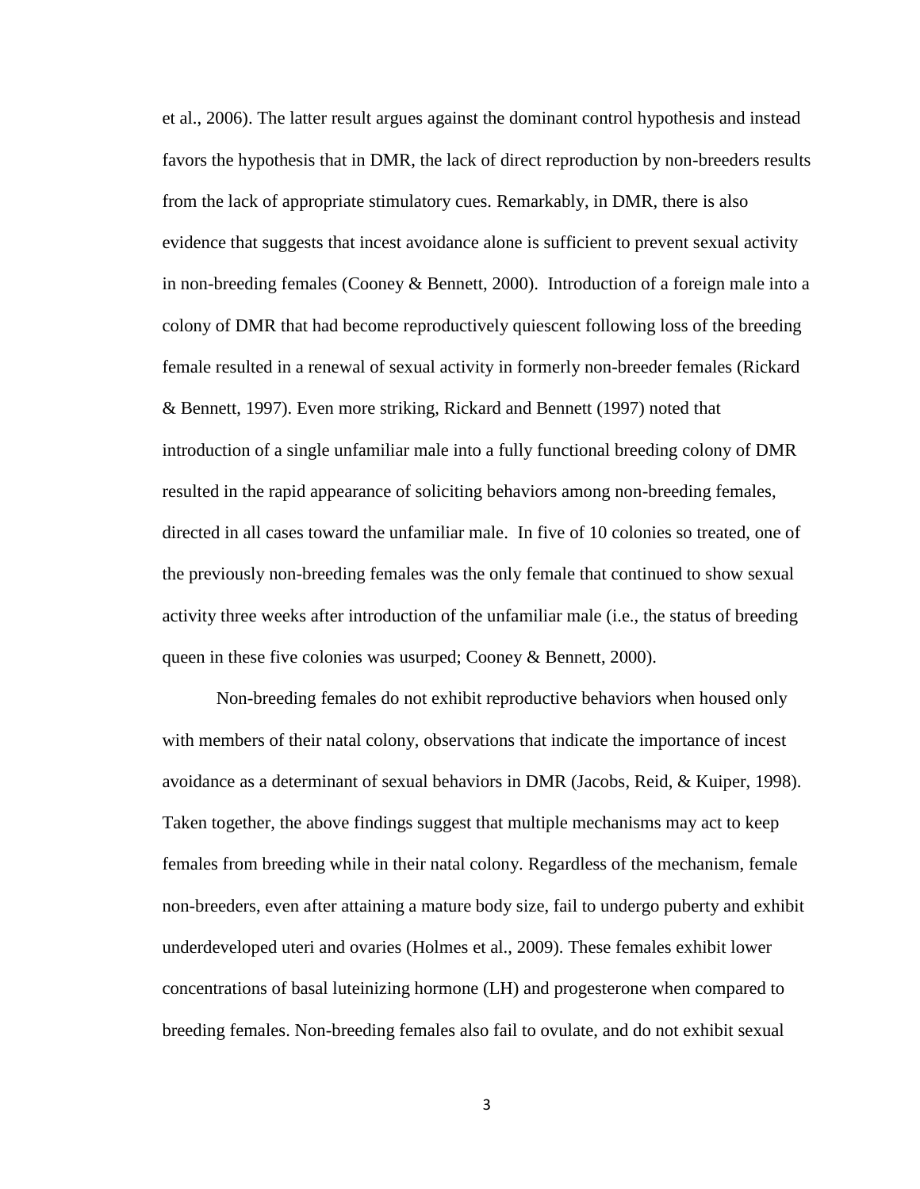et al., 2006). The latter result argues against the dominant control hypothesis and instead favors the hypothesis that in DMR, the lack of direct reproduction by non-breeders results from the lack of appropriate stimulatory cues. Remarkably, in DMR, there is also evidence that suggests that incest avoidance alone is sufficient to prevent sexual activity in non-breeding females (Cooney & Bennett, 2000). Introduction of a foreign male into a colony of DMR that had become reproductively quiescent following loss of the breeding female resulted in a renewal of sexual activity in formerly non-breeder females (Rickard & Bennett, 1997). Even more striking, Rickard and Bennett (1997) noted that introduction of a single unfamiliar male into a fully functional breeding colony of DMR resulted in the rapid appearance of soliciting behaviors among non-breeding females, directed in all cases toward the unfamiliar male. In five of 10 colonies so treated, one of the previously non-breeding females was the only female that continued to show sexual activity three weeks after introduction of the unfamiliar male (i.e., the status of breeding queen in these five colonies was usurped; Cooney & Bennett, 2000).

Non-breeding females do not exhibit reproductive behaviors when housed only with members of their natal colony, observations that indicate the importance of incest avoidance as a determinant of sexual behaviors in DMR (Jacobs, Reid, & Kuiper, 1998). Taken together, the above findings suggest that multiple mechanisms may act to keep females from breeding while in their natal colony. Regardless of the mechanism, female non-breeders, even after attaining a mature body size, fail to undergo puberty and exhibit underdeveloped uteri and ovaries (Holmes et al., 2009). These females exhibit lower concentrations of basal luteinizing hormone (LH) and progesterone when compared to breeding females. Non-breeding females also fail to ovulate, and do not exhibit sexual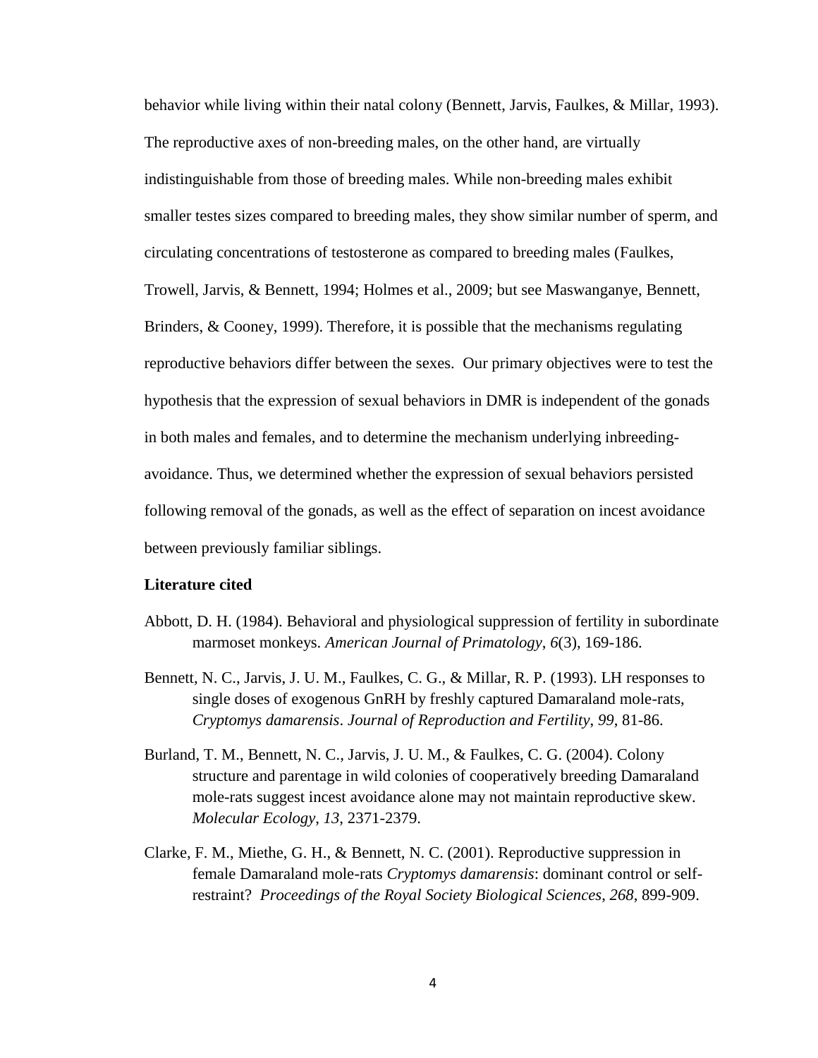behavior while living within their natal colony (Bennett, Jarvis, Faulkes, & Millar, 1993). The reproductive axes of non-breeding males, on the other hand, are virtually indistinguishable from those of breeding males. While non-breeding males exhibit smaller testes sizes compared to breeding males, they show similar number of sperm, and circulating concentrations of testosterone as compared to breeding males (Faulkes, Trowell, Jarvis, & Bennett, 1994; Holmes et al., 2009; but see Maswanganye, Bennett, Brinders, & Cooney, 1999). Therefore, it is possible that the mechanisms regulating reproductive behaviors differ between the sexes. Our primary objectives were to test the hypothesis that the expression of sexual behaviors in DMR is independent of the gonads in both males and females, and to determine the mechanism underlying inbreeding-avoidance. Thus, we determined whether the expression of sexual behaviors persisted following removal of the gonads, as well as the effect of separation on incest avoidance between previously familiar siblings.

**Literature cited**

Abbott, D. H. (1984). Behavioral and physiological suppression of fertility in subordinate marmoset monkeys. *American Journal of Primatology*, *6*(3), 169-186.

Bennett, N. C., Jarvis, J. U. M., Faulkes, C. G., & Millar, R. P. (1993). LH responses to single doses of exogenous GnRH by freshly captured Damaraland mole-rats, *Cryptomys damarensis*. *Journal of Reproduction and Fertility*, *99*, 81-86.

Burland, T. M., Bennett, N. C., Jarvis, J. U. M., & Faulkes, C. G. (2004). Colony structure and parentage in wild colonies of cooperatively breeding Damaraland mole-rats suggest incest avoidance alone may not maintain reproductive skew. *Molecular Ecology*, *13*, 2371-2379.

Clarke, F. M., Miethe, G. H., & Bennett, N. C. (2001). Reproductive suppression in female Damaraland mole-rats *Cryptomys damarensis*: dominant control or self-restraint? *Proceedings of the Royal Society Biological Sciences*, *268*, 899-909.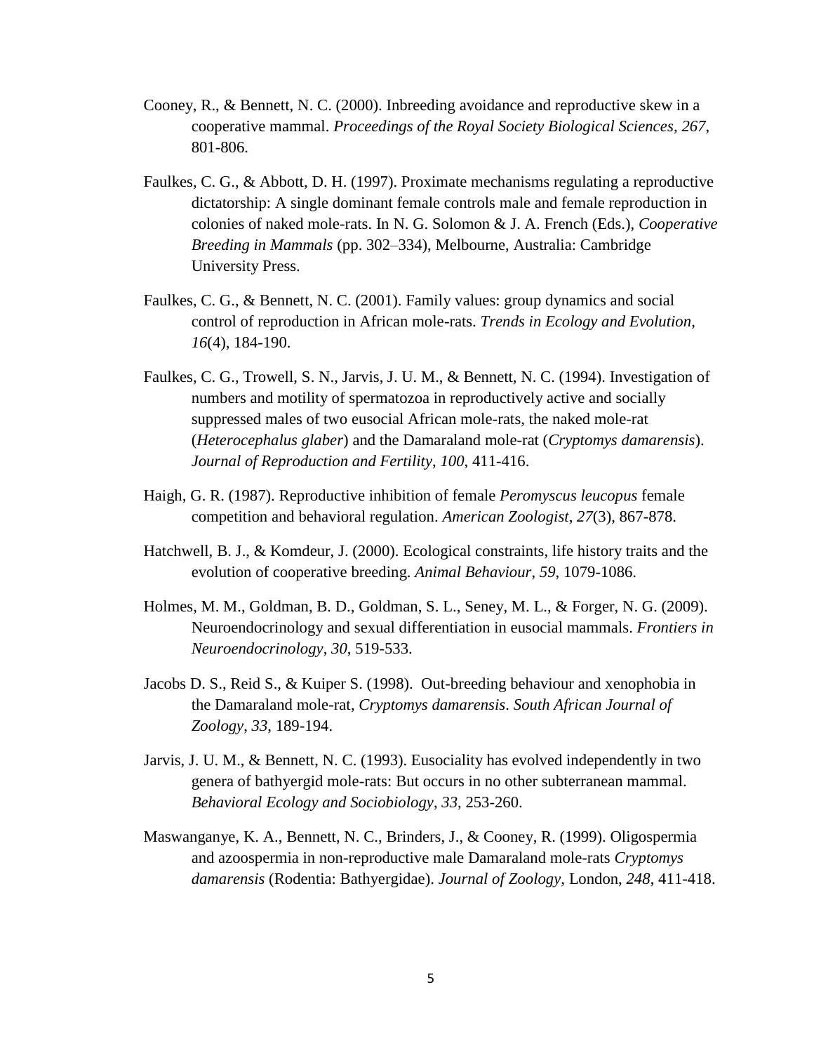Cooney, R., & Bennett, N. C. (2000). Inbreeding avoidance and reproductive skew in a cooperative mammal. *Proceedings of the Royal Society Biological Sciences*, *267*, 801-806.

Faulkes, C. G., & Abbott, D. H. (1997). Proximate mechanisms regulating a reproductive dictatorship: A single dominant female controls male and female reproduction in colonies of naked mole-rats. In N. G. Solomon & J. A. French (Eds.), *Cooperative Breeding in Mammals* (pp. 302–334), Melbourne, Australia: Cambridge University Press.

Faulkes, C. G., & Bennett, N. C. (2001). Family values: group dynamics and social control of reproduction in African mole-rats. *Trends in Ecology and Evolution*, *16*(4), 184-190.

Faulkes, C. G., Trowell, S. N., Jarvis, J. U. M., & Bennett, N. C. (1994). Investigation of numbers and motility of spermatozoa in reproductively active and socially suppressed males of two eusocial African mole-rats, the naked mole-rat (*Heterocephalus glaber*) and the Damaraland mole-rat (*Cryptomys damarensis*). *Journal of Reproduction and Fertility*, *100*, 411-416.

Haigh, G. R. (1987). Reproductive inhibition of female *Peromyscus leucopus* female competition and behavioral regulation. *American Zoologist*, *27*(3), 867-878.

Hatchwell, B. J., & Komdeur, J. (2000). Ecological constraints, life history traits and the evolution of cooperative breeding. *Animal Behaviour*, *59*, 1079-1086.

Holmes, M. M., Goldman, B. D., Goldman, S. L., Seney, M. L., & Forger, N. G. (2009). Neuroendocrinology and sexual differentiation in eusocial mammals. *Frontiers in Neuroendocrinology*, *30*, 519-533.

Jacobs D. S., Reid S., & Kuiper S. (1998). Out-breeding behaviour and xenophobia in the Damaraland mole-rat, *Cryptomys damarensis*. *South African Journal of Zoology*, *33*, 189-194.

Jarvis, J. U. M., & Bennett, N. C. (1993). Eusociality has evolved independently in two genera of bathyergid mole-rats: But occurs in no other subterranean mammal. *Behavioral Ecology and Sociobiology*, *33*, 253-260.

Maswanganye, K. A., Bennett, N. C., Brinders, J., & Cooney, R. (1999). Oligospermia and azoospermia in non-reproductive male Damaraland mole-rats *Cryptomys damarensis* (Rodentia: Bathyergidae). *Journal of Zoology*, London, *248*, 411-418.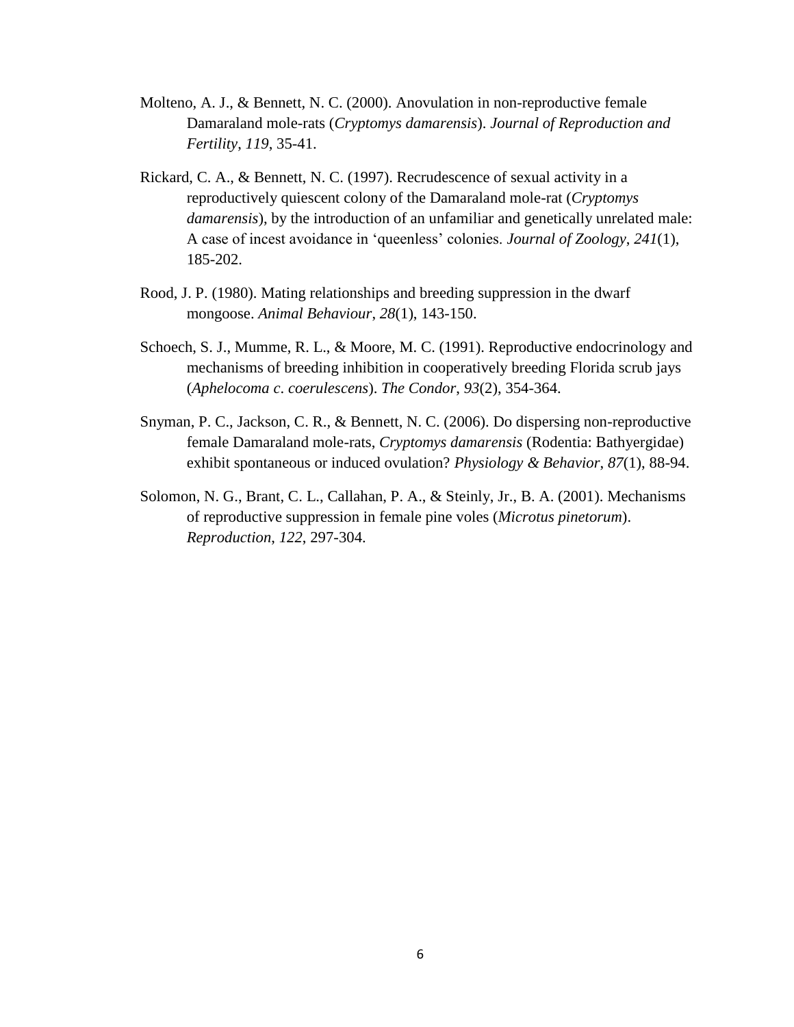Molteno, A. J., & Bennett, N. C. (2000). Anovulation in non-reproductive female Damaraland mole-rats (*Cryptomys damarensis*). *Journal of Reproduction and Fertility*, *119*, 35-41.

Rickard, C. A., & Bennett, N. C. (1997). Recrudescence of sexual activity in a reproductively quiescent colony of the Damaraland mole-rat (*Cryptomys damarensis*), by the introduction of an unfamiliar and genetically unrelated male: A case of incest avoidance in 'queenless' colonies. *Journal of Zoology*, *241*(1), 185-202.

Rood, J. P. (1980). Mating relationships and breeding suppression in the dwarf mongoose. *Animal Behaviour*, *28*(1), 143-150.

Schoech, S. J., Mumme, R. L., & Moore, M. C. (1991). Reproductive endocrinology and mechanisms of breeding inhibition in cooperatively breeding Florida scrub jays (*Aphelocoma c. coerulescens*). *The Condor*, *93*(2), 354-364.

Snyman, P. C., Jackson, C. R., & Bennett, N. C. (2006). Do dispersing non-reproductive female Damaraland mole-rats, *Cryptomys damarensis* (Rodentia: Bathyergidae) exhibit spontaneous or induced ovulation? *Physiology & Behavior*, *87*(1), 88-94.

Solomon, N. G., Brant, C. L., Callahan, P. A., & Steinly, Jr., B. A. (2001). Mechanisms of reproductive suppression in female pine voles (*Microtus pinetorum*). *Reproduction*, *122*, 297-304.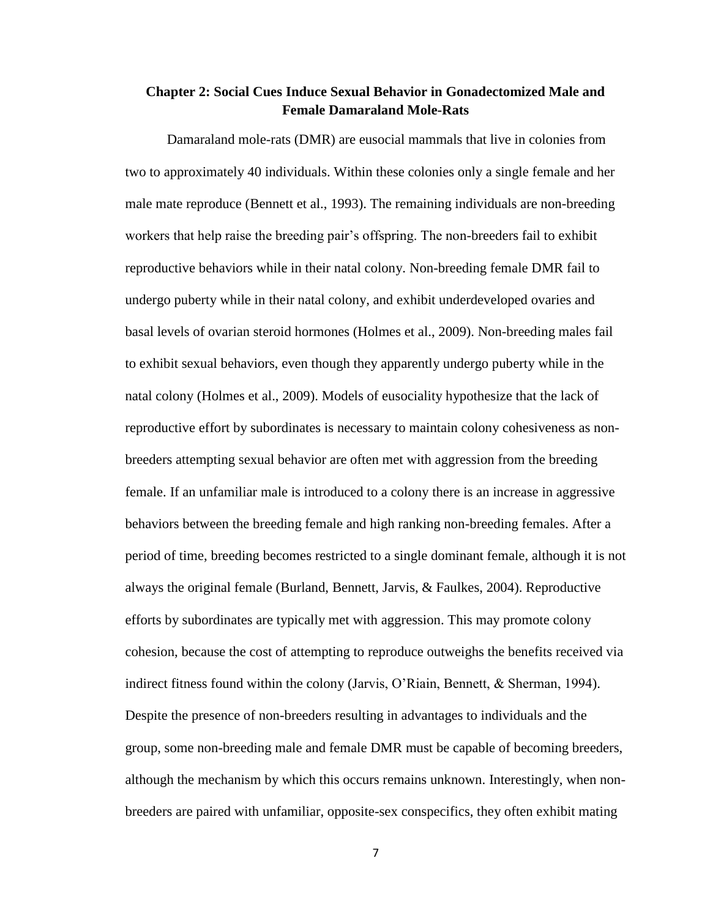## Chapter 2: Social Cues Induce Sexual Behavior in Gonadectomized Male and Female Damaraland Mole-Rats

Damaraland mole-rats (DMR) are eusocial mammals that live in colonies from two to approximately 40 individuals. Within these colonies only a single female and her male mate reproduce (Bennett et al., 1993). The remaining individuals are non-breeding workers that help raise the breeding pair's offspring. The non-breeders fail to exhibit reproductive behaviors while in their natal colony. Non-breeding female DMR fail to undergo puberty while in their natal colony, and exhibit underdeveloped ovaries and basal levels of ovarian steroid hormones (Holmes et al., 2009). Non-breeding males fail to exhibit sexual behaviors, even though they apparently undergo puberty while in the natal colony (Holmes et al., 2009). Models of eusociality hypothesize that the lack of reproductive effort by subordinates is necessary to maintain colony cohesiveness as non-breeders attempting sexual behavior are often met with aggression from the breeding female. If an unfamiliar male is introduced to a colony there is an increase in aggressive behaviors between the breeding female and high ranking non-breeding females. After a period of time, breeding becomes restricted to a single dominant female, although it is not always the original female (Burland, Bennett, Jarvis, & Faulkes, 2004). Reproductive efforts by subordinates are typically met with aggression. This may promote colony cohesion, because the cost of attempting to reproduce outweighs the benefits received via indirect fitness found within the colony (Jarvis, O'Riain, Bennett, & Sherman, 1994). Despite the presence of non-breeders resulting in advantages to individuals and the group, some non-breeding male and female DMR must be capable of becoming breeders, although the mechanism by which this occurs remains unknown. Interestingly, when non-breeders are paired with unfamiliar, opposite-sex conspecifics, they often exhibit mating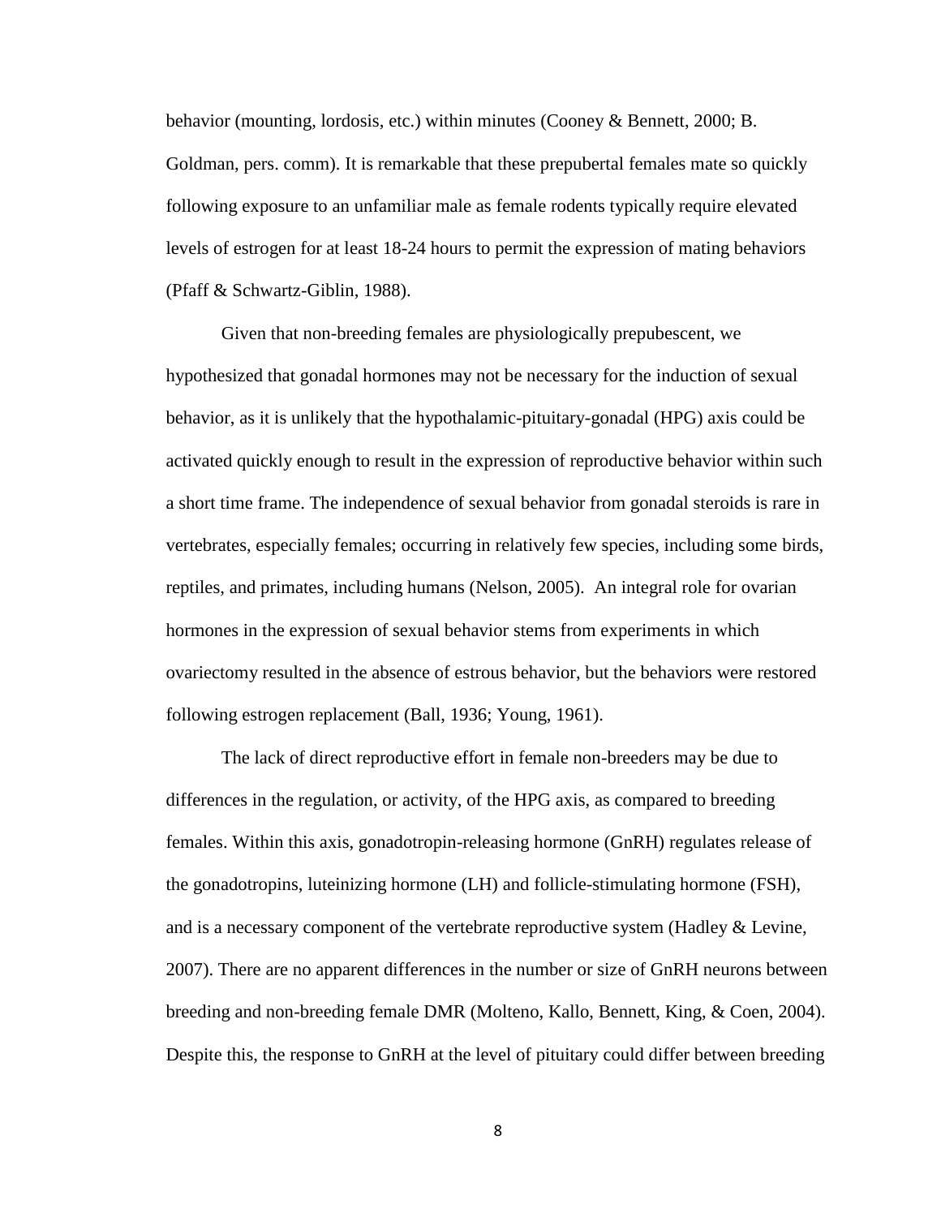behavior (mounting, lordosis, etc.) within minutes (Cooney & Bennett, 2000; B. Goldman, pers. comm). It is remarkable that these prepubertal females mate so quickly following exposure to an unfamiliar male as female rodents typically require elevated levels of estrogen for at least 18-24 hours to permit the expression of mating behaviors (Pfaff & Schwartz-Giblin, 1988).

Given that non-breeding females are physiologically prepubescent, we hypothesized that gonadal hormones may not be necessary for the induction of sexual behavior, as it is unlikely that the hypothalamic-pituitary-gonadal (HPG) axis could be activated quickly enough to result in the expression of reproductive behavior within such a short time frame. The independence of sexual behavior from gonadal steroids is rare in vertebrates, especially females; occurring in relatively few species, including some birds, reptiles, and primates, including humans (Nelson, 2005). An integral role for ovarian hormones in the expression of sexual behavior stems from experiments in which ovariectomy resulted in the absence of estrous behavior, but the behaviors were restored following estrogen replacement (Ball, 1936; Young, 1961).

The lack of direct reproductive effort in female non-breeders may be due to differences in the regulation, or activity, of the HPG axis, as compared to breeding females. Within this axis, gonadotropin-releasing hormone (GnRH) regulates release of the gonadotropins, luteinizing hormone (LH) and follicle-stimulating hormone (FSH), and is a necessary component of the vertebrate reproductive system (Hadley & Levine, 2007). There are no apparent differences in the number or size of GnRH neurons between breeding and non-breeding female DMR (Molteno, Kallo, Bennett, King, & Coen, 2004). Despite this, the response to GnRH at the level of pituitary could differ between breeding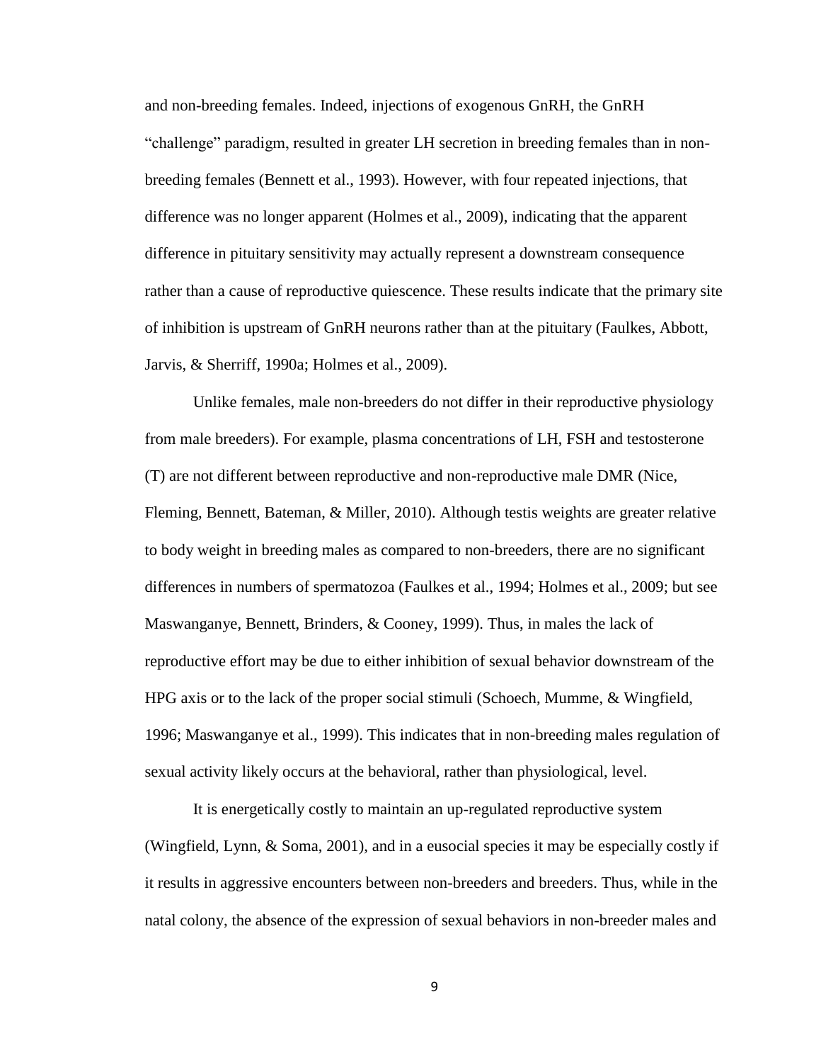and non-breeding females. Indeed, injections of exogenous GnRH, the GnRH "challenge" paradigm, resulted in greater LH secretion in breeding females than in non-breeding females (Bennett et al., 1993). However, with four repeated injections, that difference was no longer apparent (Holmes et al., 2009), indicating that the apparent difference in pituitary sensitivity may actually represent a downstream consequence rather than a cause of reproductive quiescence. These results indicate that the primary site of inhibition is upstream of GnRH neurons rather than at the pituitary (Faulkes, Abbott, Jarvis, & Sherriff, 1990a; Holmes et al., 2009).

Unlike females, male non-breeders do not differ in their reproductive physiology from male breeders). For example, plasma concentrations of LH, FSH and testosterone (T) are not different between reproductive and non-reproductive male DMR (Nice, Fleming, Bennett, Bateman, & Miller, 2010). Although testis weights are greater relative to body weight in breeding males as compared to non-breeders, there are no significant differences in numbers of spermatozoa (Faulkes et al., 1994; Holmes et al., 2009; but see Maswanganye, Bennett, Brinders, & Cooney, 1999). Thus, in males the lack of reproductive effort may be due to either inhibition of sexual behavior downstream of the HPG axis or to the lack of the proper social stimuli (Schoech, Mumme, & Wingfield, 1996; Maswanganye et al., 1999). This indicates that in non-breeding males regulation of sexual activity likely occurs at the behavioral, rather than physiological, level.

It is energetically costly to maintain an up-regulated reproductive system (Wingfield, Lynn, & Soma, 2001), and in a eusocial species it may be especially costly if it results in aggressive encounters between non-breeders and breeders. Thus, while in the natal colony, the absence of the expression of sexual behaviors in non-breeder males and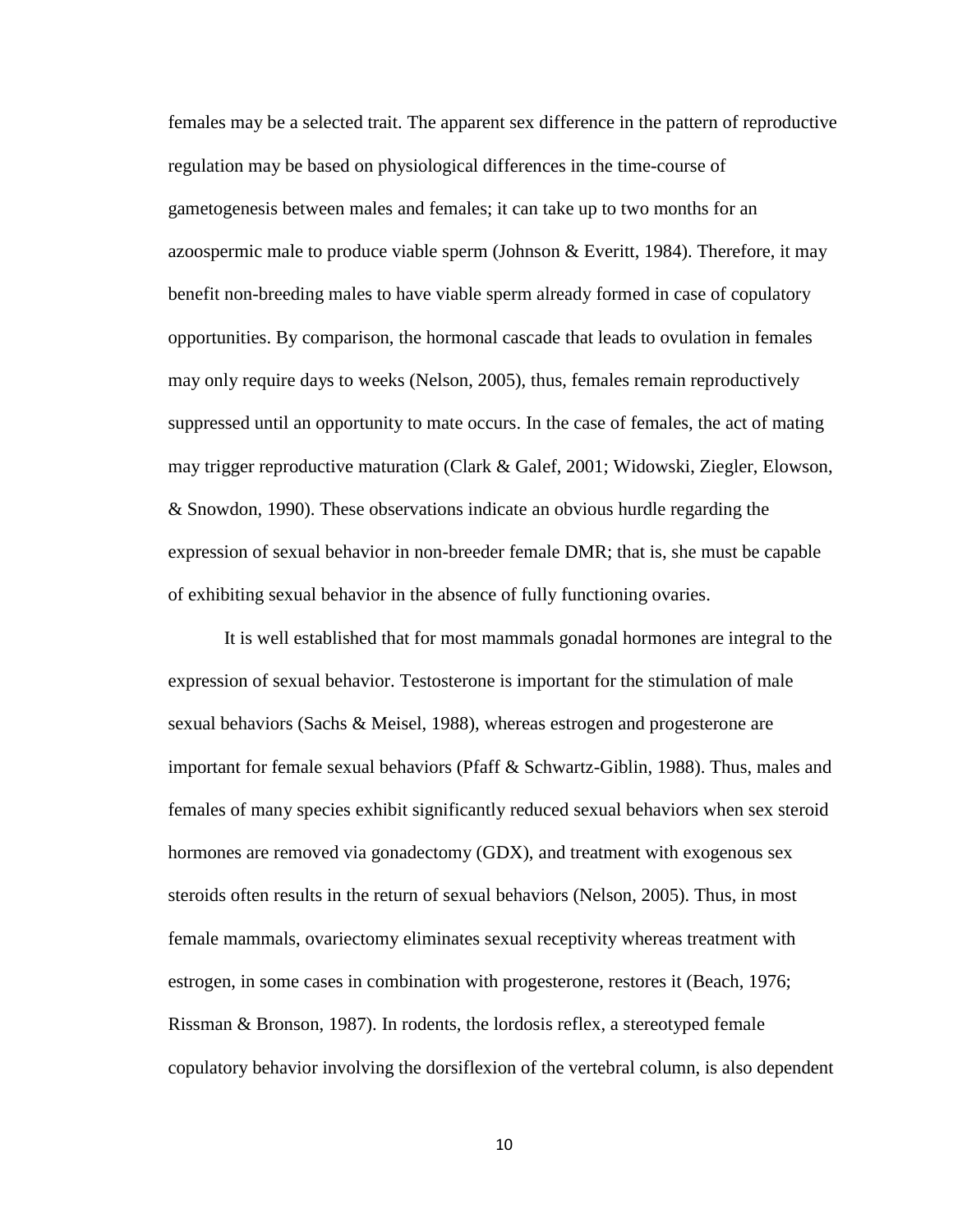females may be a selected trait. The apparent sex difference in the pattern of reproductive regulation may be based on physiological differences in the time-course of gametogenesis between males and females; it can take up to two months for an azoospermic male to produce viable sperm (Johnson & Everitt, 1984). Therefore, it may benefit non-breeding males to have viable sperm already formed in case of copulatory opportunities. By comparison, the hormonal cascade that leads to ovulation in females may only require days to weeks (Nelson, 2005), thus, females remain reproductively suppressed until an opportunity to mate occurs. In the case of females, the act of mating may trigger reproductive maturation (Clark & Galef, 2001; Widowski, Ziegler, Elowson, & Snowdon, 1990). These observations indicate an obvious hurdle regarding the expression of sexual behavior in non-breeder female DMR; that is, she must be capable of exhibiting sexual behavior in the absence of fully functioning ovaries.

It is well established that for most mammals gonadal hormones are integral to the expression of sexual behavior. Testosterone is important for the stimulation of male sexual behaviors (Sachs & Meisel, 1988), whereas estrogen and progesterone are important for female sexual behaviors (Pfaff & Schwartz-Giblin, 1988). Thus, males and females of many species exhibit significantly reduced sexual behaviors when sex steroid hormones are removed via gonadectomy (GDX), and treatment with exogenous sex steroids often results in the return of sexual behaviors (Nelson, 2005). Thus, in most female mammals, ovariectomy eliminates sexual receptivity whereas treatment with estrogen, in some cases in combination with progesterone, restores it (Beach, 1976; Rissman & Bronson, 1987). In rodents, the lordosis reflex, a stereotyped female copulatory behavior involving the dorsiflexion of the vertebral column, is also dependent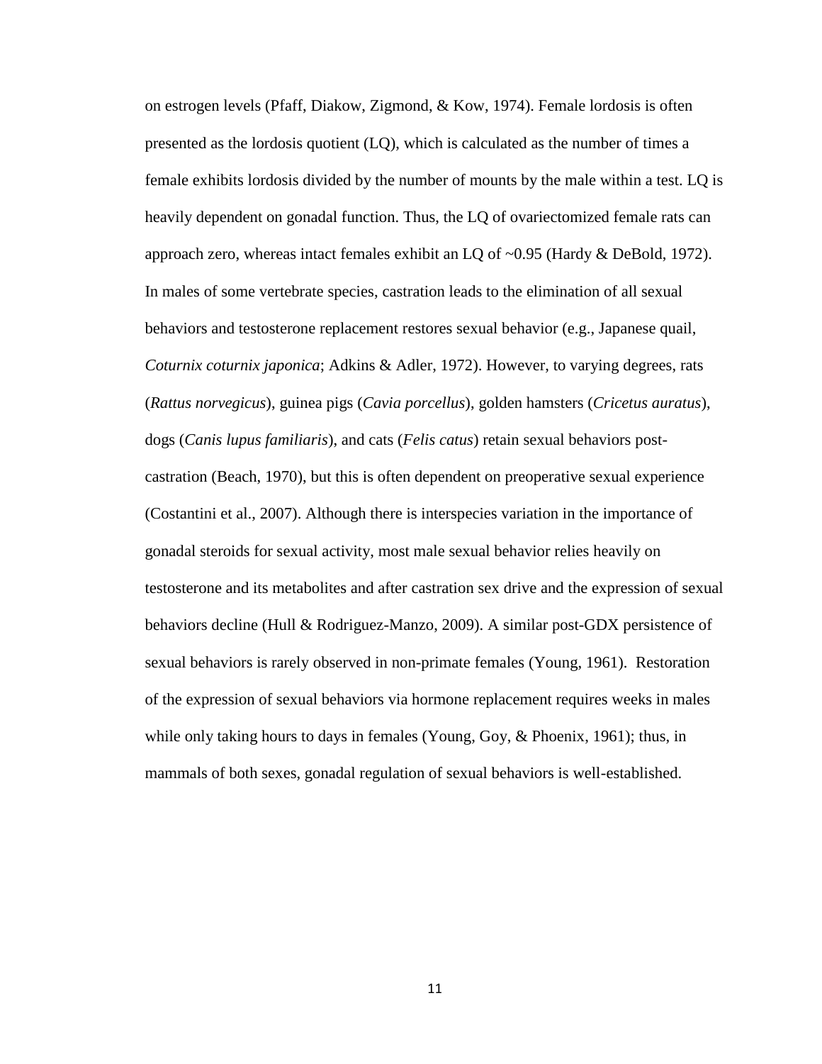on estrogen levels (Pfaff, Diakow, Zigmond, & Kow, 1974). Female lordosis is often presented as the lordosis quotient (LQ), which is calculated as the number of times a female exhibits lordosis divided by the number of mounts by the male within a test. LQ is heavily dependent on gonadal function. Thus, the LQ of ovariectomized female rats can approach zero, whereas intact females exhibit an LQ of ~0.95 (Hardy & DeBold, 1972). In males of some vertebrate species, castration leads to the elimination of all sexual behaviors and testosterone replacement restores sexual behavior (e.g., Japanese quail, *Coturnix coturnix japonica*; Adkins & Adler, 1972). However, to varying degrees, rats (*Rattus norvegicus*), guinea pigs (*Cavia porcellus*), golden hamsters (*Cricetus auratus*), dogs (*Canis lupus familiaris*), and cats (*Felis catus*) retain sexual behaviors post-castration (Beach, 1970), but this is often dependent on preoperative sexual experience (Costantini et al., 2007). Although there is interspecies variation in the importance of gonadal steroids for sexual activity, most male sexual behavior relies heavily on testosterone and its metabolites and after castration sex drive and the expression of sexual behaviors decline (Hull & Rodriguez-Manzo, 2009). A similar post-GDX persistence of sexual behaviors is rarely observed in non-primate females (Young, 1961). Restoration of the expression of sexual behaviors via hormone replacement requires weeks in males while only taking hours to days in females (Young, Goy, & Phoenix, 1961); thus, in mammals of both sexes, gonadal regulation of sexual behaviors is well-established.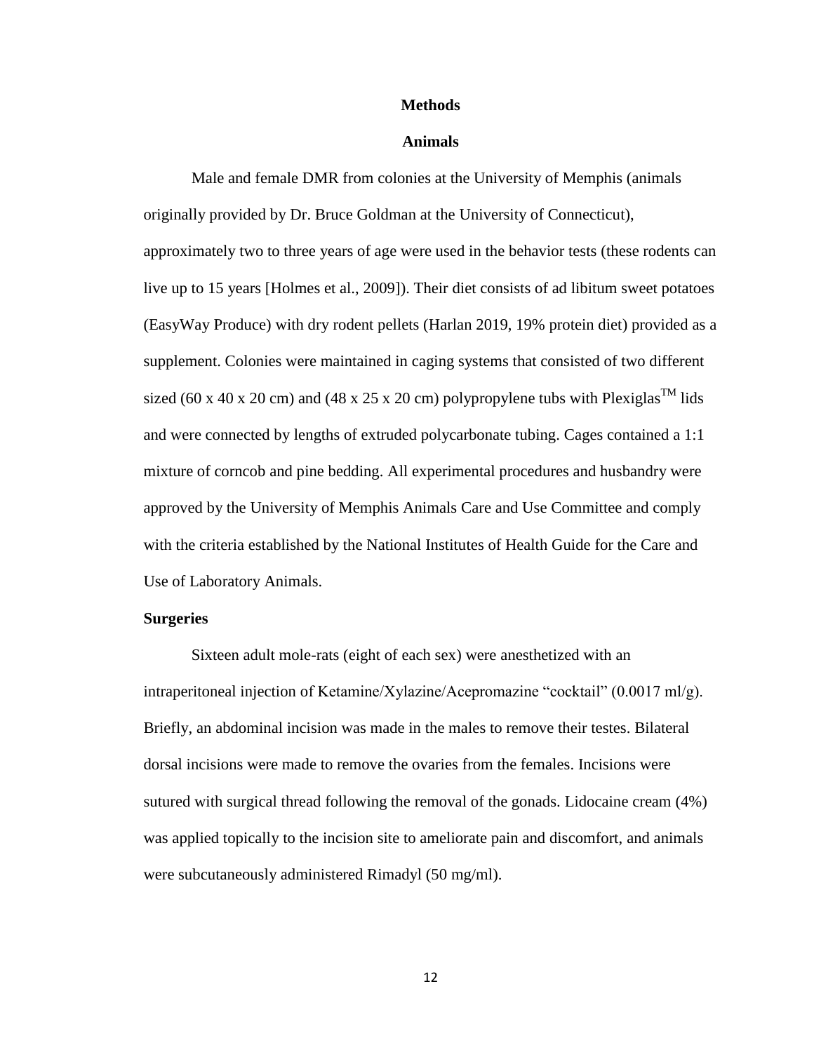# Methods

## Animals

Male and female DMR from colonies at the University of Memphis (animals originally provided by Dr. Bruce Goldman at the University of Connecticut), approximately two to three years of age were used in the behavior tests (these rodents can live up to 15 years [Holmes et al., 2009]). Their diet consists of ad libitum sweet potatoes (EasyWay Produce) with dry rodent pellets (Harlan 2019, 19% protein diet) provided as a supplement. Colonies were maintained in caging systems that consisted of two different sized (60 x 40 x 20 cm) and (48 x 25 x 20 cm) polypropylene tubs with Plexiglas™ lids and were connected by lengths of extruded polycarbonate tubing. Cages contained a 1:1 mixture of corncob and pine bedding. All experimental procedures and husbandry were approved by the University of Memphis Animals Care and Use Committee and comply with the criteria established by the National Institutes of Health Guide for the Care and Use of Laboratory Animals.

### Surgeries

Sixteen adult mole-rats (eight of each sex) were anesthetized with an intraperitoneal injection of Ketamine/Xylazine/Acepromazine "cocktail" (0.0017 ml/g). Briefly, an abdominal incision was made in the males to remove their testes. Bilateral dorsal incisions were made to remove the ovaries from the females. Incisions were sutured with surgical thread following the removal of the gonads. Lidocaine cream (4%) was applied topically to the incision site to ameliorate pain and discomfort, and animals were subcutaneously administered Rimadyl (50 mg/ml).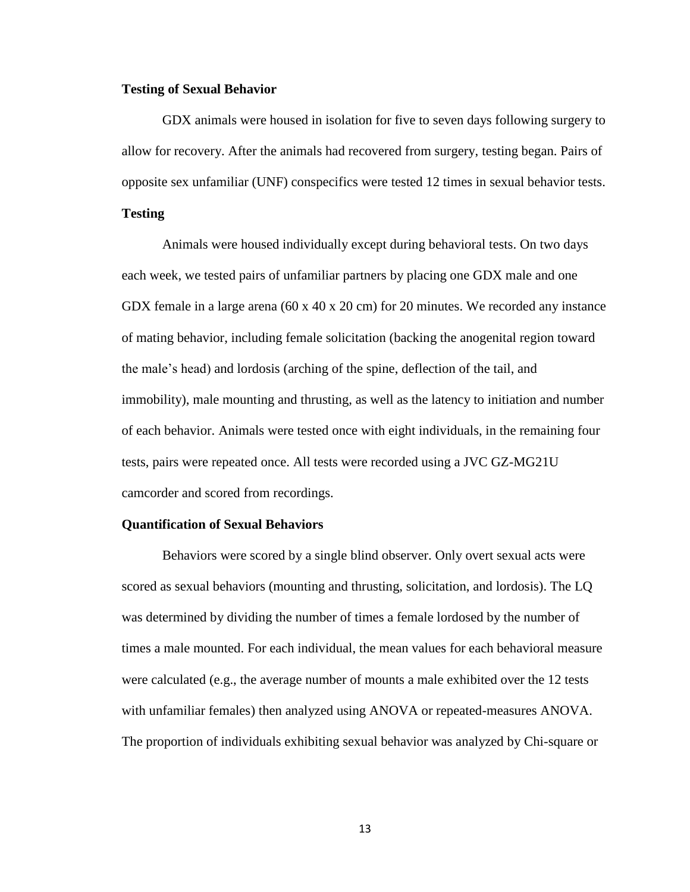### Testing of Sexual Behavior

GDX animals were housed in isolation for five to seven days following surgery to allow for recovery. After the animals had recovered from surgery, testing began. Pairs of opposite sex unfamiliar (UNF) conspecifics were tested 12 times in sexual behavior tests.

### Testing

Animals were housed individually except during behavioral tests. On two days each week, we tested pairs of unfamiliar partners by placing one GDX male and one GDX female in a large arena (60 x 40 x 20 cm) for 20 minutes. We recorded any instance of mating behavior, including female solicitation (backing the anogenital region toward the male's head) and lordosis (arching of the spine, deflection of the tail, and immobility), male mounting and thrusting, as well as the latency to initiation and number of each behavior. Animals were tested once with eight individuals, in the remaining four tests, pairs were repeated once. All tests were recorded using a JVC GZ-MG21U camcorder and scored from recordings.

### Quantification of Sexual Behaviors

Behaviors were scored by a single blind observer. Only overt sexual acts were scored as sexual behaviors (mounting and thrusting, solicitation, and lordosis). The LQ was determined by dividing the number of times a female lordosed by the number of times a male mounted. For each individual, the mean values for each behavioral measure were calculated (e.g., the average number of mounts a male exhibited over the 12 tests with unfamiliar females) then analyzed using ANOVA or repeated-measures ANOVA. The proportion of individuals exhibiting sexual behavior was analyzed by Chi-square or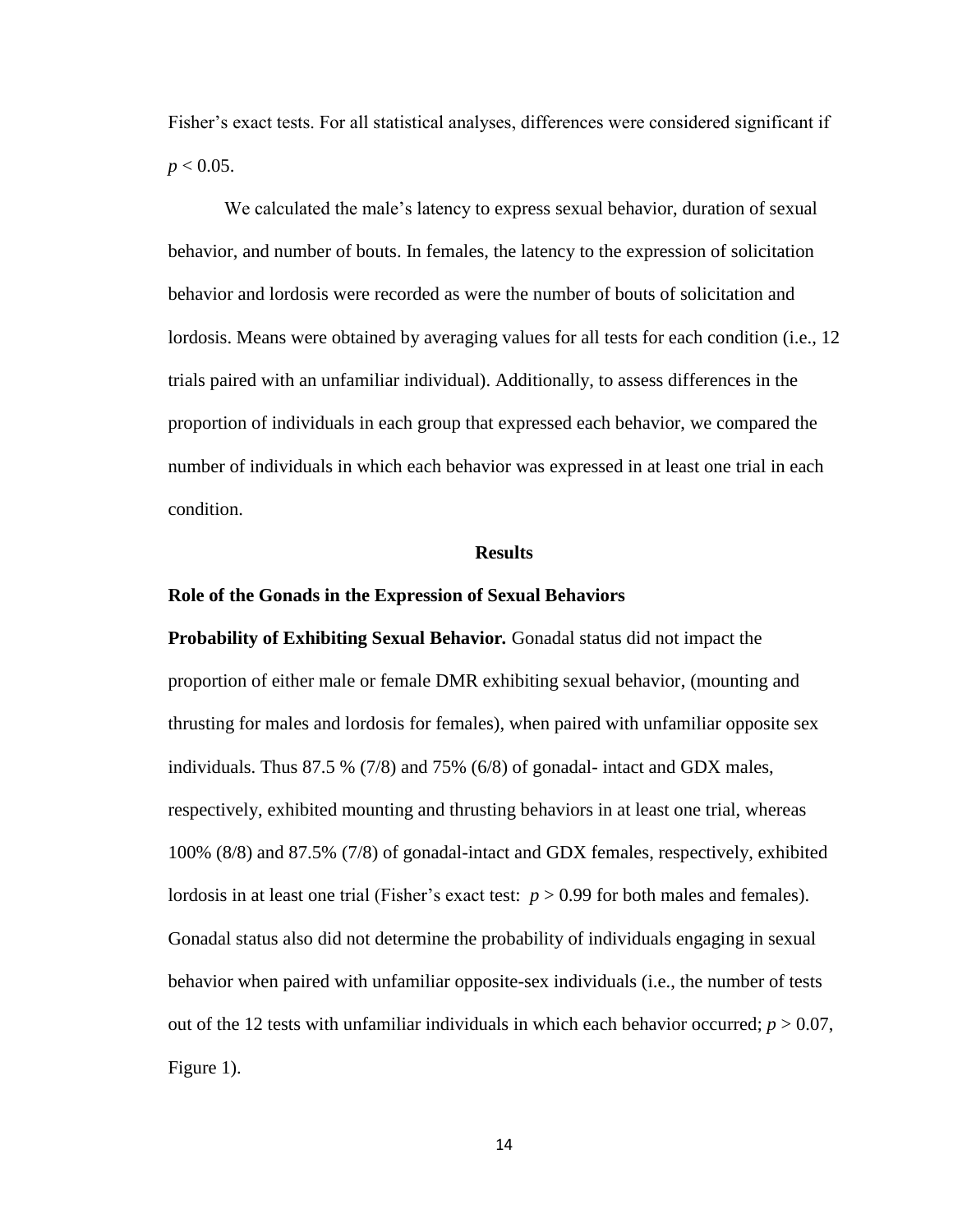Fisher's exact tests. For all statistical analyses, differences were considered significant if $p < 0.05$.

We calculated the male's latency to express sexual behavior, duration of sexual behavior, and number of bouts. In females, the latency to the expression of solicitation behavior and lordosis were recorded as were the number of bouts of solicitation and lordosis. Means were obtained by averaging values for all tests for each condition (i.e., 12 trials paired with an unfamiliar individual). Additionally, to assess differences in the proportion of individuals in each group that expressed each behavior, we compared the number of individuals in which each behavior was expressed in at least one trial in each condition.

## Results

### Role of the Gonads in the Expression of Sexual Behaviors

**Probability of Exhibiting Sexual Behavior.** Gonadal status did not impact the proportion of either male or female DMR exhibiting sexual behavior, (mounting and thrusting for males and lordosis for females), when paired with unfamiliar opposite sex individuals. Thus 87.5 % (7/8) and 75% (6/8) of gonadal- intact and GDX males, respectively, exhibited mounting and thrusting behaviors in at least one trial, whereas 100% (8/8) and 87.5% (7/8) of gonadal-intact and GDX females, respectively, exhibited lordosis in at least one trial (Fisher's exact test: $p > 0.99$ for both males and females). Gonadal status also did not determine the probability of individuals engaging in sexual behavior when paired with unfamiliar opposite-sex individuals (i.e., the number of tests out of the 12 tests with unfamiliar individuals in which each behavior occurred; $p > 0.07$, Figure 1).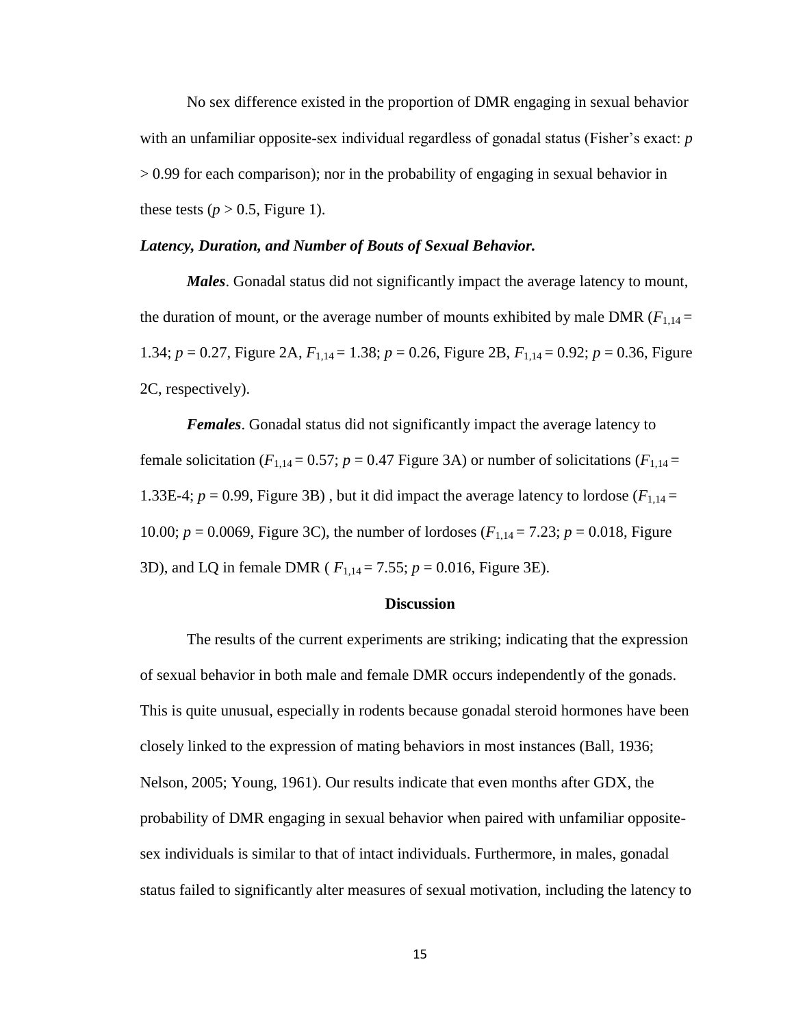No sex difference existed in the proportion of DMR engaging in sexual behavior with an unfamiliar opposite-sex individual regardless of gonadal status (Fisher's exact: $p > 0.99$ for each comparison); nor in the probability of engaging in sexual behavior in these tests ($p > 0.5$, Figure 1).

***Latency, Duration, and Number of Bouts of Sexual Behavior.***

***Males***. Gonadal status did not significantly impact the average latency to mount, the duration of mount, or the average number of mounts exhibited by male DMR ($F_{1,14} = 1.34$; $p = 0.27$, Figure 2A, $F_{1,14} = 1.38$; $p = 0.26$, Figure 2B, $F_{1,14} = 0.92$; $p = 0.36$, Figure 2C, respectively).

***Females***. Gonadal status did not significantly impact the average latency to female solicitation ($F_{1,14} = 0.57$; $p = 0.47$ Figure 3A) or number of solicitations ($F_{1,14} = 1.33\text{E-}4$; $p = 0.99$, Figure 3B) , but it did impact the average latency to lordose ($F_{1,14} = 10.00$; $p = 0.0069$, Figure 3C), the number of lordoses ($F_{1,14} = 7.23$; $p = 0.018$, Figure 3D), and LQ in female DMR ( $F_{1,14} = 7.55$; $p = 0.016$, Figure 3E).

## Discussion

The results of the current experiments are striking; indicating that the expression of sexual behavior in both male and female DMR occurs independently of the gonads. This is quite unusual, especially in rodents because gonadal steroid hormones have been closely linked to the expression of mating behaviors in most instances (Ball, 1936; Nelson, 2005; Young, 1961). Our results indicate that even months after GDX, the probability of DMR engaging in sexual behavior when paired with unfamiliar opposite-sex individuals is similar to that of intact individuals. Furthermore, in males, gonadal status failed to significantly alter measures of sexual motivation, including the latency to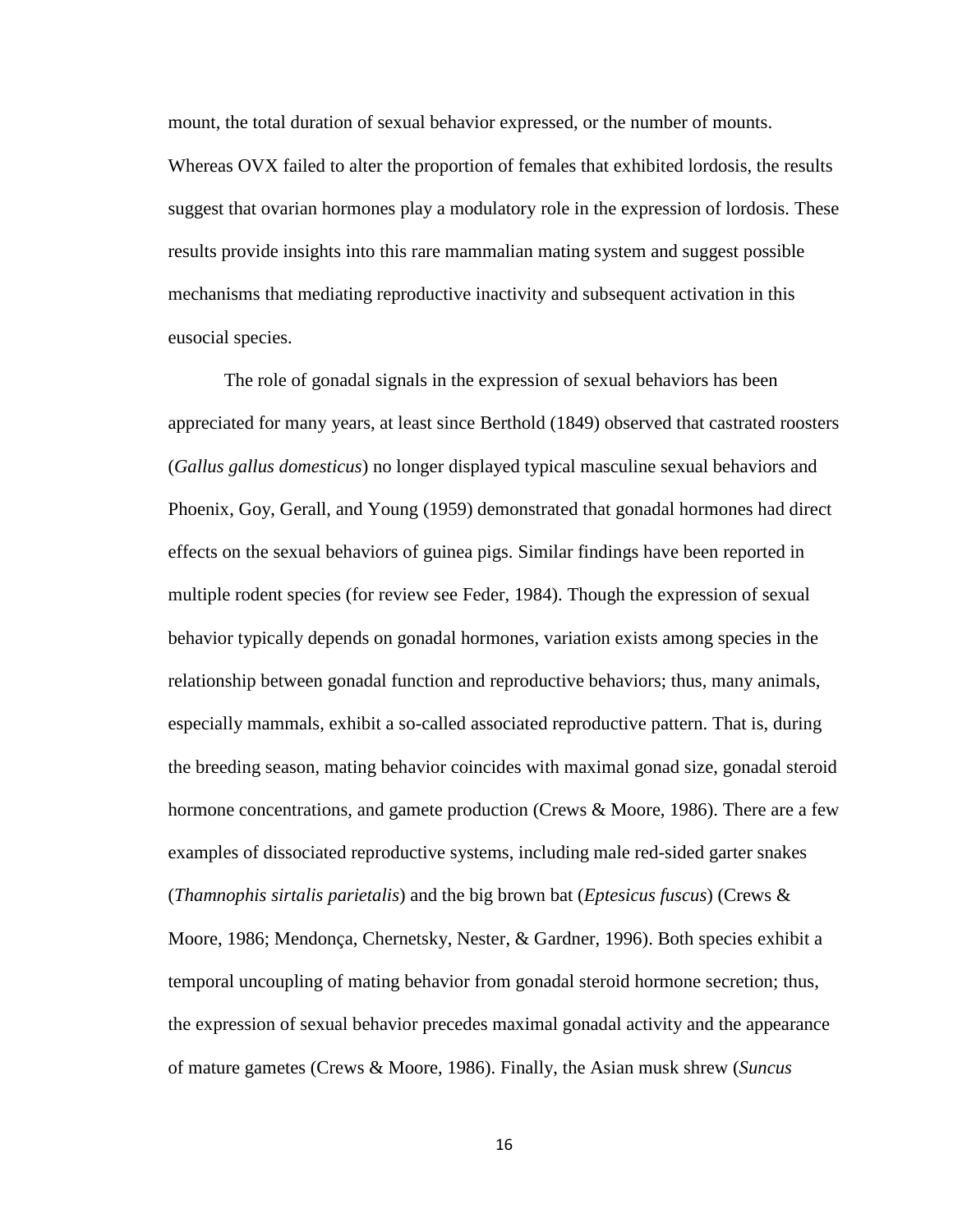mount, the total duration of sexual behavior expressed, or the number of mounts. Whereas OVX failed to alter the proportion of females that exhibited lordosis, the results suggest that ovarian hormones play a modulatory role in the expression of lordosis. These results provide insights into this rare mammalian mating system and suggest possible mechanisms that mediating reproductive inactivity and subsequent activation in this eusocial species.

The role of gonadal signals in the expression of sexual behaviors has been appreciated for many years, at least since Berthold (1849) observed that castrated roosters (*Gallus gallus domesticus*) no longer displayed typical masculine sexual behaviors and Phoenix, Goy, Gerall, and Young (1959) demonstrated that gonadal hormones had direct effects on the sexual behaviors of guinea pigs. Similar findings have been reported in multiple rodent species (for review see Feder, 1984). Though the expression of sexual behavior typically depends on gonadal hormones, variation exists among species in the relationship between gonadal function and reproductive behaviors; thus, many animals, especially mammals, exhibit a so-called associated reproductive pattern. That is, during the breeding season, mating behavior coincides with maximal gonad size, gonadal steroid hormone concentrations, and gamete production (Crews & Moore, 1986). There are a few examples of dissociated reproductive systems, including male red-sided garter snakes (*Thamnophis sirtalis parietalis*) and the big brown bat (*Eptesicus fuscus*) (Crews & Moore, 1986; Mendonça, Chernetsky, Nester, & Gardner, 1996). Both species exhibit a temporal uncoupling of mating behavior from gonadal steroid hormone secretion; thus, the expression of sexual behavior precedes maximal gonadal activity and the appearance of mature gametes (Crews & Moore, 1986). Finally, the Asian musk shrew (*Suncus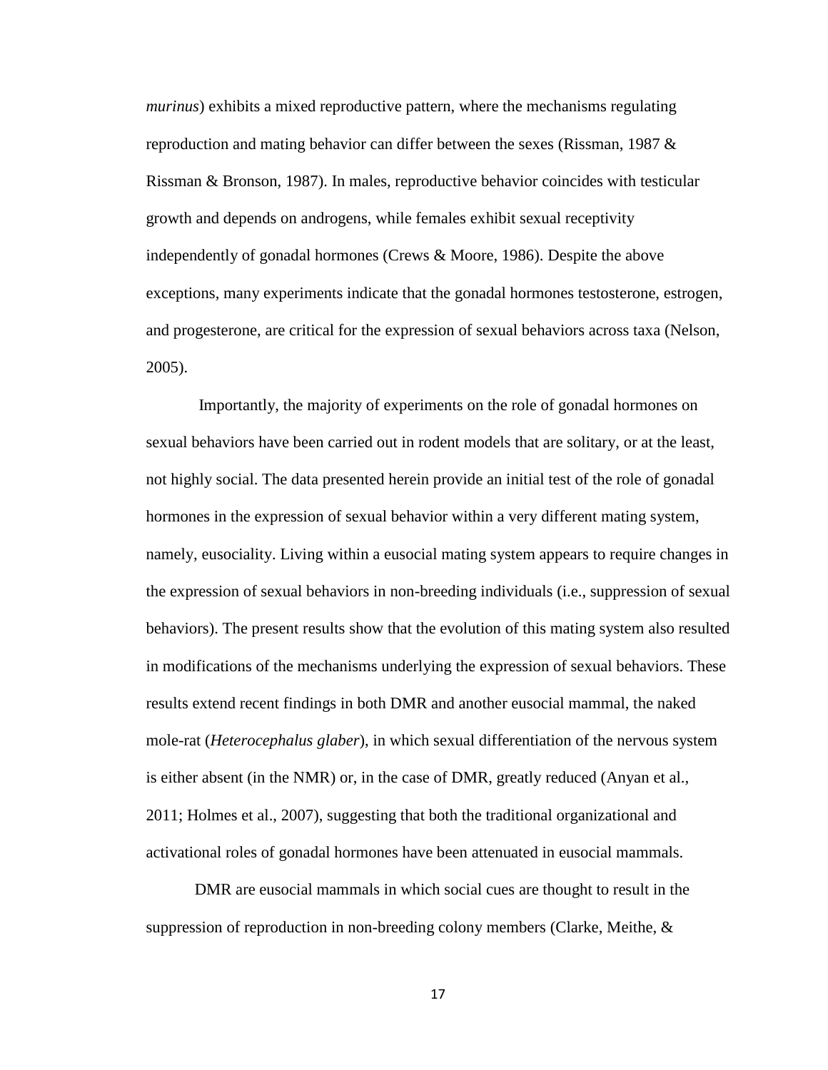*murinus*) exhibits a mixed reproductive pattern, where the mechanisms regulating reproduction and mating behavior can differ between the sexes (Rissman, 1987 & Rissman & Bronson, 1987). In males, reproductive behavior coincides with testicular growth and depends on androgens, while females exhibit sexual receptivity independently of gonadal hormones (Crews & Moore, 1986). Despite the above exceptions, many experiments indicate that the gonadal hormones testosterone, estrogen, and progesterone, are critical for the expression of sexual behaviors across taxa (Nelson, 2005).

Importantly, the majority of experiments on the role of gonadal hormones on sexual behaviors have been carried out in rodent models that are solitary, or at the least, not highly social. The data presented herein provide an initial test of the role of gonadal hormones in the expression of sexual behavior within a very different mating system, namely, eusociality. Living within a eusocial mating system appears to require changes in the expression of sexual behaviors in non-breeding individuals (i.e., suppression of sexual behaviors). The present results show that the evolution of this mating system also resulted in modifications of the mechanisms underlying the expression of sexual behaviors. These results extend recent findings in both DMR and another eusocial mammal, the naked mole-rat (*Heterocephalus glaber*), in which sexual differentiation of the nervous system is either absent (in the NMR) or, in the case of DMR, greatly reduced (Anyan et al., 2011; Holmes et al., 2007), suggesting that both the traditional organizational and activational roles of gonadal hormones have been attenuated in eusocial mammals.

DMR are eusocial mammals in which social cues are thought to result in the suppression of reproduction in non-breeding colony members (Clarke, Meithe, &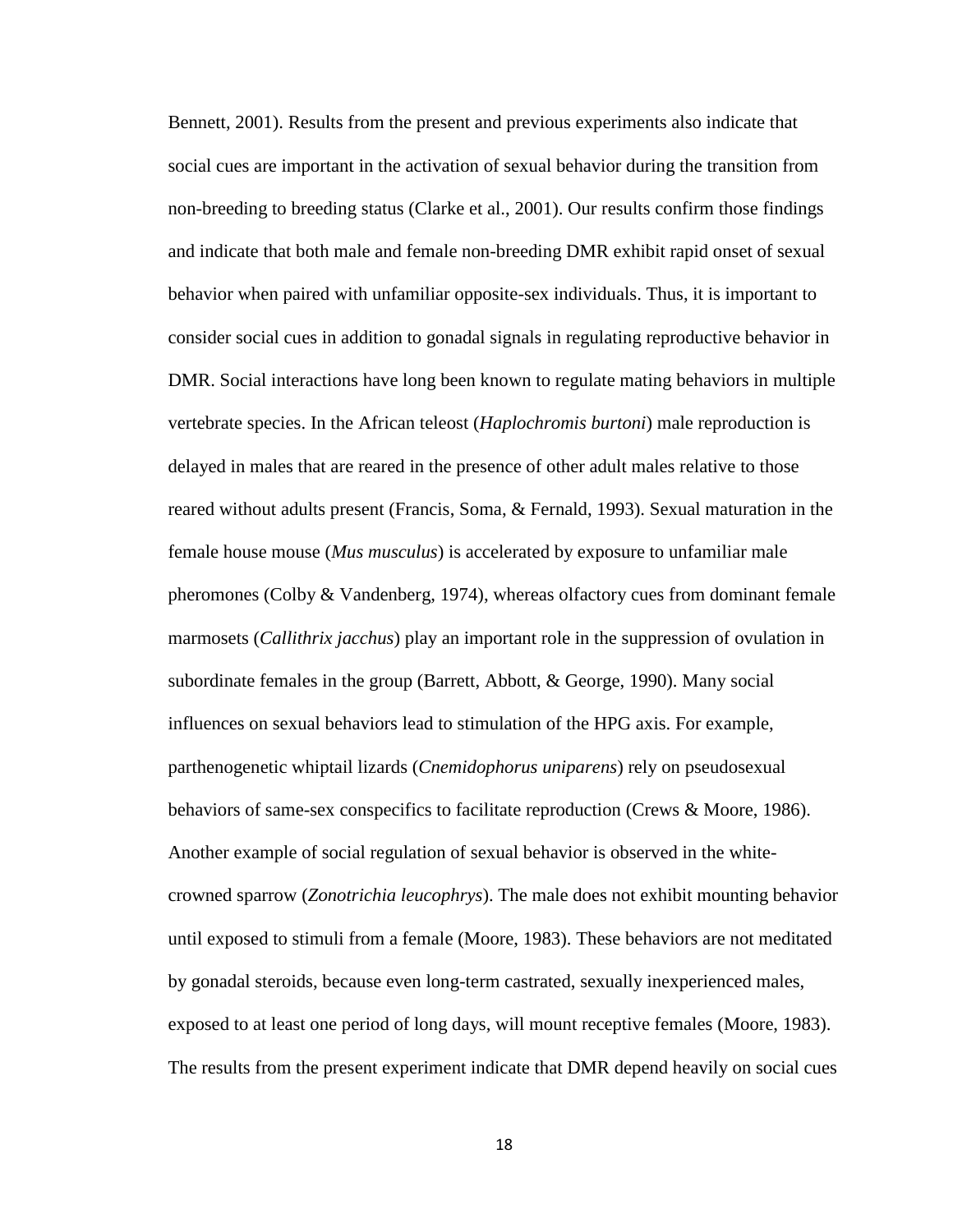Bennett, 2001). Results from the present and previous experiments also indicate that social cues are important in the activation of sexual behavior during the transition from non-breeding to breeding status (Clarke et al., 2001). Our results confirm those findings and indicate that both male and female non-breeding DMR exhibit rapid onset of sexual behavior when paired with unfamiliar opposite-sex individuals. Thus, it is important to consider social cues in addition to gonadal signals in regulating reproductive behavior in DMR. Social interactions have long been known to regulate mating behaviors in multiple vertebrate species. In the African teleost (*Haplochromis burtoni*) male reproduction is delayed in males that are reared in the presence of other adult males relative to those reared without adults present (Francis, Soma, & Fernald, 1993). Sexual maturation in the female house mouse (*Mus musculus*) is accelerated by exposure to unfamiliar male pheromones (Colby & Vandenberg, 1974), whereas olfactory cues from dominant female marmosets (*Callithrix jacchus*) play an important role in the suppression of ovulation in subordinate females in the group (Barrett, Abbott, & George, 1990). Many social influences on sexual behaviors lead to stimulation of the HPG axis. For example, parthenogenetic whiptail lizards (*Cnemidophorus uniparens*) rely on pseudosexual behaviors of same-sex conspecifics to facilitate reproduction (Crews & Moore, 1986). Another example of social regulation of sexual behavior is observed in the white-crowned sparrow (*Zonotrichia leucophrys*). The male does not exhibit mounting behavior until exposed to stimuli from a female (Moore, 1983). These behaviors are not meditated by gonadal steroids, because even long-term castrated, sexually inexperienced males, exposed to at least one period of long days, will mount receptive females (Moore, 1983). The results from the present experiment indicate that DMR depend heavily on social cues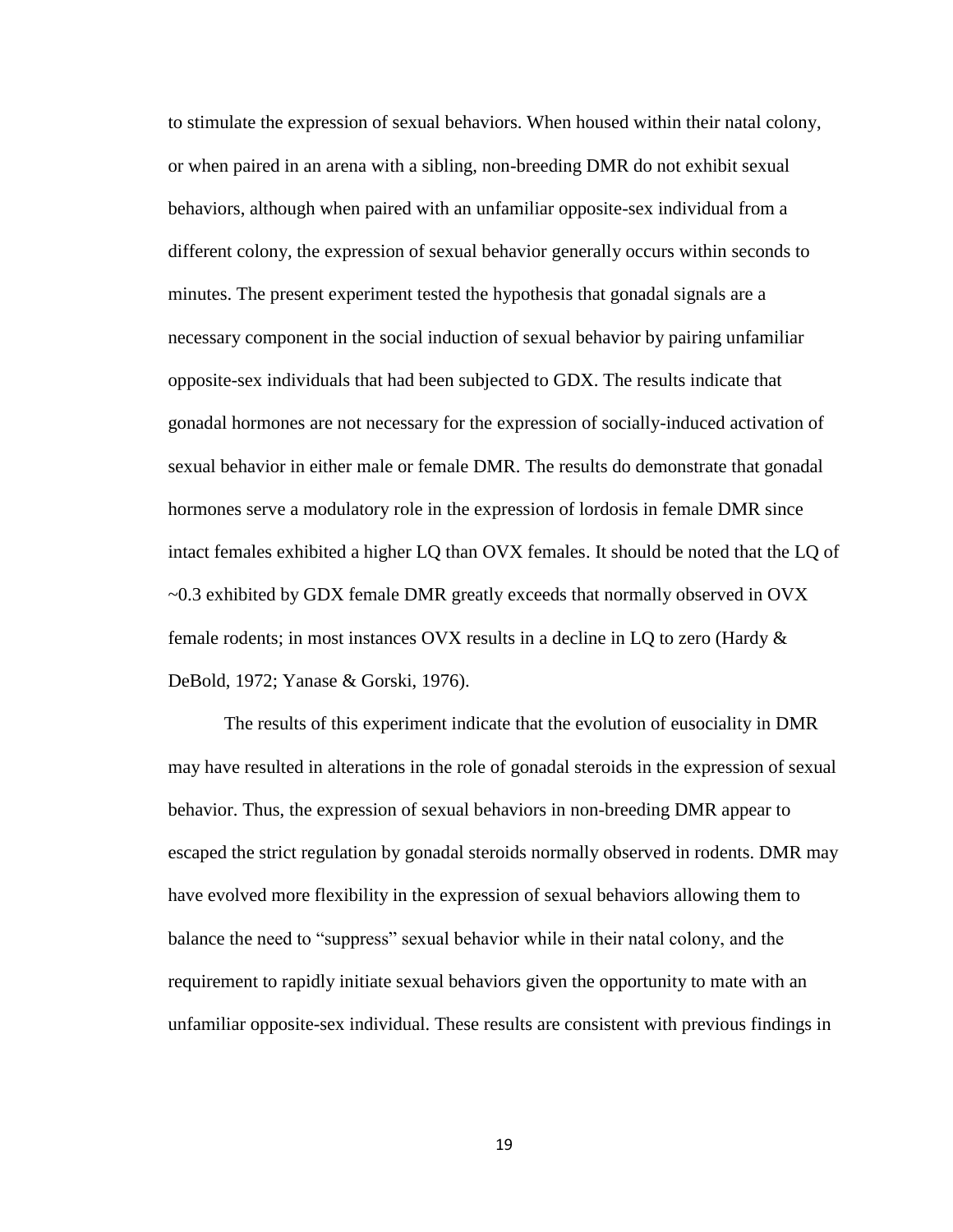to stimulate the expression of sexual behaviors. When housed within their natal colony, or when paired in an arena with a sibling, non-breeding DMR do not exhibit sexual behaviors, although when paired with an unfamiliar opposite-sex individual from a different colony, the expression of sexual behavior generally occurs within seconds to minutes. The present experiment tested the hypothesis that gonadal signals are a necessary component in the social induction of sexual behavior by pairing unfamiliar opposite-sex individuals that had been subjected to GDX. The results indicate that gonadal hormones are not necessary for the expression of socially-induced activation of sexual behavior in either male or female DMR. The results do demonstrate that gonadal hormones serve a modulatory role in the expression of lordosis in female DMR since intact females exhibited a higher LQ than OVX females. It should be noted that the LQ of ~0.3 exhibited by GDX female DMR greatly exceeds that normally observed in OVX female rodents; in most instances OVX results in a decline in LQ to zero (Hardy & DeBold, 1972; Yanase & Gorski, 1976).

The results of this experiment indicate that the evolution of eusociality in DMR may have resulted in alterations in the role of gonadal steroids in the expression of sexual behavior. Thus, the expression of sexual behaviors in non-breeding DMR appear to escaped the strict regulation by gonadal steroids normally observed in rodents. DMR may have evolved more flexibility in the expression of sexual behaviors allowing them to balance the need to "suppress" sexual behavior while in their natal colony, and the requirement to rapidly initiate sexual behaviors given the opportunity to mate with an unfamiliar opposite-sex individual. These results are consistent with previous findings in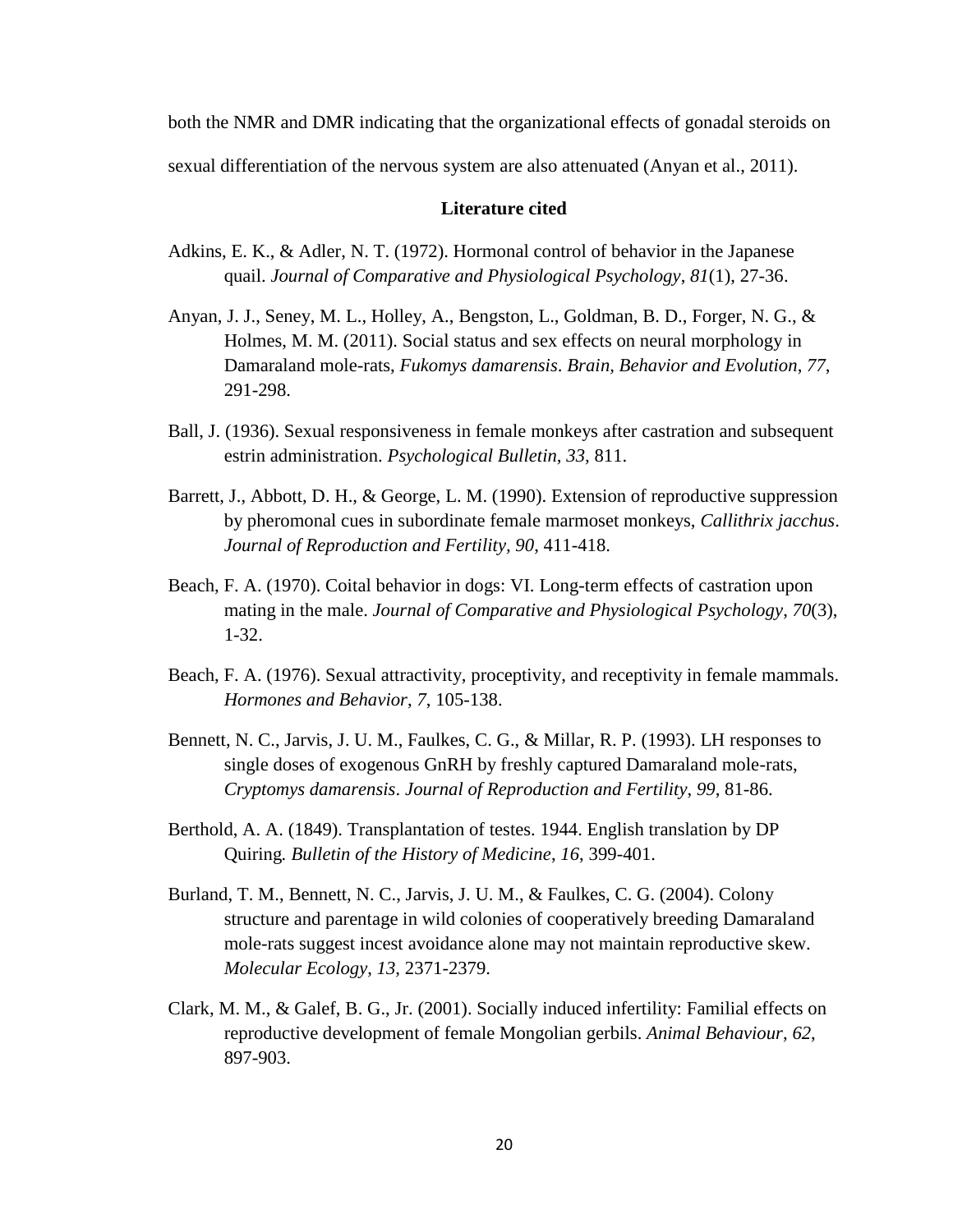both the NMR and DMR indicating that the organizational effects of gonadal steroids on sexual differentiation of the nervous system are also attenuated (Anyan et al., 2011).

## Literature cited

Adkins, E. K., & Adler, N. T. (1972). Hormonal control of behavior in the Japanese quail. *Journal of Comparative and Physiological Psychology*, *81*(1), 27-36.

Anyan, J. J., Seney, M. L., Holley, A., Bengston, L., Goldman, B. D., Forger, N. G., & Holmes, M. M. (2011). Social status and sex effects on neural morphology in Damaraland mole-rats, *Fukomys damarensis*. *Brain, Behavior and Evolution*, *77*, 291-298.

Ball, J. (1936). Sexual responsiveness in female monkeys after castration and subsequent estrin administration. *Psychological Bulletin*, *33,* 811.

Barrett, J., Abbott, D. H., & George, L. M. (1990). Extension of reproductive suppression by pheromonal cues in subordinate female marmoset monkeys, *Callithrix jacchus*. *Journal of Reproduction and Fertility*, *90*, 411-418.

Beach, F. A. (1970). Coital behavior in dogs: VI. Long-term effects of castration upon mating in the male. *Journal of Comparative and Physiological Psychology*, *70*(3), 1-32.

Beach, F. A. (1976). Sexual attractivity, proceptivity, and receptivity in female mammals. *Hormones and Behavior*, *7*, 105-138.

Bennett, N. C., Jarvis, J. U. M., Faulkes, C. G., & Millar, R. P. (1993). LH responses to single doses of exogenous GnRH by freshly captured Damaraland mole-rats, *Cryptomys damarensis*. *Journal of Reproduction and Fertility*, *99*, 81-86.

Berthold, A. A. (1849). Transplantation of testes. 1944. English translation by DP Quiring*. Bulletin of the History of Medicine*, *16*, 399-401.

Burland, T. M., Bennett, N. C., Jarvis, J. U. M., & Faulkes, C. G. (2004). Colony structure and parentage in wild colonies of cooperatively breeding Damaraland mole-rats suggest incest avoidance alone may not maintain reproductive skew. *Molecular Ecology*, *13*, 2371-2379.

Clark, M. M., & Galef, B. G., Jr. (2001). Socially induced infertility: Familial effects on reproductive development of female Mongolian gerbils. *Animal Behaviour*, *62*, 897-903.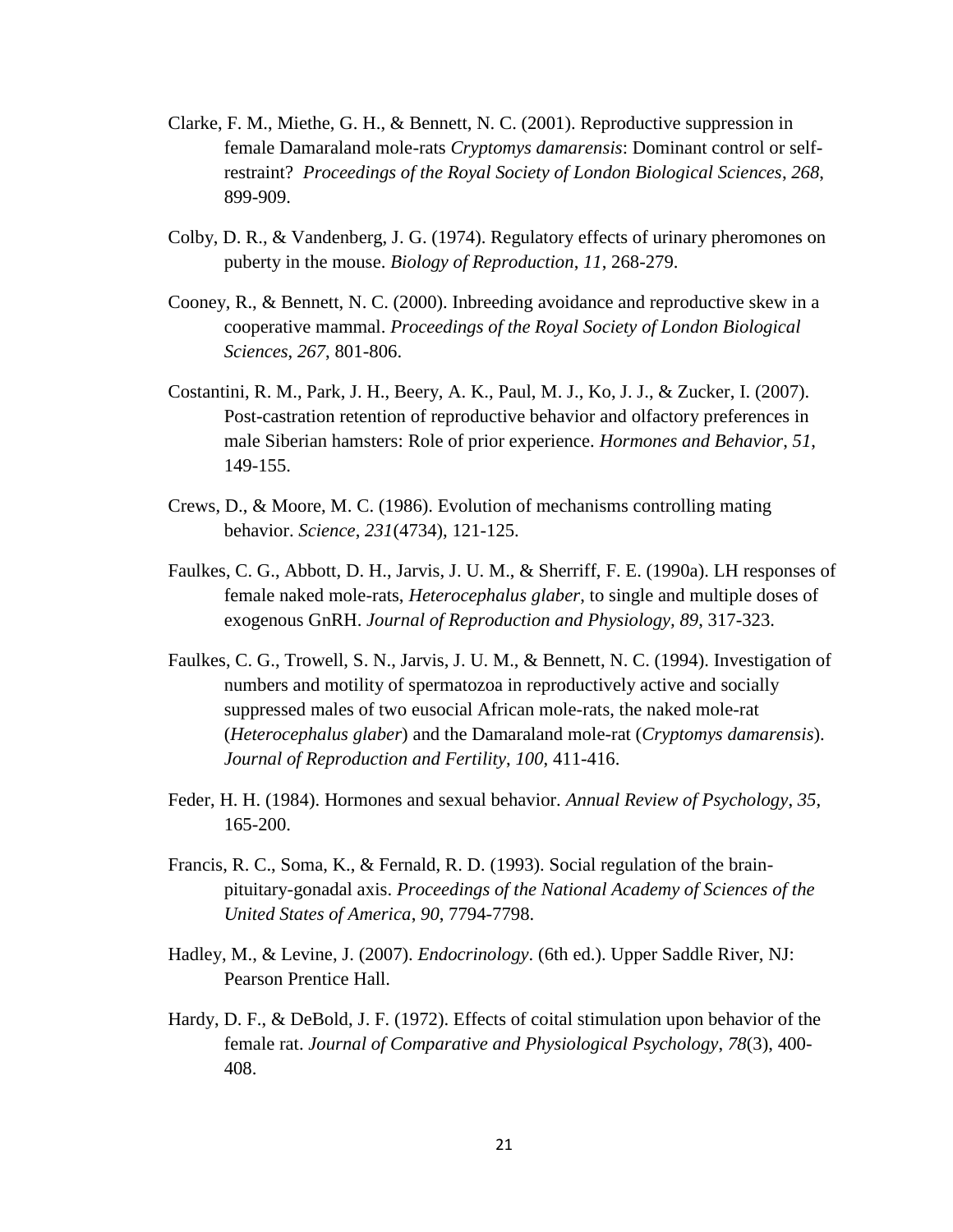Clarke, F. M., Miethe, G. H., & Bennett, N. C. (2001). Reproductive suppression in female Damaraland mole-rats *Cryptomys damarensis*: Dominant control or self-restraint? *Proceedings of the Royal Society of London Biological Sciences*, *268*, 899-909.

Colby, D. R., & Vandenberg, J. G. (1974). Regulatory effects of urinary pheromones on puberty in the mouse. *Biology of Reproduction*, *11*, 268-279.

Cooney, R., & Bennett, N. C. (2000). Inbreeding avoidance and reproductive skew in a cooperative mammal. *Proceedings of the Royal Society of London Biological Sciences*, *267*, 801-806.

Costantini, R. M., Park, J. H., Beery, A. K., Paul, M. J., Ko, J. J., & Zucker, I. (2007). Post-castration retention of reproductive behavior and olfactory preferences in male Siberian hamsters: Role of prior experience. *Hormones and Behavior*, *51*, 149-155.

Crews, D., & Moore, M. C. (1986). Evolution of mechanisms controlling mating behavior. *Science*, *231*(4734), 121-125.

Faulkes, C. G., Abbott, D. H., Jarvis, J. U. M., & Sherriff, F. E. (1990a). LH responses of female naked mole-rats, *Heterocephalus glaber*, to single and multiple doses of exogenous GnRH. *Journal of Reproduction and Physiology*, *89*, 317-323.

Faulkes, C. G., Trowell, S. N., Jarvis, J. U. M., & Bennett, N. C. (1994). Investigation of numbers and motility of spermatozoa in reproductively active and socially suppressed males of two eusocial African mole-rats, the naked mole-rat (*Heterocephalus glaber*) and the Damaraland mole-rat (*Cryptomys damarensis*). *Journal of Reproduction and Fertility*, *100*, 411-416.

Feder, H. H. (1984). Hormones and sexual behavior. *Annual Review of Psychology*, *35*, 165-200.

Francis, R. C., Soma, K., & Fernald, R. D. (1993). Social regulation of the brain-pituitary-gonadal axis. *Proceedings of the National Academy of Sciences of the United States of America*, *90*, 7794-7798.

Hadley, M., & Levine, J. (2007). *Endocrinology*. (6th ed.). Upper Saddle River, NJ: Pearson Prentice Hall.

Hardy, D. F., & DeBold, J. F. (1972). Effects of coital stimulation upon behavior of the female rat. *Journal of Comparative and Physiological Psychology*, *78*(3), 400-408.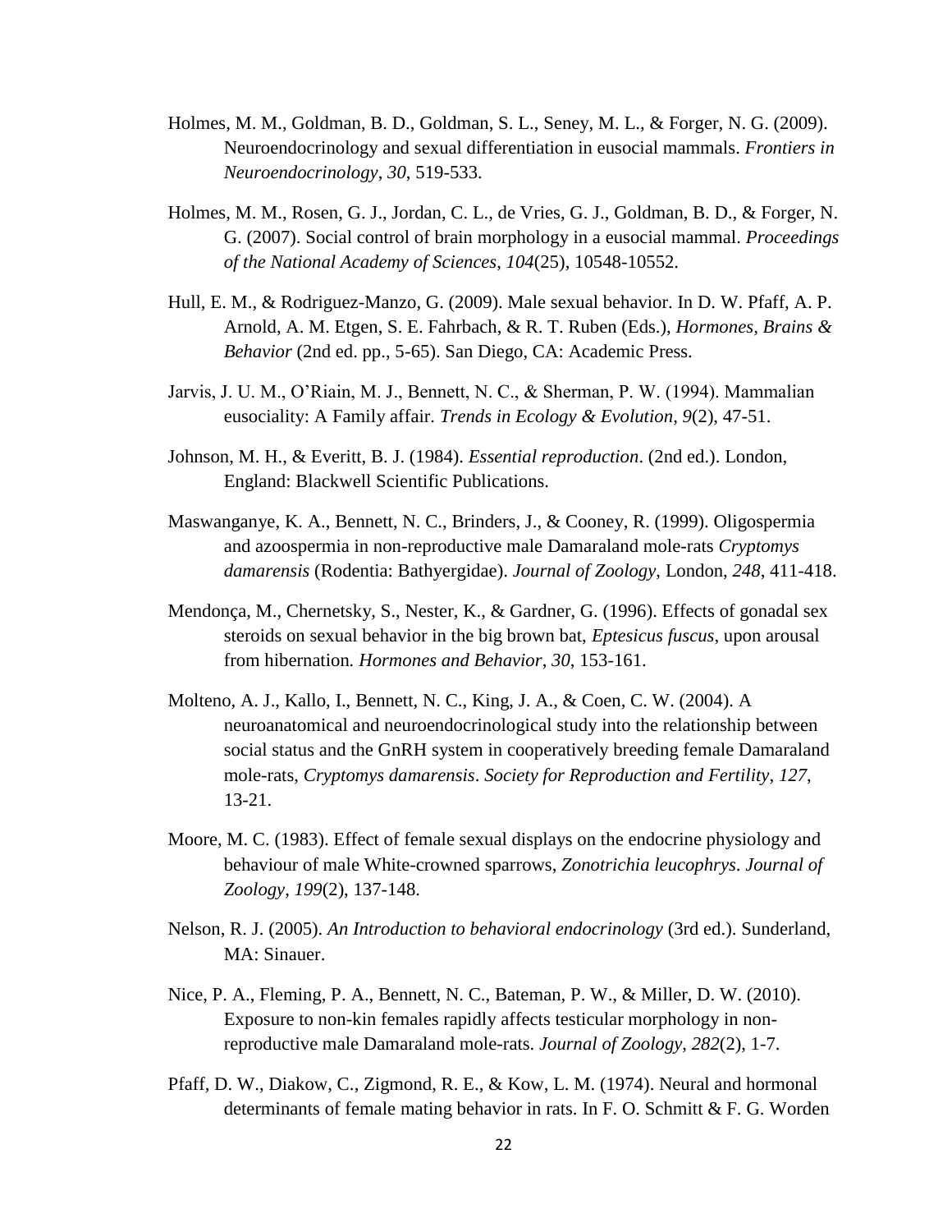Holmes, M. M., Goldman, B. D., Goldman, S. L., Seney, M. L., & Forger, N. G. (2009). Neuroendocrinology and sexual differentiation in eusocial mammals. *Frontiers in Neuroendocrinology*, *30*, 519-533.

Holmes, M. M., Rosen, G. J., Jordan, C. L., de Vries, G. J., Goldman, B. D., & Forger, N. G. (2007). Social control of brain morphology in a eusocial mammal. *Proceedings of the National Academy of Sciences*, *104*(25), 10548-10552.

Hull, E. M., & Rodriguez-Manzo, G. (2009). Male sexual behavior. In D. W. Pfaff, A. P. Arnold, A. M. Etgen, S. E. Fahrbach, & R. T. Ruben (Eds.), *Hormones, Brains & Behavior* (2nd ed. pp., 5-65). San Diego, CA: Academic Press.

Jarvis, J. U. M., O'Riain, M. J., Bennett, N. C., & Sherman, P. W. (1994). Mammalian eusociality: A Family affair. *Trends in Ecology & Evolution*, *9*(2), 47-51.

Johnson, M. H., & Everitt, B. J. (1984). *Essential reproduction*. (2nd ed.). London, England: Blackwell Scientific Publications.

Maswanganye, K. A., Bennett, N. C., Brinders, J., & Cooney, R. (1999). Oligospermia and azoospermia in non-reproductive male Damaraland mole-rats *Cryptomys damarensis* (Rodentia: Bathyergidae). *Journal of Zoology*, London, *248*, 411-418.

Mendonça, M., Chernetsky, S., Nester, K., & Gardner, G. (1996). Effects of gonadal sex steroids on sexual behavior in the big brown bat, *Eptesicus fuscus*, upon arousal from hibernation. *Hormones and Behavior*, *30*, 153-161.

Molteno, A. J., Kallo, I., Bennett, N. C., King, J. A., & Coen, C. W. (2004). A neuroanatomical and neuroendocrinological study into the relationship between social status and the GnRH system in cooperatively breeding female Damaraland mole-rats, *Cryptomys damarensis*. *Society for Reproduction and Fertility*, *127*, 13-21.

Moore, M. C. (1983). Effect of female sexual displays on the endocrine physiology and behaviour of male White-crowned sparrows, *Zonotrichia leucophrys*. *Journal of Zoology*, *199*(2), 137-148.

Nelson, R. J. (2005). *An Introduction to behavioral endocrinology* (3rd ed.). Sunderland, MA: Sinauer.

Nice, P. A., Fleming, P. A., Bennett, N. C., Bateman, P. W., & Miller, D. W. (2010). Exposure to non-kin females rapidly affects testicular morphology in non-reproductive male Damaraland mole-rats. *Journal of Zoology*, *282*(2), 1-7.

Pfaff, D. W., Diakow, C., Zigmond, R. E., & Kow, L. M. (1974). Neural and hormonal determinants of female mating behavior in rats. In F. O. Schmitt & F. G. Worden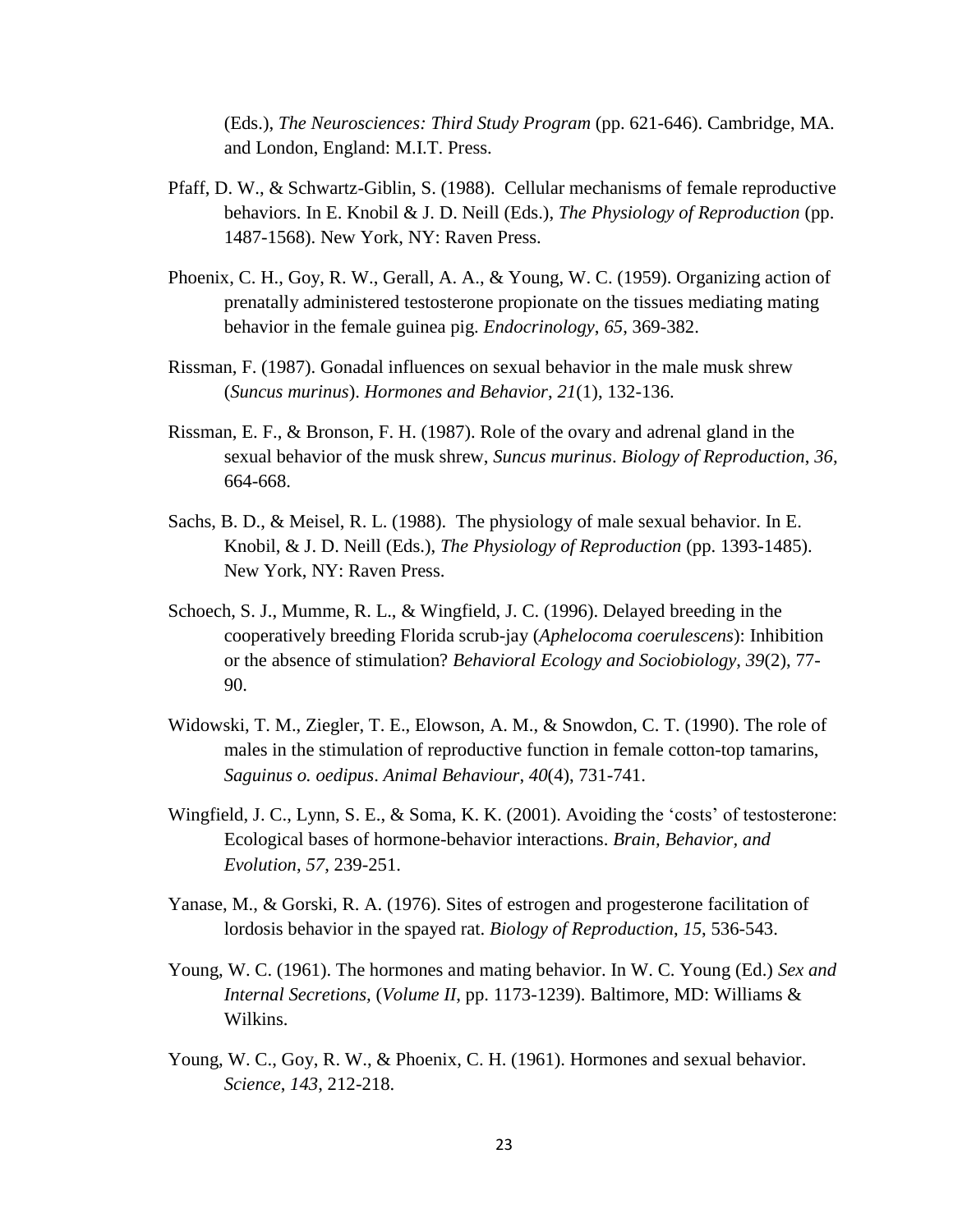(Eds.), *The Neurosciences: Third Study Program* (pp. 621-646). Cambridge, MA. and London, England: M.I.T. Press.

Pfaff, D. W., & Schwartz-Giblin, S. (1988). Cellular mechanisms of female reproductive behaviors. In E. Knobil & J. D. Neill (Eds.), *The Physiology of Reproduction* (pp. 1487-1568). New York, NY: Raven Press.

Phoenix, C. H., Goy, R. W., Gerall, A. A., & Young, W. C. (1959). Organizing action of prenatally administered testosterone propionate on the tissues mediating mating behavior in the female guinea pig. *Endocrinology*, *65*, 369-382.

Rissman, F. (1987). Gonadal influences on sexual behavior in the male musk shrew (*Suncus murinus*). *Hormones and Behavior*, *21*(1), 132-136.

Rissman, E. F., & Bronson, F. H. (1987). Role of the ovary and adrenal gland in the sexual behavior of the musk shrew, *Suncus murinus*. *Biology of Reproduction*, *36*, 664-668.

Sachs, B. D., & Meisel, R. L. (1988). The physiology of male sexual behavior. In E. Knobil, & J. D. Neill (Eds.), *The Physiology of Reproduction* (pp. 1393-1485). New York, NY: Raven Press.

Schoech, S. J., Mumme, R. L., & Wingfield, J. C. (1996). Delayed breeding in the cooperatively breeding Florida scrub-jay (*Aphelocoma coerulescens*): Inhibition or the absence of stimulation? *Behavioral Ecology and Sociobiology*, *39*(2), 77-90.

Widowski, T. M., Ziegler, T. E., Elowson, A. M., & Snowdon, C. T. (1990). The role of males in the stimulation of reproductive function in female cotton-top tamarins, *Saguinus o. oedipus*. *Animal Behaviour*, *40*(4), 731-741.

Wingfield, J. C., Lynn, S. E., & Soma, K. K. (2001). Avoiding the 'costs' of testosterone: Ecological bases of hormone-behavior interactions. *Brain, Behavior, and Evolution*, *57*, 239-251.

Yanase, M., & Gorski, R. A. (1976). Sites of estrogen and progesterone facilitation of lordosis behavior in the spayed rat. *Biology of Reproduction*, *15*, 536-543.

Young, W. C. (1961). The hormones and mating behavior. In W. C. Young (Ed.) *Sex and Internal Secretions,* (*Volume II*, pp. 1173-1239). Baltimore, MD: Williams & Wilkins.

Young, W. C., Goy, R. W., & Phoenix, C. H. (1961). Hormones and sexual behavior. *Science*, *143*, 212-218.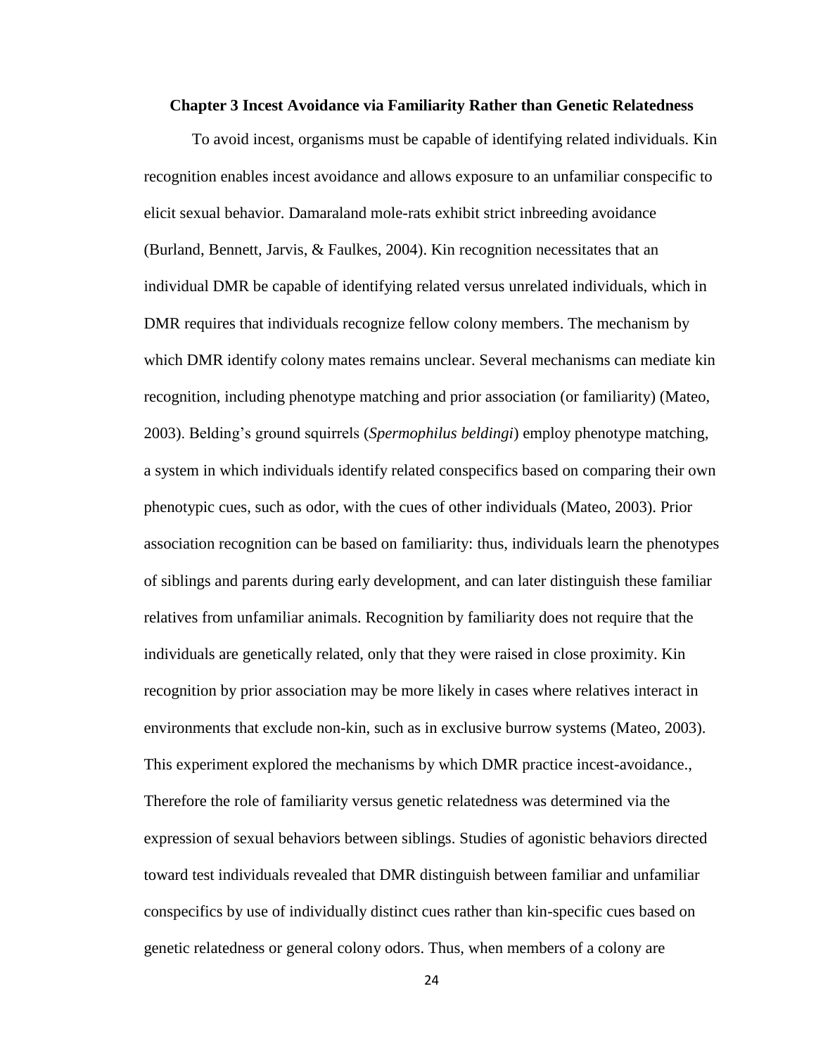## Chapter 3 Incest Avoidance via Familiarity Rather than Genetic Relatedness

To avoid incest, organisms must be capable of identifying related individuals. Kin recognition enables incest avoidance and allows exposure to an unfamiliar conspecific to elicit sexual behavior. Damaraland mole-rats exhibit strict inbreeding avoidance (Burland, Bennett, Jarvis, & Faulkes, 2004). Kin recognition necessitates that an individual DMR be capable of identifying related versus unrelated individuals, which in DMR requires that individuals recognize fellow colony members. The mechanism by which DMR identify colony mates remains unclear. Several mechanisms can mediate kin recognition, including phenotype matching and prior association (or familiarity) (Mateo, 2003). Belding's ground squirrels (*Spermophilus beldingi*) employ phenotype matching, a system in which individuals identify related conspecifics based on comparing their own phenotypic cues, such as odor, with the cues of other individuals (Mateo, 2003). Prior association recognition can be based on familiarity: thus, individuals learn the phenotypes of siblings and parents during early development, and can later distinguish these familiar relatives from unfamiliar animals. Recognition by familiarity does not require that the individuals are genetically related, only that they were raised in close proximity. Kin recognition by prior association may be more likely in cases where relatives interact in environments that exclude non-kin, such as in exclusive burrow systems (Mateo, 2003). This experiment explored the mechanisms by which DMR practice incest-avoidance., Therefore the role of familiarity versus genetic relatedness was determined via the expression of sexual behaviors between siblings. Studies of agonistic behaviors directed toward test individuals revealed that DMR distinguish between familiar and unfamiliar conspecifics by use of individually distinct cues rather than kin-specific cues based on genetic relatedness or general colony odors. Thus, when members of a colony are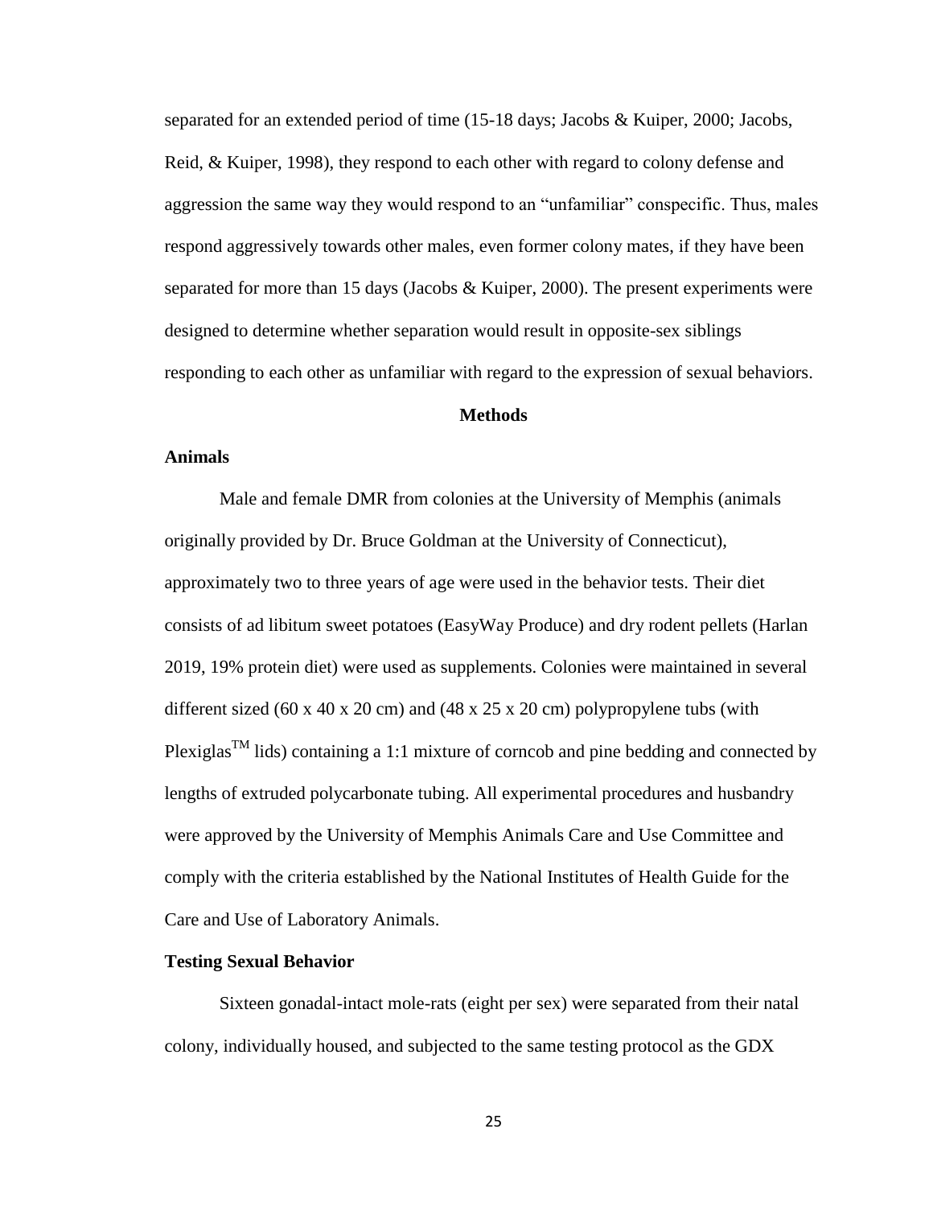separated for an extended period of time (15-18 days; Jacobs & Kuiper, 2000; Jacobs, Reid, & Kuiper, 1998), they respond to each other with regard to colony defense and aggression the same way they would respond to an "unfamiliar" conspecific. Thus, males respond aggressively towards other males, even former colony mates, if they have been separated for more than 15 days (Jacobs & Kuiper, 2000). The present experiments were designed to determine whether separation would result in opposite-sex siblings responding to each other as unfamiliar with regard to the expression of sexual behaviors.

## Methods

### Animals

Male and female DMR from colonies at the University of Memphis (animals originally provided by Dr. Bruce Goldman at the University of Connecticut), approximately two to three years of age were used in the behavior tests. Their diet consists of ad libitum sweet potatoes (EasyWay Produce) and dry rodent pellets (Harlan 2019, 19% protein diet) were used as supplements. Colonies were maintained in several different sized (60 x 40 x 20 cm) and (48 x 25 x 20 cm) polypropylene tubs (with Plexiglas$^{TM}$ lids) containing a 1:1 mixture of corncob and pine bedding and connected by lengths of extruded polycarbonate tubing. All experimental procedures and husbandry were approved by the University of Memphis Animals Care and Use Committee and comply with the criteria established by the National Institutes of Health Guide for the Care and Use of Laboratory Animals.

### Testing Sexual Behavior

Sixteen gonadal-intact mole-rats (eight per sex) were separated from their natal colony, individually housed, and subjected to the same testing protocol as the GDX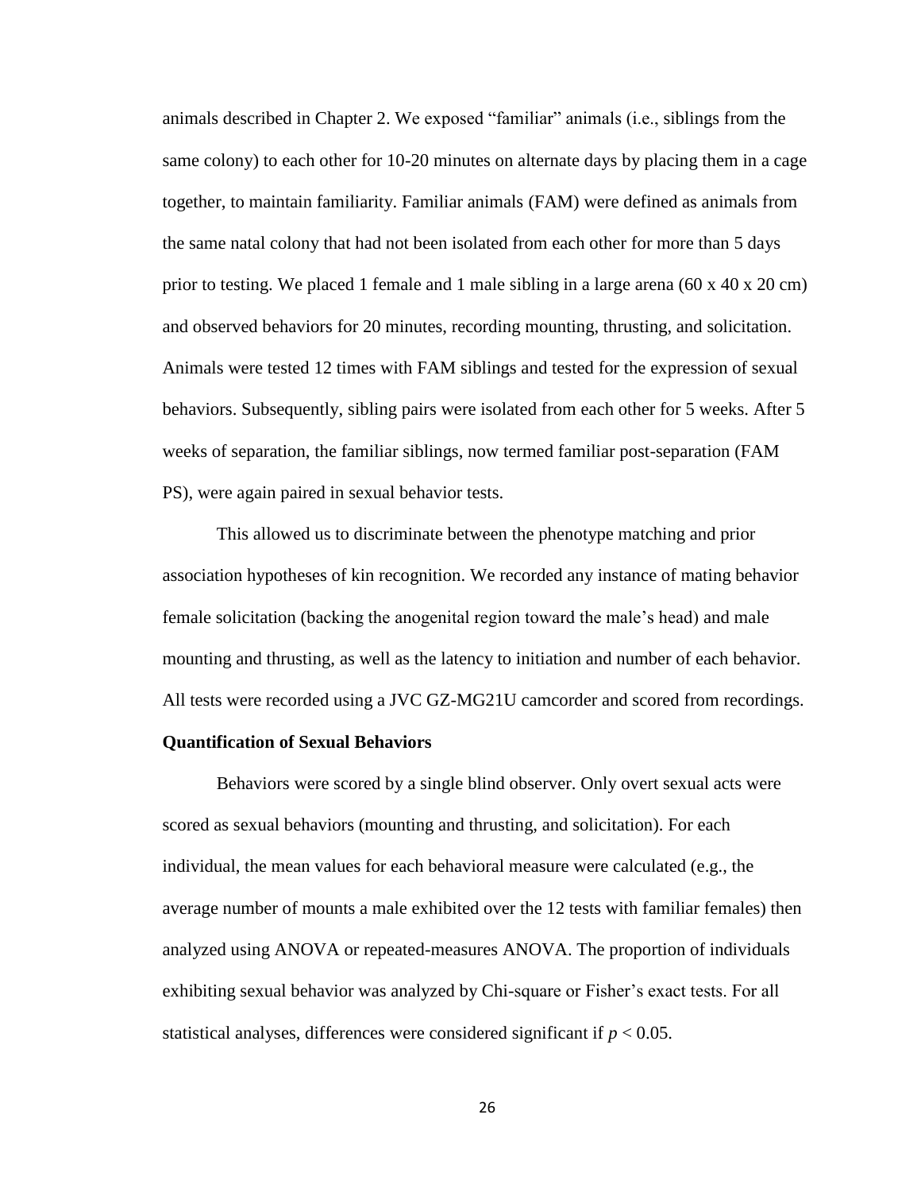animals described in Chapter 2. We exposed "familiar" animals (i.e., siblings from the same colony) to each other for 10-20 minutes on alternate days by placing them in a cage together, to maintain familiarity. Familiar animals (FAM) were defined as animals from the same natal colony that had not been isolated from each other for more than 5 days prior to testing. We placed 1 female and 1 male sibling in a large arena (60 x 40 x 20 cm) and observed behaviors for 20 minutes, recording mounting, thrusting, and solicitation. Animals were tested 12 times with FAM siblings and tested for the expression of sexual behaviors. Subsequently, sibling pairs were isolated from each other for 5 weeks. After 5 weeks of separation, the familiar siblings, now termed familiar post-separation (FAM PS), were again paired in sexual behavior tests.

This allowed us to discriminate between the phenotype matching and prior association hypotheses of kin recognition. We recorded any instance of mating behavior female solicitation (backing the anogenital region toward the male's head) and male mounting and thrusting, as well as the latency to initiation and number of each behavior. All tests were recorded using a JVC GZ-MG21U camcorder and scored from recordings.

**Quantification of Sexual Behaviors**

Behaviors were scored by a single blind observer. Only overt sexual acts were scored as sexual behaviors (mounting and thrusting, and solicitation). For each individual, the mean values for each behavioral measure were calculated (e.g., the average number of mounts a male exhibited over the 12 tests with familiar females) then analyzed using ANOVA or repeated-measures ANOVA. The proportion of individuals exhibiting sexual behavior was analyzed by Chi-square or Fisher's exact tests. For all statistical analyses, differences were considered significant if $p < 0.05$.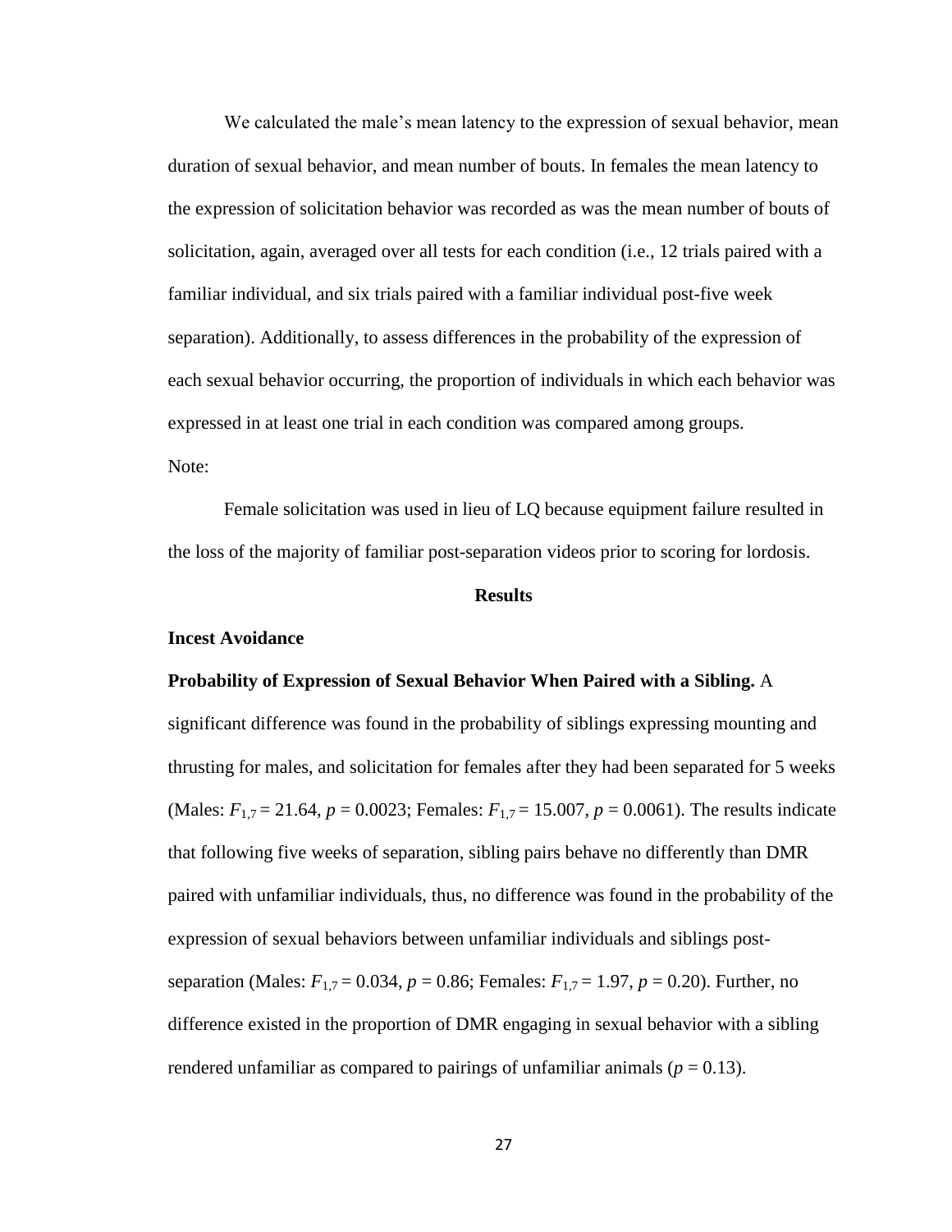We calculated the male's mean latency to the expression of sexual behavior, mean duration of sexual behavior, and mean number of bouts. In females the mean latency to the expression of solicitation behavior was recorded as was the mean number of bouts of solicitation, again, averaged over all tests for each condition (i.e., 12 trials paired with a familiar individual, and six trials paired with a familiar individual post-five week separation). Additionally, to assess differences in the probability of the expression of each sexual behavior occurring, the proportion of individuals in which each behavior was expressed in at least one trial in each condition was compared among groups.

Note:

Female solicitation was used in lieu of LQ because equipment failure resulted in the loss of the majority of familiar post-separation videos prior to scoring for lordosis.

## Results

### Incest Avoidance

**Probability of Expression of Sexual Behavior When Paired with a Sibling.** A significant difference was found in the probability of siblings expressing mounting and thrusting for males, and solicitation for females after they had been separated for 5 weeks (Males: $F_{1,7} = 21.64$, $p = 0.0023$; Females: $F_{1,7} = 15.007$, $p = 0.0061$). The results indicate that following five weeks of separation, sibling pairs behave no differently than DMR paired with unfamiliar individuals, thus, no difference was found in the probability of the expression of sexual behaviors between unfamiliar individuals and siblings post-separation (Males: $F_{1,7} = 0.034$, $p = 0.86$; Females: $F_{1,7} = 1.97$, $p = 0.20$). Further, no difference existed in the proportion of DMR engaging in sexual behavior with a sibling rendered unfamiliar as compared to pairings of unfamiliar animals ($p = 0.13$).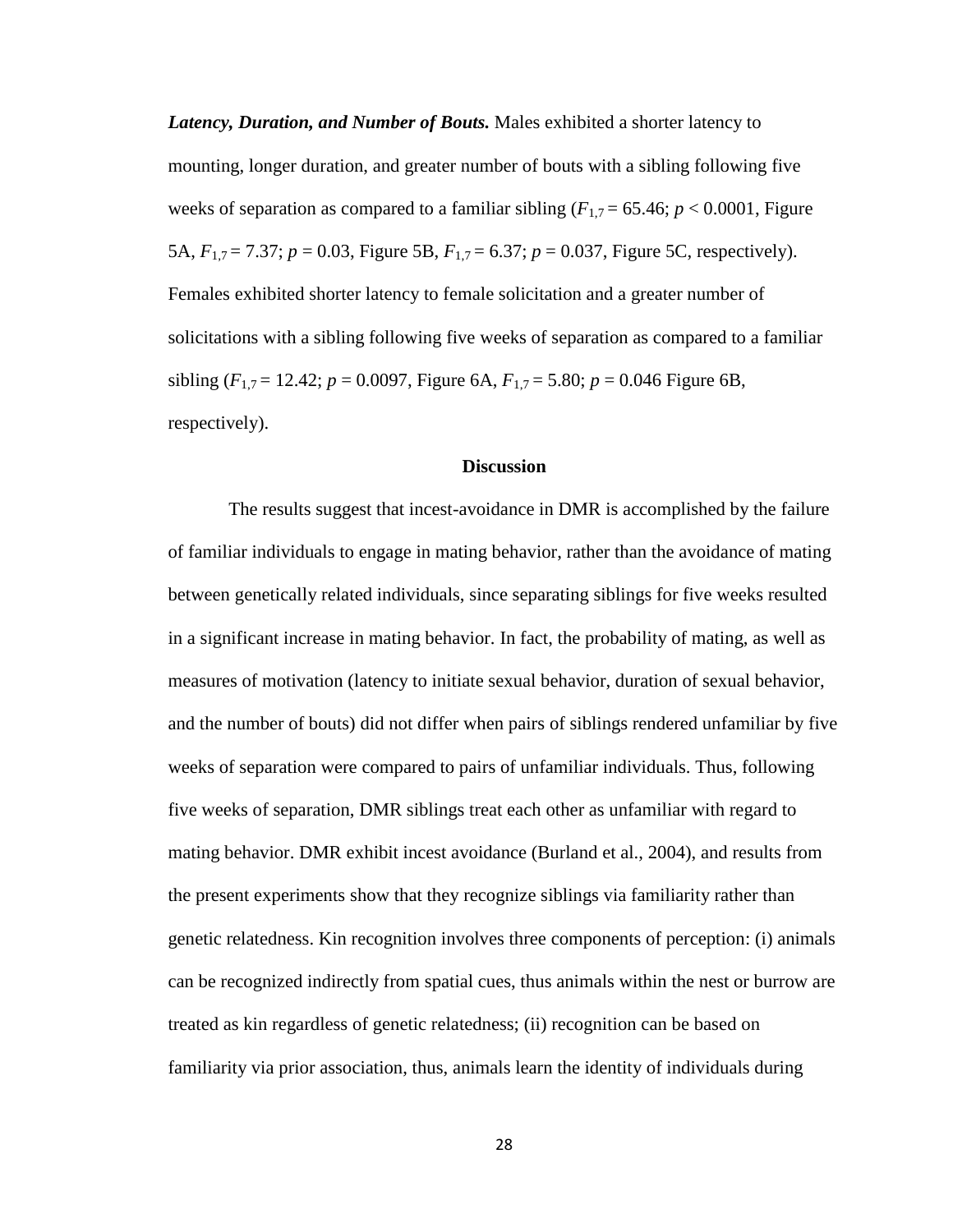***Latency, Duration, and Number of Bouts.*** Males exhibited a shorter latency to mounting, longer duration, and greater number of bouts with a sibling following five weeks of separation as compared to a familiar sibling ($F_{1,7} = 65.46$; $p < 0.0001$, Figure 5A, $F_{1,7} = 7.37$; $p = 0.03$, Figure 5B, $F_{1,7} = 6.37$; $p = 0.037$, Figure 5C, respectively). Females exhibited shorter latency to female solicitation and a greater number of solicitations with a sibling following five weeks of separation as compared to a familiar sibling ($F_{1,7} = 12.42$; $p = 0.0097$, Figure 6A, $F_{1,7} = 5.80$; $p = 0.046$ Figure 6B, respectively).

## Discussion

The results suggest that incest-avoidance in DMR is accomplished by the failure of familiar individuals to engage in mating behavior, rather than the avoidance of mating between genetically related individuals, since separating siblings for five weeks resulted in a significant increase in mating behavior. In fact, the probability of mating, as well as measures of motivation (latency to initiate sexual behavior, duration of sexual behavior, and the number of bouts) did not differ when pairs of siblings rendered unfamiliar by five weeks of separation were compared to pairs of unfamiliar individuals. Thus, following five weeks of separation, DMR siblings treat each other as unfamiliar with regard to mating behavior. DMR exhibit incest avoidance (Burland et al., 2004), and results from the present experiments show that they recognize siblings via familiarity rather than genetic relatedness. Kin recognition involves three components of perception: (i) animals can be recognized indirectly from spatial cues, thus animals within the nest or burrow are treated as kin regardless of genetic relatedness; (ii) recognition can be based on familiarity via prior association, thus, animals learn the identity of individuals during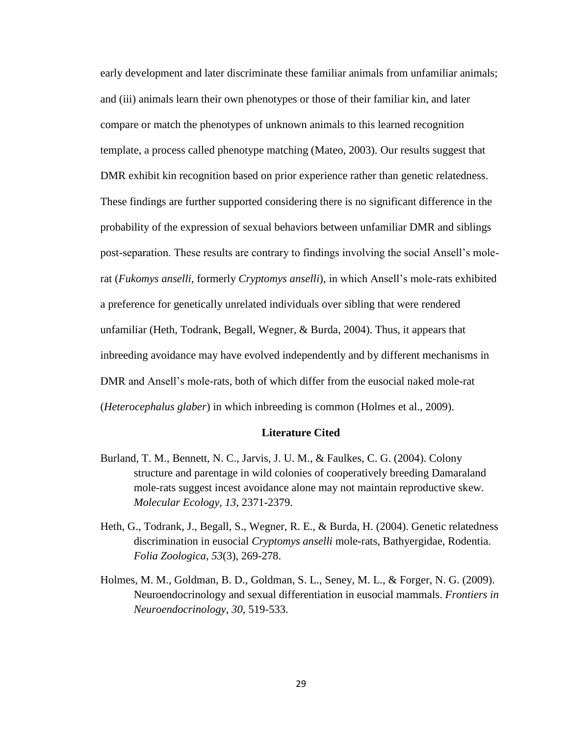early development and later discriminate these familiar animals from unfamiliar animals; and (iii) animals learn their own phenotypes or those of their familiar kin, and later compare or match the phenotypes of unknown animals to this learned recognition template, a process called phenotype matching (Mateo, 2003). Our results suggest that DMR exhibit kin recognition based on prior experience rather than genetic relatedness. These findings are further supported considering there is no significant difference in the probability of the expression of sexual behaviors between unfamiliar DMR and siblings post-separation. These results are contrary to findings involving the social Ansell's mole-rat (*Fukomys anselli*, formerly *Cryptomys anselli*), in which Ansell's mole-rats exhibited a preference for genetically unrelated individuals over sibling that were rendered unfamiliar (Heth, Todrank, Begall, Wegner, & Burda, 2004). Thus, it appears that inbreeding avoidance may have evolved independently and by different mechanisms in DMR and Ansell's mole-rats, both of which differ from the eusocial naked mole-rat (*Heterocephalus glaber*) in which inbreeding is common (Holmes et al., 2009).

## Literature Cited

Burland, T. M., Bennett, N. C., Jarvis, J. U. M., & Faulkes, C. G. (2004). Colony structure and parentage in wild colonies of cooperatively breeding Damaraland mole-rats suggest incest avoidance alone may not maintain reproductive skew. *Molecular Ecology*, *13*, 2371-2379.

Heth, G., Todrank, J., Begall, S., Wegner, R. E., & Burda, H. (2004). Genetic relatedness discrimination in eusocial *Cryptomys anselli* mole-rats, Bathyergidae, Rodentia. *Folia Zoologica*, *53*(3), 269-278.

Holmes, M. M., Goldman, B. D., Goldman, S. L., Seney, M. L., & Forger, N. G. (2009). Neuroendocrinology and sexual differentiation in eusocial mammals. *Frontiers in Neuroendocrinology*, *30*, 519-533.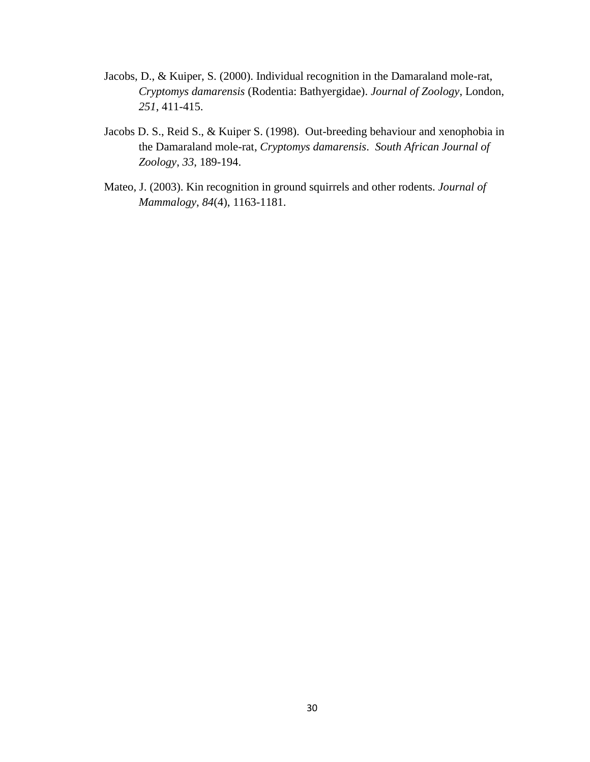Jacobs, D., & Kuiper, S. (2000). Individual recognition in the Damaraland mole-rat, *Cryptomys damarensis* (Rodentia: Bathyergidae). *Journal of Zoology*, London, *251*, 411-415.

Jacobs D. S., Reid S., & Kuiper S. (1998). Out-breeding behaviour and xenophobia in the Damaraland mole-rat, *Cryptomys damarensis*. *South African Journal of Zoology*, *33*, 189-194.

Mateo, J. (2003). Kin recognition in ground squirrels and other rodents. *Journal of Mammalogy*, *84*(4), 1163-1181.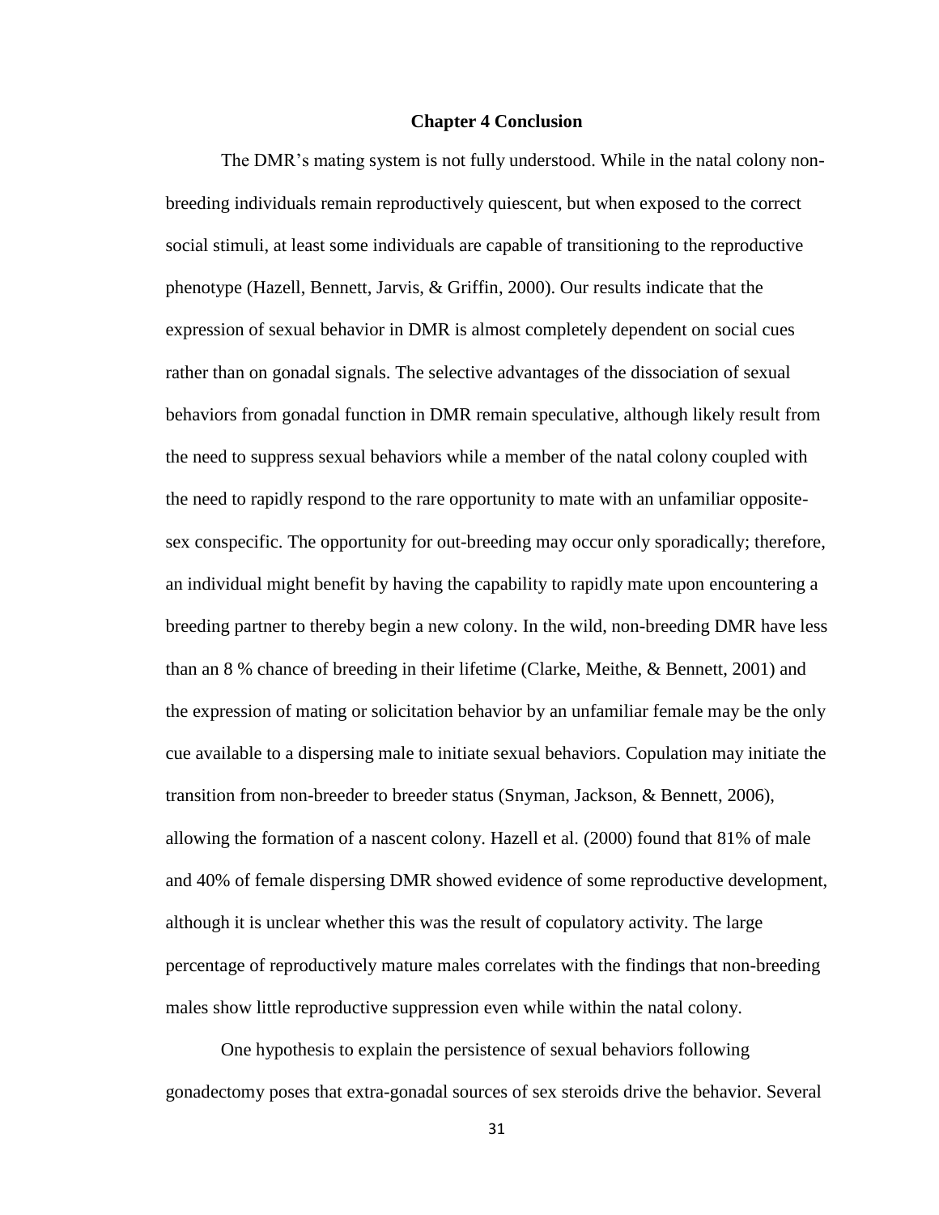# Chapter 4 Conclusion

The DMR's mating system is not fully understood. While in the natal colony non-breeding individuals remain reproductively quiescent, but when exposed to the correct social stimuli, at least some individuals are capable of transitioning to the reproductive phenotype (Hazell, Bennett, Jarvis, & Griffin, 2000). Our results indicate that the expression of sexual behavior in DMR is almost completely dependent on social cues rather than on gonadal signals. The selective advantages of the dissociation of sexual behaviors from gonadal function in DMR remain speculative, although likely result from the need to suppress sexual behaviors while a member of the natal colony coupled with the need to rapidly respond to the rare opportunity to mate with an unfamiliar opposite-sex conspecific. The opportunity for out-breeding may occur only sporadically; therefore, an individual might benefit by having the capability to rapidly mate upon encountering a breeding partner to thereby begin a new colony. In the wild, non-breeding DMR have less than an 8 % chance of breeding in their lifetime (Clarke, Meithe, & Bennett, 2001) and the expression of mating or solicitation behavior by an unfamiliar female may be the only cue available to a dispersing male to initiate sexual behaviors. Copulation may initiate the transition from non-breeder to breeder status (Snyman, Jackson, & Bennett, 2006), allowing the formation of a nascent colony. Hazell et al. (2000) found that 81% of male and 40% of female dispersing DMR showed evidence of some reproductive development, although it is unclear whether this was the result of copulatory activity. The large percentage of reproductively mature males correlates with the findings that non-breeding males show little reproductive suppression even while within the natal colony.

One hypothesis to explain the persistence of sexual behaviors following gonadectomy poses that extra-gonadal sources of sex steroids drive the behavior. Several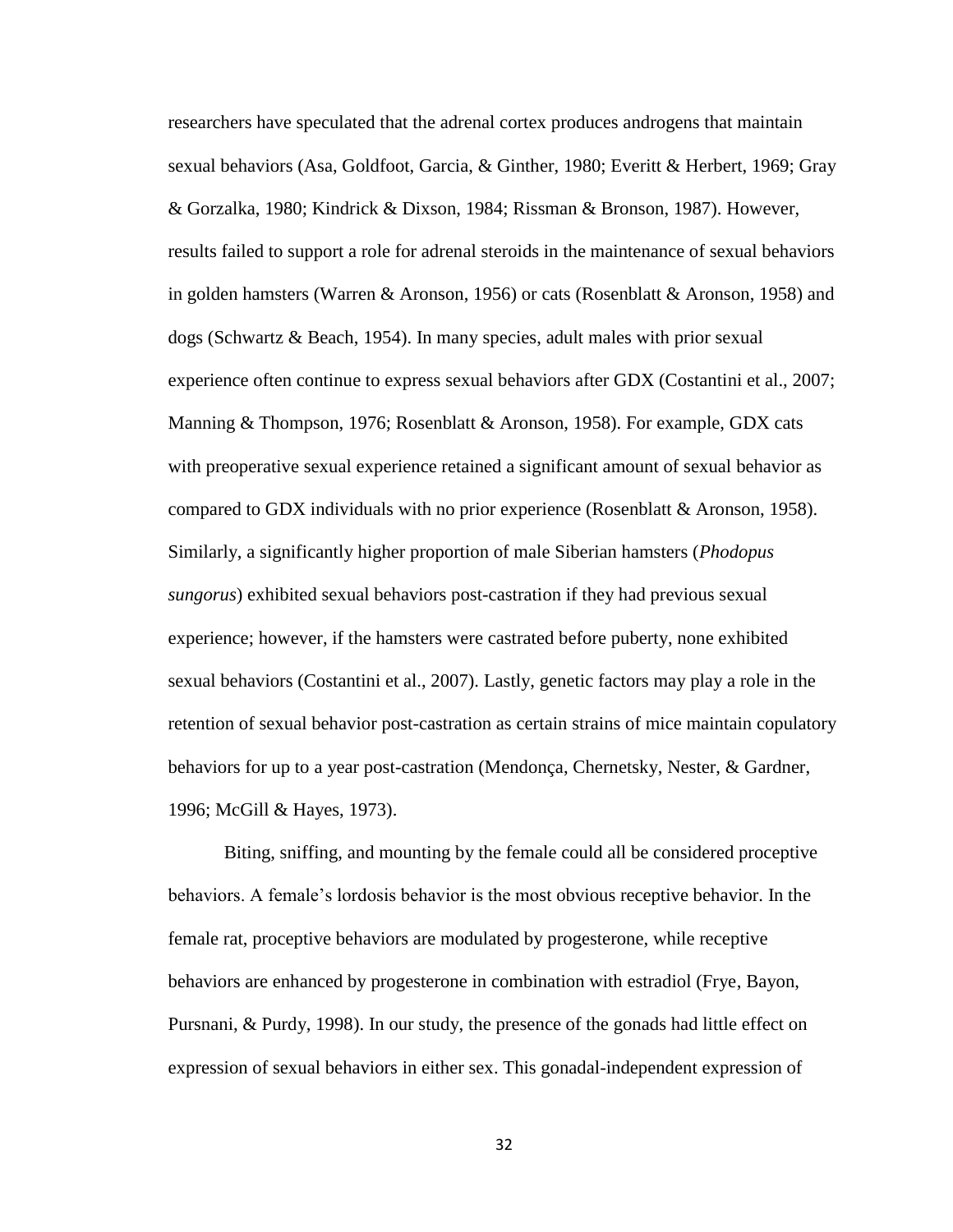researchers have speculated that the adrenal cortex produces androgens that maintain sexual behaviors (Asa, Goldfoot, Garcia, & Ginther, 1980; Everitt & Herbert, 1969; Gray & Gorzalka, 1980; Kindrick & Dixson, 1984; Rissman & Bronson, 1987). However, results failed to support a role for adrenal steroids in the maintenance of sexual behaviors in golden hamsters (Warren & Aronson, 1956) or cats (Rosenblatt & Aronson, 1958) and dogs (Schwartz & Beach, 1954). In many species, adult males with prior sexual experience often continue to express sexual behaviors after GDX (Costantini et al., 2007; Manning & Thompson, 1976; Rosenblatt & Aronson, 1958). For example, GDX cats with preoperative sexual experience retained a significant amount of sexual behavior as compared to GDX individuals with no prior experience (Rosenblatt & Aronson, 1958). Similarly, a significantly higher proportion of male Siberian hamsters (*Phodopus sungorus*) exhibited sexual behaviors post-castration if they had previous sexual experience; however, if the hamsters were castrated before puberty, none exhibited sexual behaviors (Costantini et al., 2007). Lastly, genetic factors may play a role in the retention of sexual behavior post-castration as certain strains of mice maintain copulatory behaviors for up to a year post-castration (Mendonça, Chernetsky, Nester, & Gardner, 1996; McGill & Hayes, 1973).

Biting, sniffing, and mounting by the female could all be considered proceptive behaviors. A female's lordosis behavior is the most obvious receptive behavior. In the female rat, proceptive behaviors are modulated by progesterone, while receptive behaviors are enhanced by progesterone in combination with estradiol (Frye, Bayon, Pursnani, & Purdy, 1998). In our study, the presence of the gonads had little effect on expression of sexual behaviors in either sex. This gonadal-independent expression of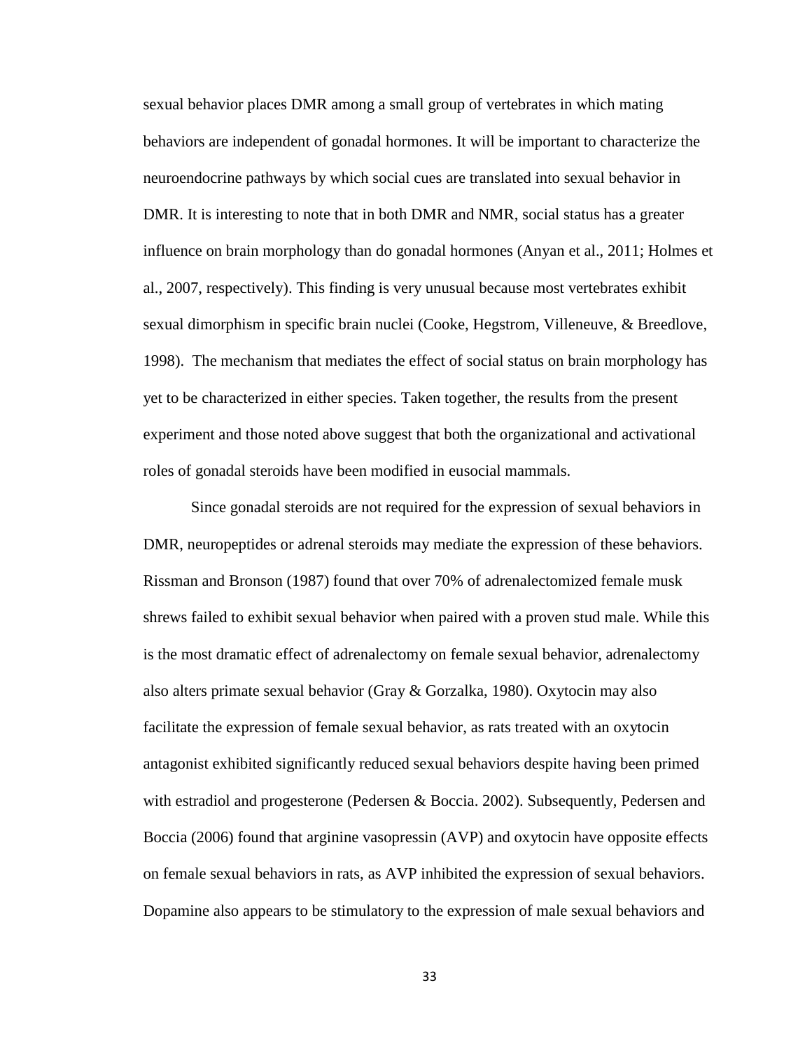sexual behavior places DMR among a small group of vertebrates in which mating behaviors are independent of gonadal hormones. It will be important to characterize the neuroendocrine pathways by which social cues are translated into sexual behavior in DMR. It is interesting to note that in both DMR and NMR, social status has a greater influence on brain morphology than do gonadal hormones (Anyan et al., 2011; Holmes et al., 2007, respectively). This finding is very unusual because most vertebrates exhibit sexual dimorphism in specific brain nuclei (Cooke, Hegstrom, Villeneuve, & Breedlove, 1998). The mechanism that mediates the effect of social status on brain morphology has yet to be characterized in either species. Taken together, the results from the present experiment and those noted above suggest that both the organizational and activational roles of gonadal steroids have been modified in eusocial mammals.

Since gonadal steroids are not required for the expression of sexual behaviors in DMR, neuropeptides or adrenal steroids may mediate the expression of these behaviors. Rissman and Bronson (1987) found that over 70% of adrenalectomized female musk shrews failed to exhibit sexual behavior when paired with a proven stud male. While this is the most dramatic effect of adrenalectomy on female sexual behavior, adrenalectomy also alters primate sexual behavior (Gray & Gorzalka, 1980). Oxytocin may also facilitate the expression of female sexual behavior, as rats treated with an oxytocin antagonist exhibited significantly reduced sexual behaviors despite having been primed with estradiol and progesterone (Pedersen & Boccia. 2002). Subsequently, Pedersen and Boccia (2006) found that arginine vasopressin (AVP) and oxytocin have opposite effects on female sexual behaviors in rats, as AVP inhibited the expression of sexual behaviors. Dopamine also appears to be stimulatory to the expression of male sexual behaviors and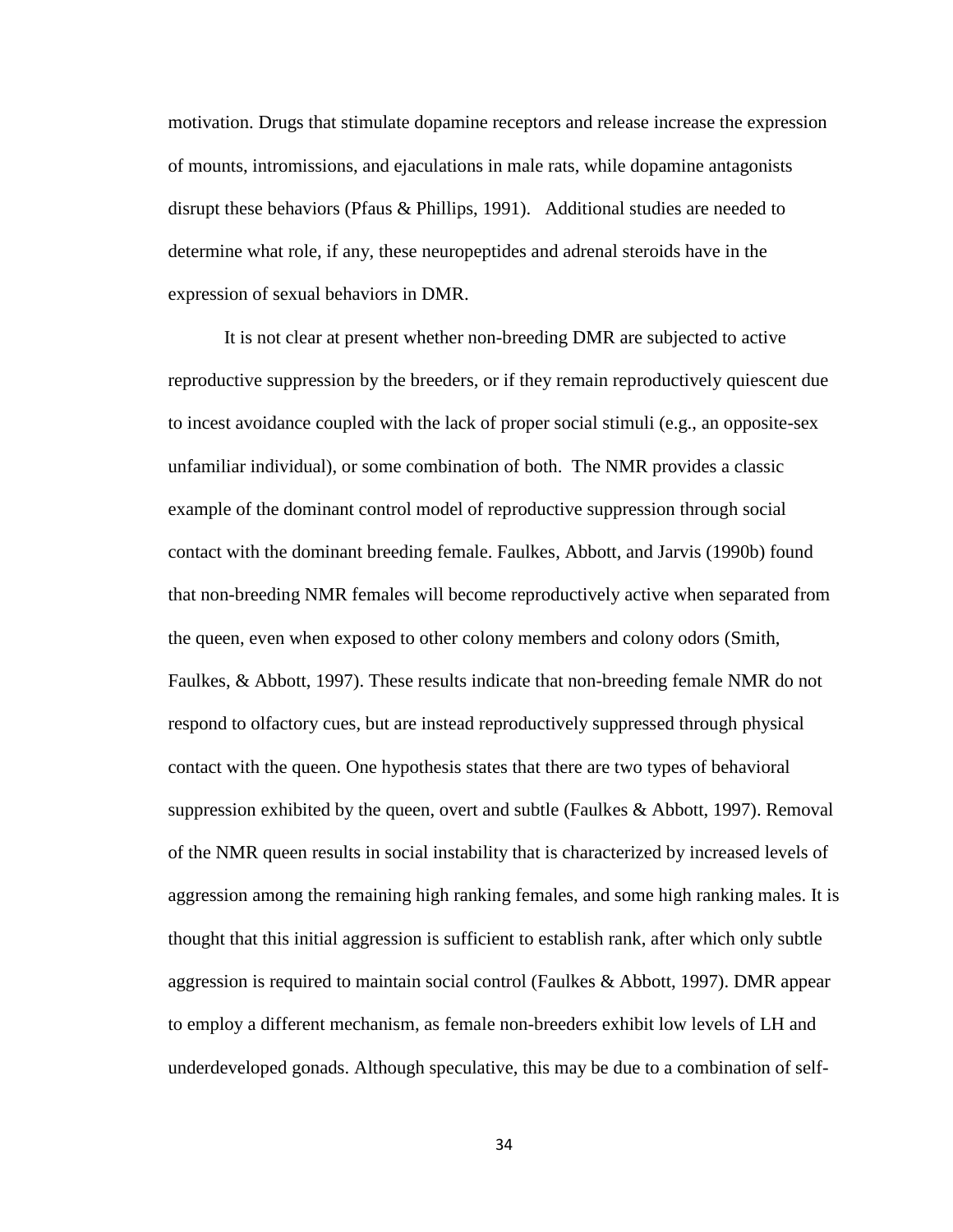motivation. Drugs that stimulate dopamine receptors and release increase the expression of mounts, intromissions, and ejaculations in male rats, while dopamine antagonists disrupt these behaviors (Pfaus & Phillips, 1991). Additional studies are needed to determine what role, if any, these neuropeptides and adrenal steroids have in the expression of sexual behaviors in DMR.

It is not clear at present whether non-breeding DMR are subjected to active reproductive suppression by the breeders, or if they remain reproductively quiescent due to incest avoidance coupled with the lack of proper social stimuli (e.g., an opposite-sex unfamiliar individual), or some combination of both. The NMR provides a classic example of the dominant control model of reproductive suppression through social contact with the dominant breeding female. Faulkes, Abbott, and Jarvis (1990b) found that non-breeding NMR females will become reproductively active when separated from the queen, even when exposed to other colony members and colony odors (Smith, Faulkes, & Abbott, 1997). These results indicate that non-breeding female NMR do not respond to olfactory cues, but are instead reproductively suppressed through physical contact with the queen. One hypothesis states that there are two types of behavioral suppression exhibited by the queen, overt and subtle (Faulkes & Abbott, 1997). Removal of the NMR queen results in social instability that is characterized by increased levels of aggression among the remaining high ranking females, and some high ranking males. It is thought that this initial aggression is sufficient to establish rank, after which only subtle aggression is required to maintain social control (Faulkes & Abbott, 1997). DMR appear to employ a different mechanism, as female non-breeders exhibit low levels of LH and underdeveloped gonads. Although speculative, this may be due to a combination of self-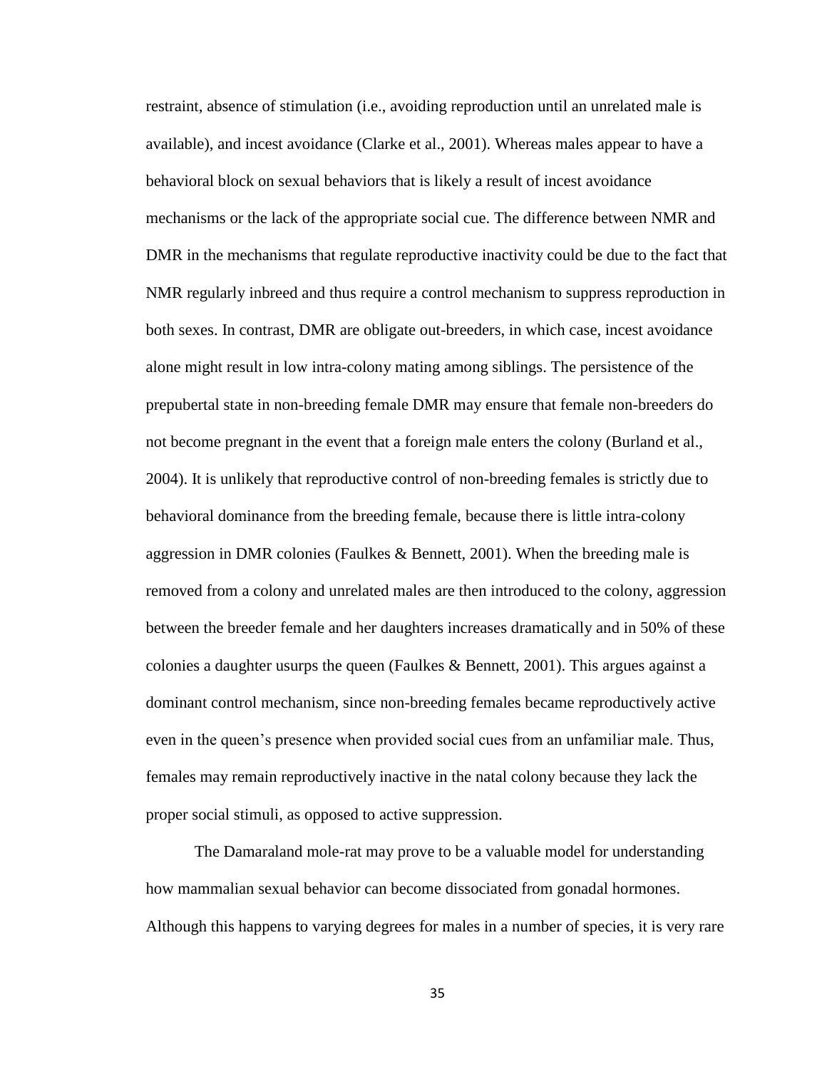restraint, absence of stimulation (i.e., avoiding reproduction until an unrelated male is available), and incest avoidance (Clarke et al., 2001). Whereas males appear to have a behavioral block on sexual behaviors that is likely a result of incest avoidance mechanisms or the lack of the appropriate social cue. The difference between NMR and DMR in the mechanisms that regulate reproductive inactivity could be due to the fact that NMR regularly inbreed and thus require a control mechanism to suppress reproduction in both sexes. In contrast, DMR are obligate out-breeders, in which case, incest avoidance alone might result in low intra-colony mating among siblings. The persistence of the prepubertal state in non-breeding female DMR may ensure that female non-breeders do not become pregnant in the event that a foreign male enters the colony (Burland et al., 2004). It is unlikely that reproductive control of non-breeding females is strictly due to behavioral dominance from the breeding female, because there is little intra-colony aggression in DMR colonies (Faulkes & Bennett, 2001). When the breeding male is removed from a colony and unrelated males are then introduced to the colony, aggression between the breeder female and her daughters increases dramatically and in 50% of these colonies a daughter usurps the queen (Faulkes & Bennett, 2001). This argues against a dominant control mechanism, since non-breeding females became reproductively active even in the queen's presence when provided social cues from an unfamiliar male. Thus, females may remain reproductively inactive in the natal colony because they lack the proper social stimuli, as opposed to active suppression.

The Damaraland mole-rat may prove to be a valuable model for understanding how mammalian sexual behavior can become dissociated from gonadal hormones. Although this happens to varying degrees for males in a number of species, it is very rare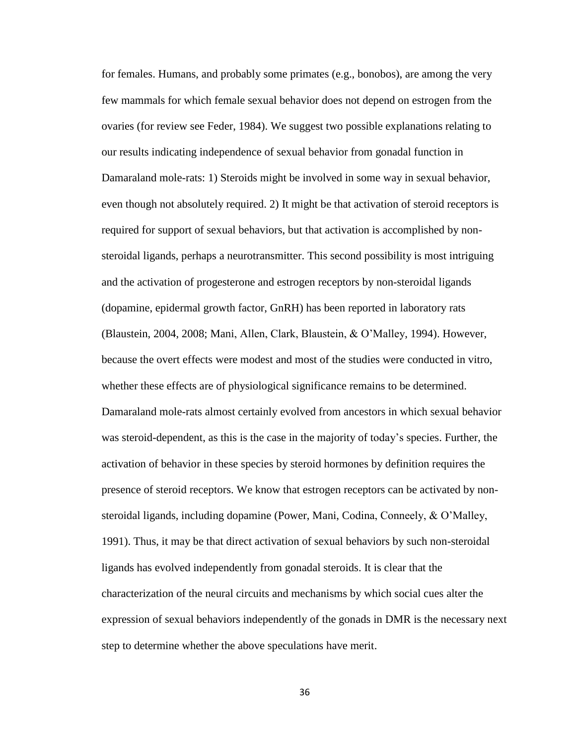for females. Humans, and probably some primates (e.g., bonobos), are among the very few mammals for which female sexual behavior does not depend on estrogen from the ovaries (for review see Feder, 1984). We suggest two possible explanations relating to our results indicating independence of sexual behavior from gonadal function in Damaraland mole-rats: 1) Steroids might be involved in some way in sexual behavior, even though not absolutely required. 2) It might be that activation of steroid receptors is required for support of sexual behaviors, but that activation is accomplished by non-steroidal ligands, perhaps a neurotransmitter. This second possibility is most intriguing and the activation of progesterone and estrogen receptors by non-steroidal ligands (dopamine, epidermal growth factor, GnRH) has been reported in laboratory rats (Blaustein, 2004, 2008; Mani, Allen, Clark, Blaustein, & O'Malley, 1994). However, because the overt effects were modest and most of the studies were conducted in vitro, whether these effects are of physiological significance remains to be determined. Damaraland mole-rats almost certainly evolved from ancestors in which sexual behavior was steroid-dependent, as this is the case in the majority of today's species. Further, the activation of behavior in these species by steroid hormones by definition requires the presence of steroid receptors. We know that estrogen receptors can be activated by non-steroidal ligands, including dopamine (Power, Mani, Codina, Conneely, & O'Malley, 1991). Thus, it may be that direct activation of sexual behaviors by such non-steroidal ligands has evolved independently from gonadal steroids. It is clear that the characterization of the neural circuits and mechanisms by which social cues alter the expression of sexual behaviors independently of the gonads in DMR is the necessary next step to determine whether the above speculations have merit.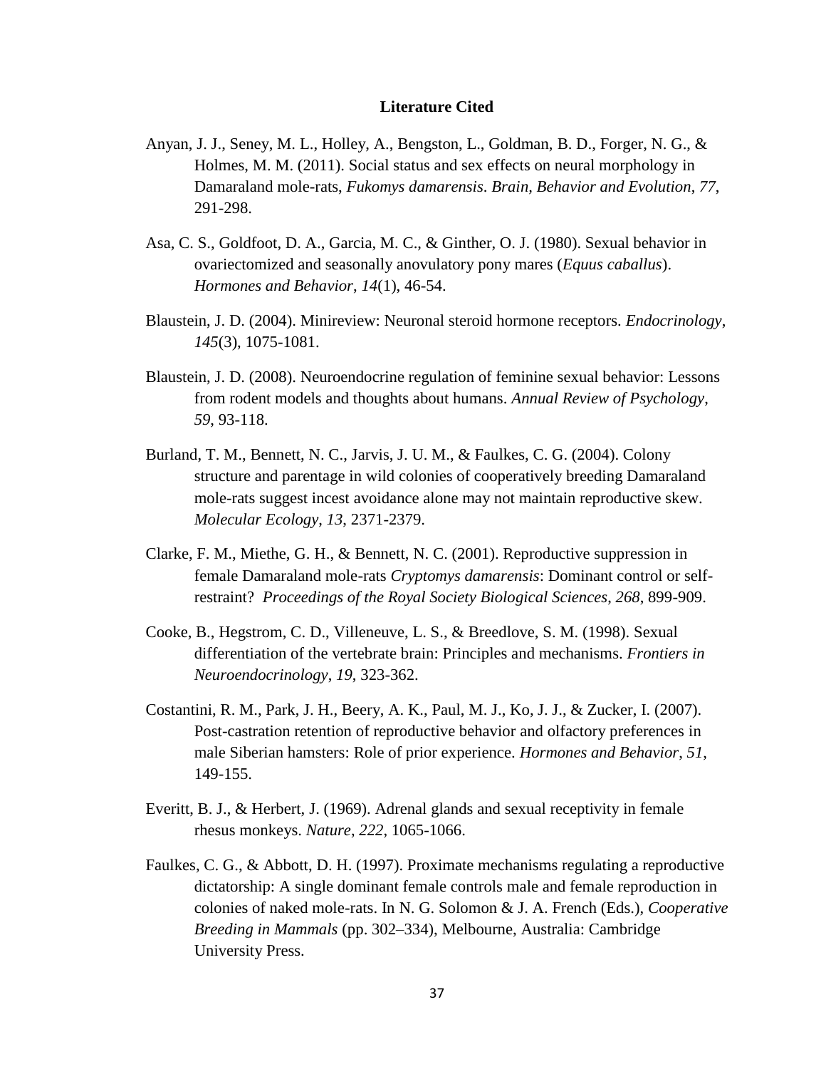# Literature Cited

Anyan, J. J., Seney, M. L., Holley, A., Bengston, L., Goldman, B. D., Forger, N. G., & Holmes, M. M. (2011). Social status and sex effects on neural morphology in Damaraland mole-rats, *Fukomys damarensis*. *Brain, Behavior and Evolution*, *77*, 291-298.

Asa, C. S., Goldfoot, D. A., Garcia, M. C., & Ginther, O. J. (1980). Sexual behavior in ovariectomized and seasonally anovulatory pony mares (*Equus caballus*). *Hormones and Behavior*, *14*(1), 46-54.

Blaustein, J. D. (2004). Minireview: Neuronal steroid hormone receptors. *Endocrinology*, *145*(3), 1075-1081.

Blaustein, J. D. (2008). Neuroendocrine regulation of feminine sexual behavior: Lessons from rodent models and thoughts about humans. *Annual Review of Psychology*, *59*, 93-118.

Burland, T. M., Bennett, N. C., Jarvis, J. U. M., & Faulkes, C. G. (2004). Colony structure and parentage in wild colonies of cooperatively breeding Damaraland mole-rats suggest incest avoidance alone may not maintain reproductive skew. *Molecular Ecology*, *13*, 2371-2379.

Clarke, F. M., Miethe, G. H., & Bennett, N. C. (2001). Reproductive suppression in female Damaraland mole-rats *Cryptomys damarensis*: Dominant control or self-restraint? *Proceedings of the Royal Society Biological Sciences*, *268*, 899-909.

Cooke, B., Hegstrom, C. D., Villeneuve, L. S., & Breedlove, S. M. (1998). Sexual differentiation of the vertebrate brain: Principles and mechanisms. *Frontiers in Neuroendocrinology*, *19*, 323-362.

Costantini, R. M., Park, J. H., Beery, A. K., Paul, M. J., Ko, J. J., & Zucker, I. (2007). Post-castration retention of reproductive behavior and olfactory preferences in male Siberian hamsters: Role of prior experience. *Hormones and Behavior*, *51*, 149-155.

Everitt, B. J., & Herbert, J. (1969). Adrenal glands and sexual receptivity in female rhesus monkeys. *Nature*, *222*, 1065-1066.

Faulkes, C. G., & Abbott, D. H. (1997). Proximate mechanisms regulating a reproductive dictatorship: A single dominant female controls male and female reproduction in colonies of naked mole-rats. In N. G. Solomon & J. A. French (Eds.), *Cooperative Breeding in Mammals* (pp. 302–334), Melbourne, Australia: Cambridge University Press.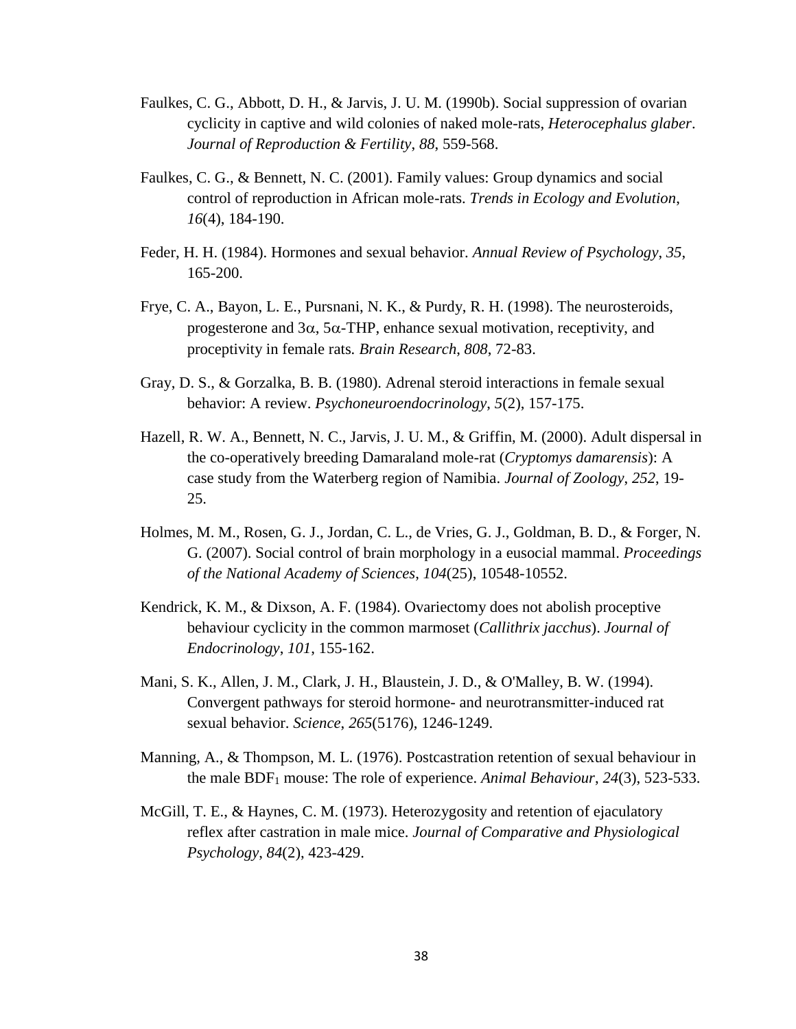Faulkes, C. G., Abbott, D. H., & Jarvis, J. U. M. (1990b). Social suppression of ovarian cyclicity in captive and wild colonies of naked mole-rats, *Heterocephalus glaber*. *Journal of Reproduction & Fertility*, *88*, 559-568.

Faulkes, C. G., & Bennett, N. C. (2001). Family values: Group dynamics and social control of reproduction in African mole-rats. *Trends in Ecology and Evolution*, *16*(4), 184-190.

Feder, H. H. (1984). Hormones and sexual behavior. *Annual Review of Psychology*, *35*, 165-200.

Frye, C. A., Bayon, L. E., Pursnani, N. K., & Purdy, R. H. (1998). The neurosteroids, progesterone and 3$\alpha$, 5$\alpha$-THP, enhance sexual motivation, receptivity, and proceptivity in female rats. *Brain Research*, *808*, 72-83.

Gray, D. S., & Gorzalka, B. B. (1980). Adrenal steroid interactions in female sexual behavior: A review. *Psychoneuroendocrinology*, *5*(2), 157-175.

Hazell, R. W. A., Bennett, N. C., Jarvis, J. U. M., & Griffin, M. (2000). Adult dispersal in the co-operatively breeding Damaraland mole-rat (*Cryptomys damarensis*): A case study from the Waterberg region of Namibia. *Journal of Zoology*, *252*, 19-25.

Holmes, M. M., Rosen, G. J., Jordan, C. L., de Vries, G. J., Goldman, B. D., & Forger, N. G. (2007). Social control of brain morphology in a eusocial mammal. *Proceedings of the National Academy of Sciences*, *104*(25), 10548-10552.

Kendrick, K. M., & Dixson, A. F. (1984). Ovariectomy does not abolish proceptive behaviour cyclicity in the common marmoset (*Callithrix jacchus*). *Journal of Endocrinology*, *101*, 155-162.

Mani, S. K., Allen, J. M., Clark, J. H., Blaustein, J. D., & O'Malley, B. W. (1994). Convergent pathways for steroid hormone- and neurotransmitter-induced rat sexual behavior. *Science*, *265*(5176), 1246-1249.

Manning, A., & Thompson, M. L. (1976). Postcastration retention of sexual behaviour in the male $BDF_1$ mouse: The role of experience. *Animal Behaviour*, *24*(3), 523-533.

McGill, T. E., & Haynes, C. M. (1973). Heterozygosity and retention of ejaculatory reflex after castration in male mice. *Journal of Comparative and Physiological Psychology*, *84*(2), 423-429.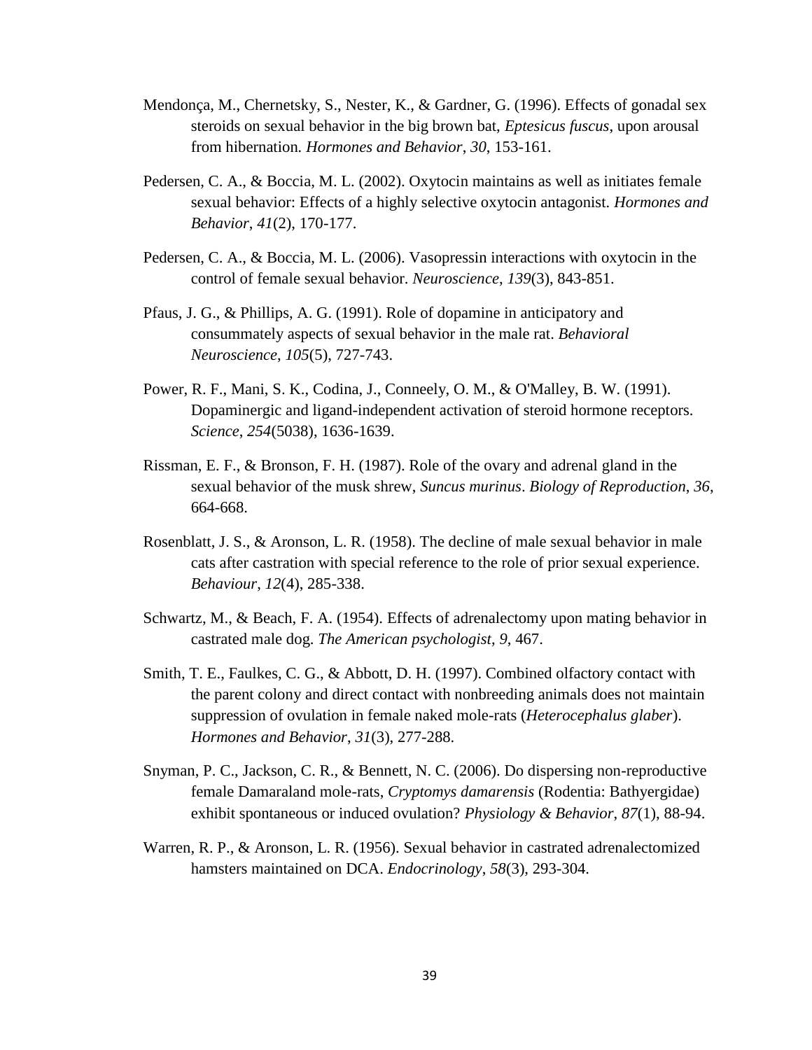Mendonça, M., Chernetsky, S., Nester, K., & Gardner, G. (1996). Effects of gonadal sex steroids on sexual behavior in the big brown bat, *Eptesicus fuscus*, upon arousal from hibernation. *Hormones and Behavior*, *30*, 153-161.

Pedersen, C. A., & Boccia, M. L. (2002). Oxytocin maintains as well as initiates female sexual behavior: Effects of a highly selective oxytocin antagonist. *Hormones and Behavior*, *41*(2), 170-177.

Pedersen, C. A., & Boccia, M. L. (2006). Vasopressin interactions with oxytocin in the control of female sexual behavior. *Neuroscience*, *139*(3), 843-851.

Pfaus, J. G., & Phillips, A. G. (1991). Role of dopamine in anticipatory and consummately aspects of sexual behavior in the male rat. *Behavioral Neuroscience*, *105*(5), 727-743.

Power, R. F., Mani, S. K., Codina, J., Conneely, O. M., & O'Malley, B. W. (1991). Dopaminergic and ligand-independent activation of steroid hormone receptors. *Science*, *254*(5038), 1636-1639.

Rissman, E. F., & Bronson, F. H. (1987). Role of the ovary and adrenal gland in the sexual behavior of the musk shrew, *Suncus murinus*. *Biology of Reproduction*, *36*, 664-668.

Rosenblatt, J. S., & Aronson, L. R. (1958). The decline of male sexual behavior in male cats after castration with special reference to the role of prior sexual experience. *Behaviour*, *12*(4), 285-338.

Schwartz, M., & Beach, F. A. (1954). Effects of adrenalectomy upon mating behavior in castrated male dog. *The American psychologist*, *9*, 467.

Smith, T. E., Faulkes, C. G., & Abbott, D. H. (1997). Combined olfactory contact with the parent colony and direct contact with nonbreeding animals does not maintain suppression of ovulation in female naked mole-rats (*Heterocephalus glaber*). *Hormones and Behavior*, *31*(3), 277-288.

Snyman, P. C., Jackson, C. R., & Bennett, N. C. (2006). Do dispersing non-reproductive female Damaraland mole-rats, *Cryptomys damarensis* (Rodentia: Bathyergidae) exhibit spontaneous or induced ovulation? *Physiology & Behavior*, *87*(1), 88-94.

Warren, R. P., & Aronson, L. R. (1956). Sexual behavior in castrated adrenalectomized hamsters maintained on DCA. *Endocrinology*, *58*(3), 293-304.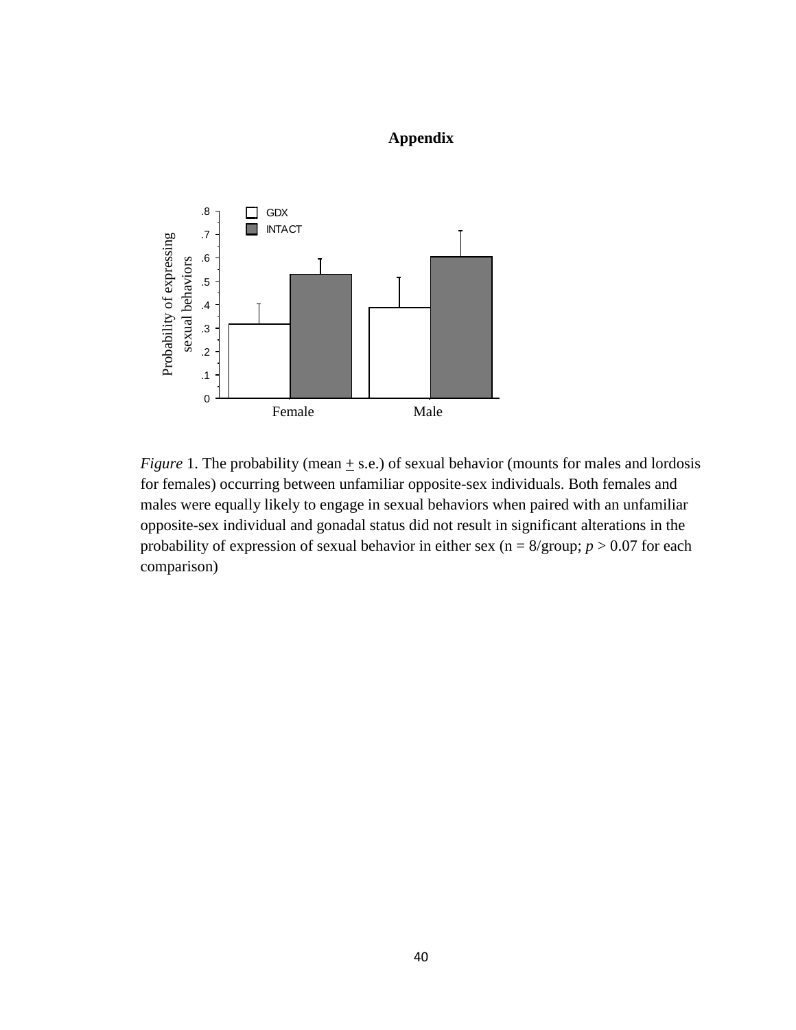# Appendix

*Figure* 1. The probability (mean ± s.e.) of sexual behavior (mounts for males and lordosis for females) occurring between unfamiliar opposite-sex individuals. Both females and males were equally likely to engage in sexual behaviors when paired with an unfamiliar opposite-sex individual and gonadal status did not result in significant alterations in the probability of expression of sexual behavior in either sex (n = 8/group; $p > 0.07$ for each comparison)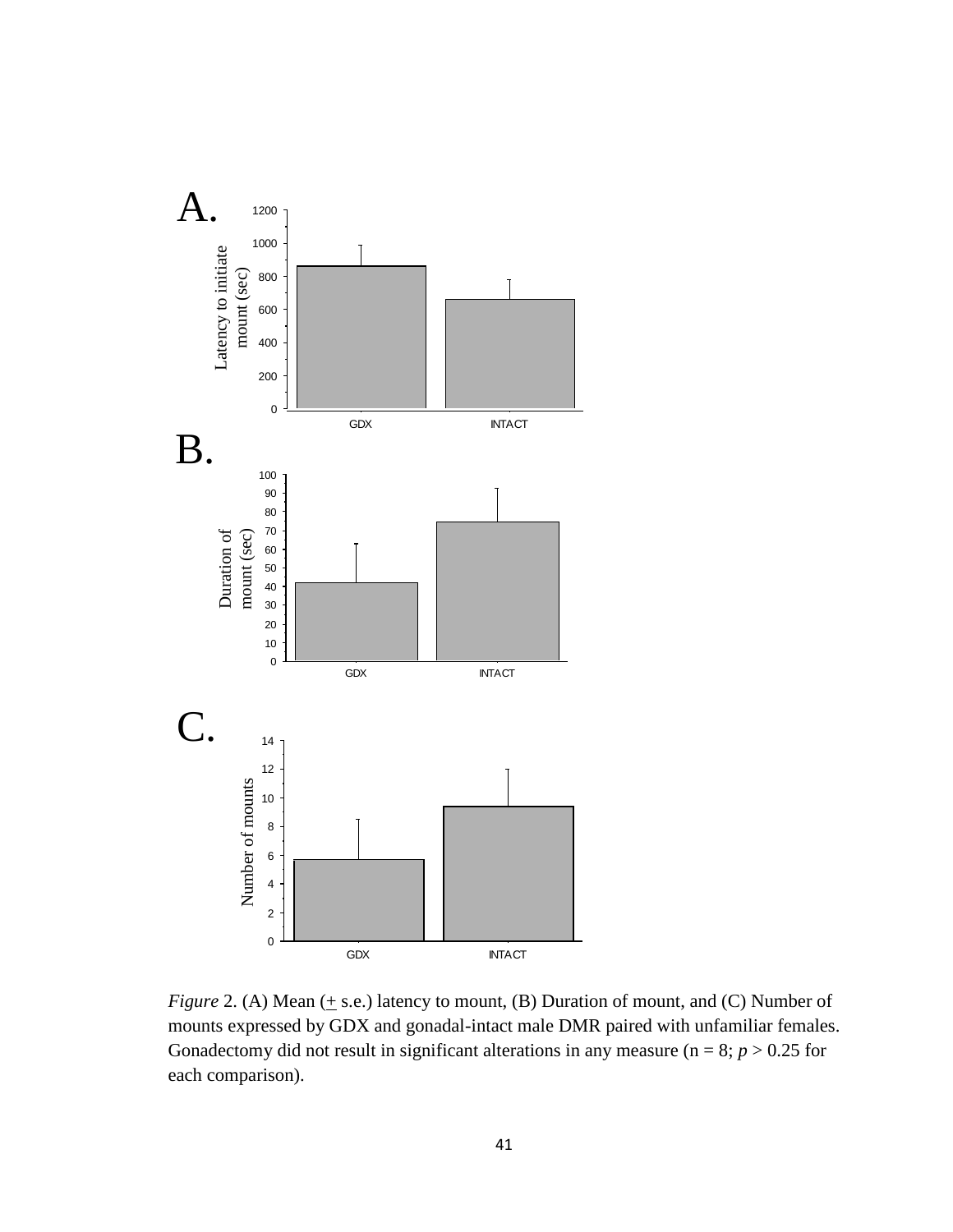A.

B.

C.

*Figure* 2. (A) Mean (± s.e.) latency to mount, (B) Duration of mount, and (C) Number of mounts expressed by GDX and gonadal-intact male DMR paired with unfamiliar females. Gonadectomy did not result in significant alterations in any measure (n = 8; $p > 0.25$ for each comparison).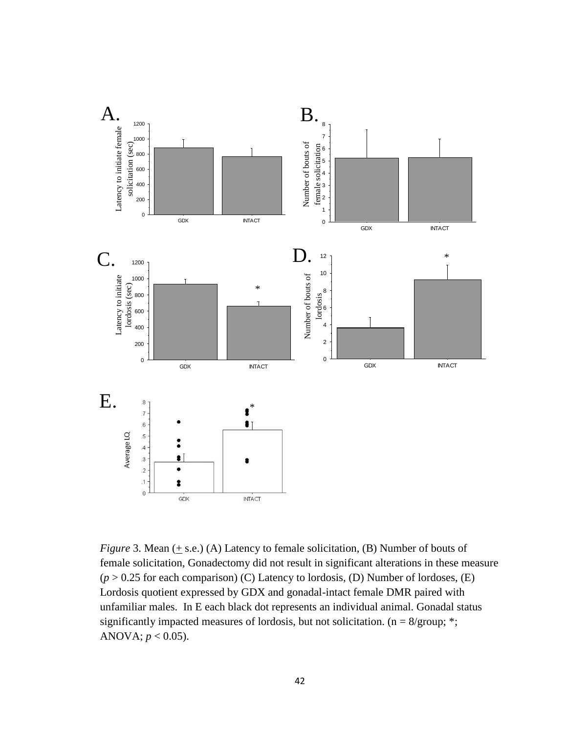*Figure* 3. Mean (+ s.e.) (A) Latency to female solicitation, (B) Number of bouts of female solicitation, Gonadectomy did not result in significant alterations in these measure ($p > 0.25$ for each comparison) (C) Latency to lordosis, (D) Number of lordoses, (E) Lordosis quotient expressed by GDX and gonadal-intact female DMR paired with unfamiliar males. In E each black dot represents an individual animal. Gonadal status significantly impacted measures of lordosis, but not solicitation. (n = 8/group; *; ANOVA; $p < 0.05$).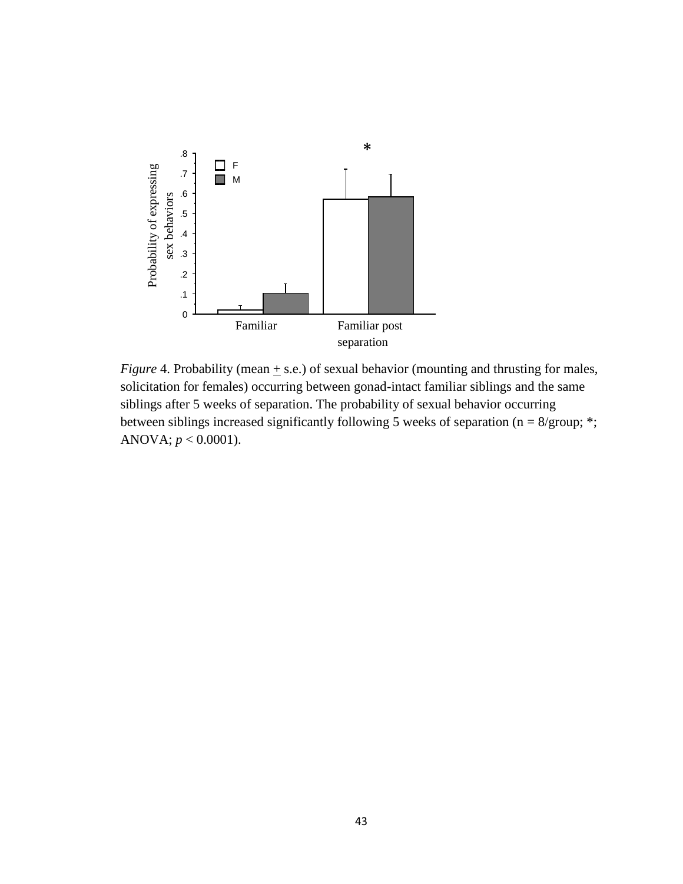*Figure* 4. Probability (mean ± s.e.) of sexual behavior (mounting and thrusting for males, solicitation for females) occurring between gonad-intact familiar siblings and the same siblings after 5 weeks of separation. The probability of sexual behavior occurring between siblings increased significantly following 5 weeks of separation (n = 8/group; *; ANOVA; $p < 0.0001$).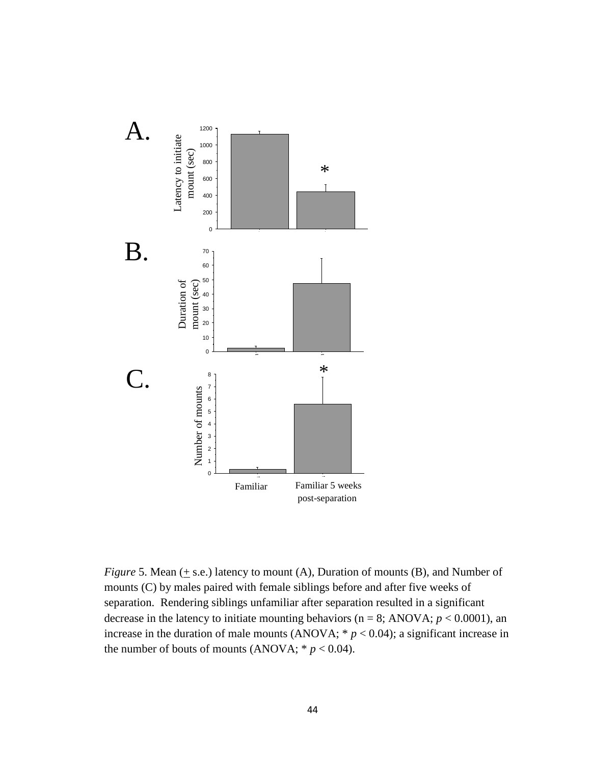*Figure* 5. Mean (+ s.e.) latency to mount (A), Duration of mounts (B), and Number of mounts (C) by males paired with female siblings before and after five weeks of separation. Rendering siblings unfamiliar after separation resulted in a significant decrease in the latency to initiate mounting behaviors (n = 8; ANOVA; $p < 0.0001$), an increase in the duration of male mounts (ANOVA; * $p < 0.04$); a significant increase in the number of bouts of mounts (ANOVA; * $p < 0.04$).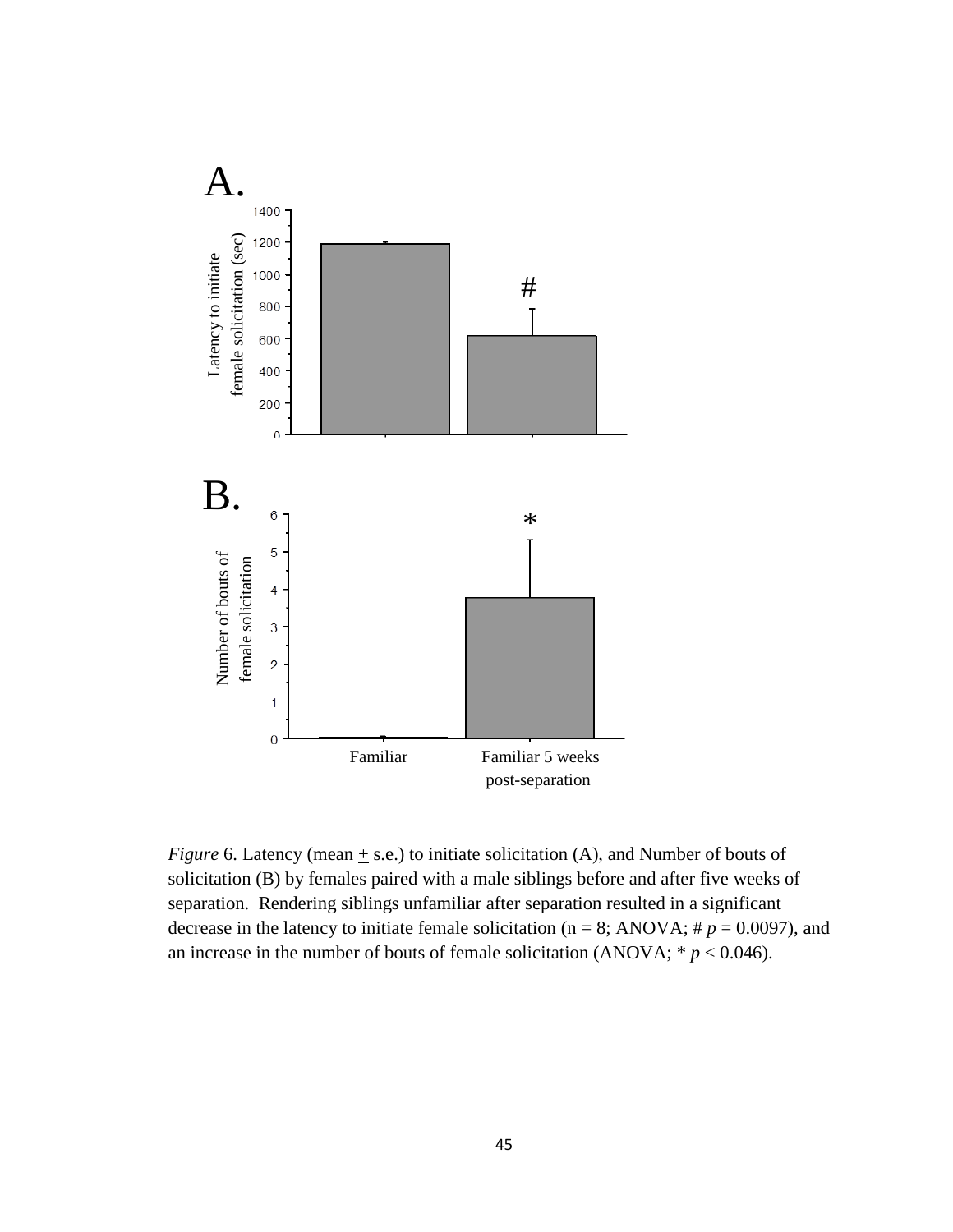*Figure* 6. Latency (mean ± s.e.) to initiate solicitation (A), and Number of bouts of solicitation (B) by females paired with a male siblings before and after five weeks of separation. Rendering siblings unfamiliar after separation resulted in a significant decrease in the latency to initiate female solicitation (n = 8; ANOVA; # $p = 0.0097$), and an increase in the number of bouts of female solicitation (ANOVA; * $p < 0.046$).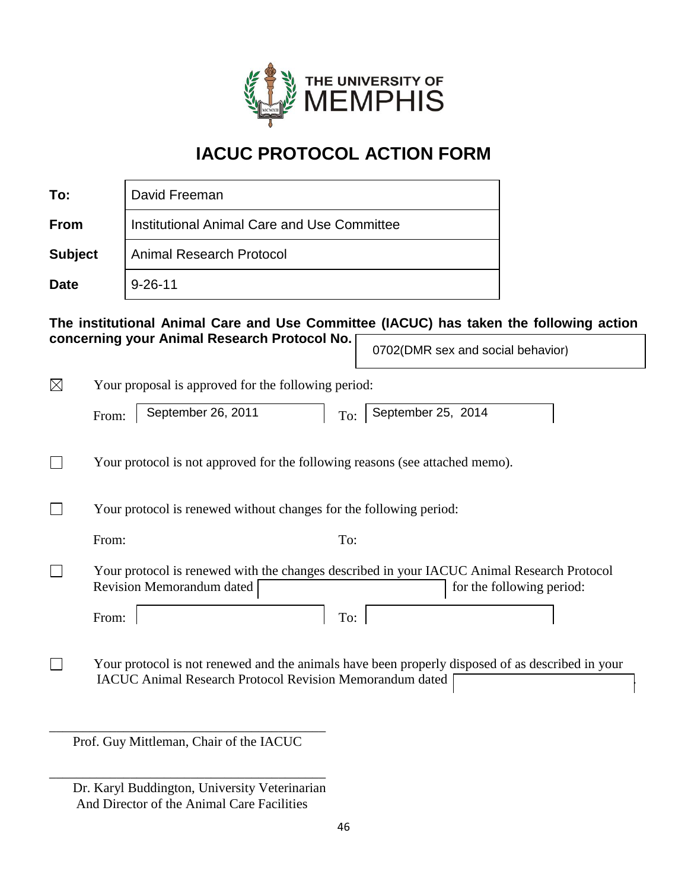THE UNIVERSITY OF MEMPHIS

# IACUC PROTOCOL ACTION FORM

| | |
|---|---|
| **To:** | David Freeman |
| **From** | Institutional Animal Care and Use Committee |
| **Subject** | Animal Research Protocol |
| **Date** | 9-26-11 |

**The institutional Animal Care and Use Committee (IACUC) has taken the following action concerning your Animal Research Protocol No.** 0702(DMR sex and social behavior)

☒ Your proposal is approved for the following period:

From: September 26, 2011 To: September 25, 2014

☐ Your protocol is not approved for the following reasons (see attached memo).

☐ Your protocol is renewed without changes for the following period:

From: To:

☐ Your protocol is renewed with the changes described in your IACUC Animal Research Protocol Revision Memorandum dated for the following period:

From: To:

☐ Your protocol is not renewed and the animals have been properly disposed of as described in your IACUC Animal Research Protocol Revision Memorandum dated

---

Prof. Guy Mittleman, Chair of the IACUC

---

Dr. Karyl Buddington, University Veterinarian
And Director of the Animal Care Facilities